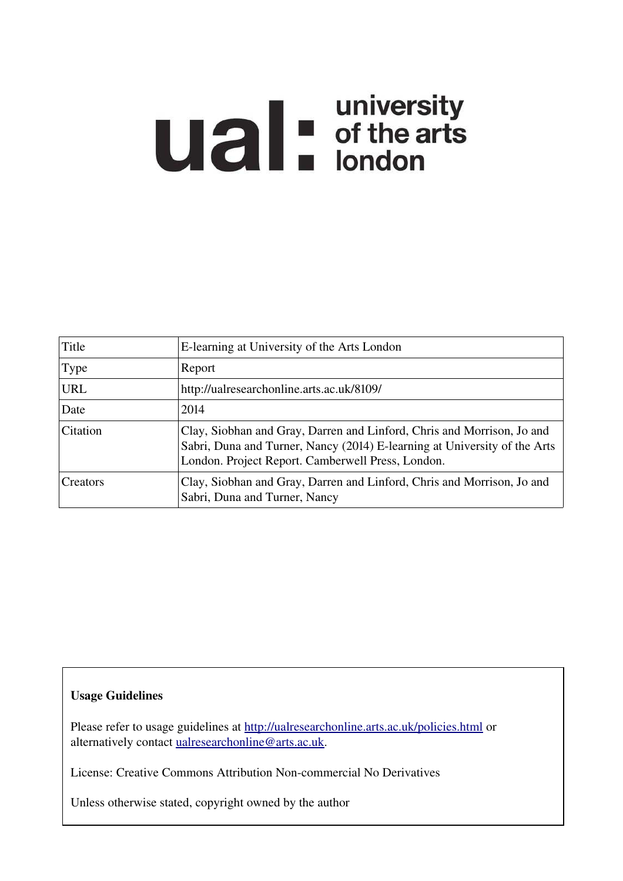ual: university of the arts london

| Title | E-learning at University of the Arts London |
| --- | --- |
| Type | Report |
| URL | http://ualresearchonline.arts.ac.uk/8109/ |
| Date | 2014 |
| Citation | Clay, Siobhan and Gray, Darren and Linford, Chris and Morrison, Jo and Sabri, Duna and Turner, Nancy (2014) E-learning at University of the Arts London. Project Report. Camberwell Press, London. |
| Creators | Clay, Siobhan and Gray, Darren and Linford, Chris and Morrison, Jo and Sabri, Duna and Turner, Nancy |

**Usage Guidelines**

Please refer to usage guidelines at http://ualresearchonline.arts.ac.uk/policies.html or alternatively contact ualresearchonline@arts.ac.uk.

License: Creative Commons Attribution Non-commercial No Derivatives

Unless otherwise stated, copyright owned by the author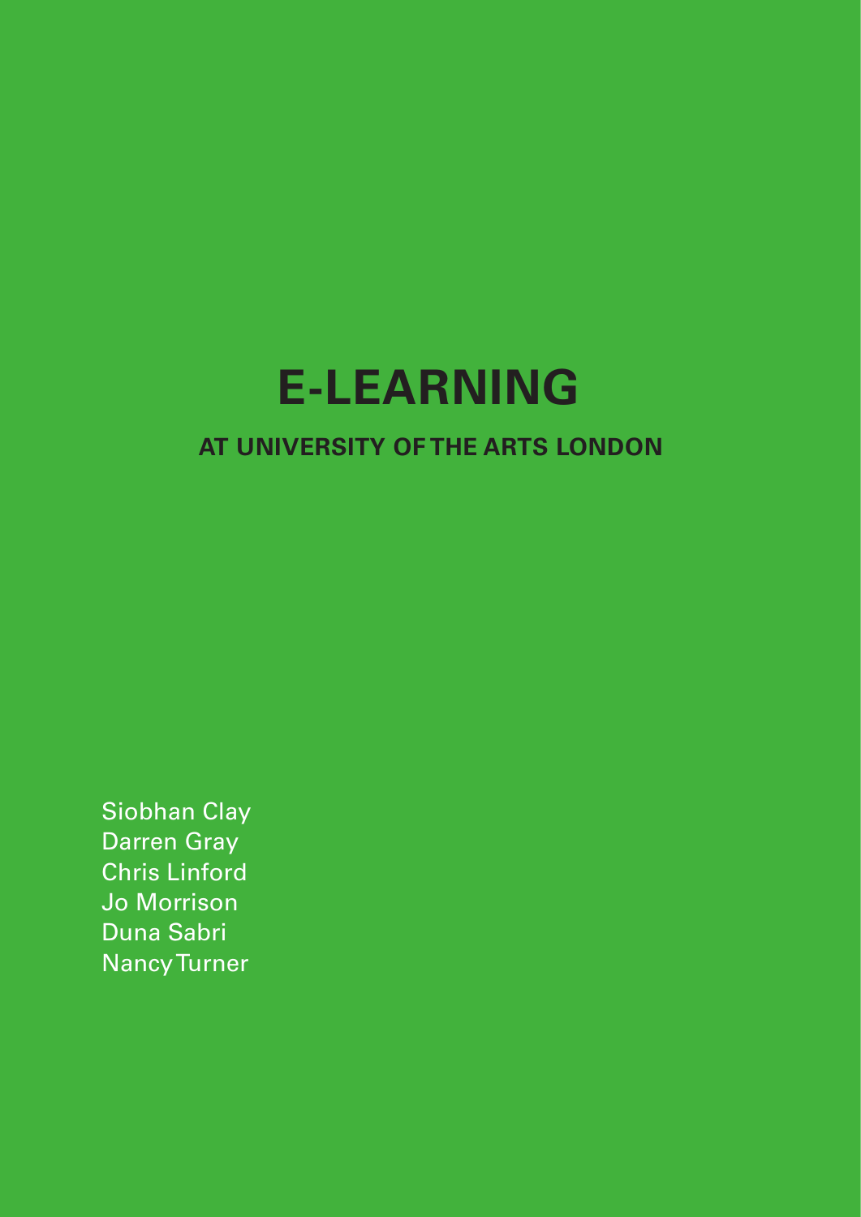# E-LEARNING

## AT UNIVERSITY OF THE ARTS LONDON

Siobhan Clay
Darren Gray
Chris Linford
Jo Morrison
Duna Sabri
Nancy Turner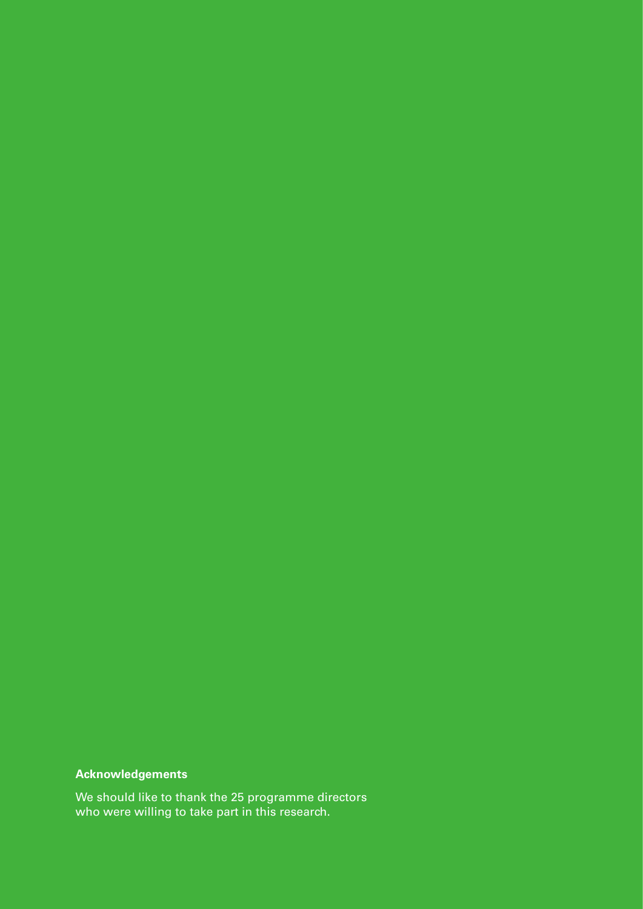**Acknowledgements**

We should like to thank the 25 programme directors who were willing to take part in this research.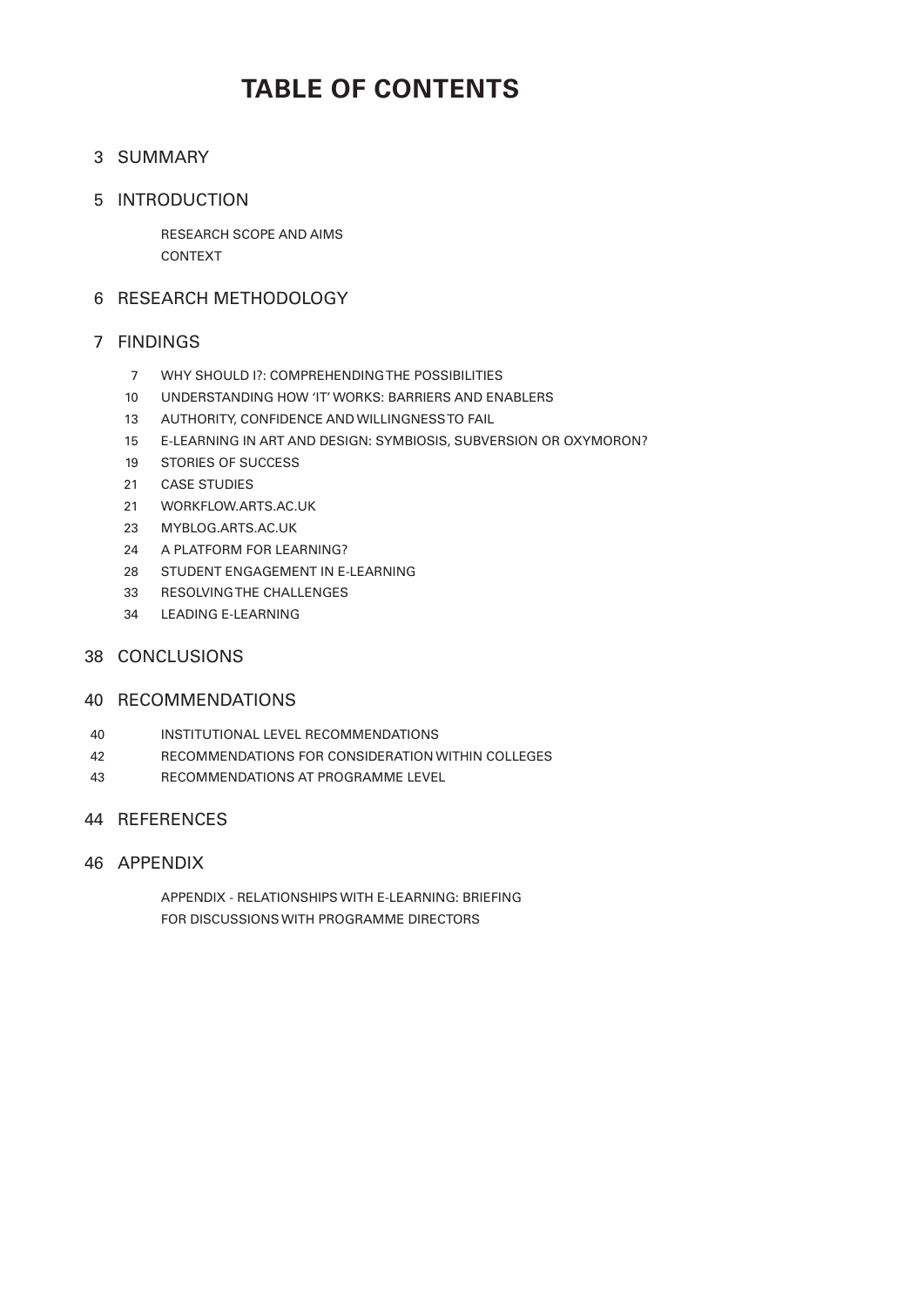# TABLE OF CONTENTS

3 SUMMARY

5 INTRODUCTION

RESEARCH SCOPE AND AIMS
CONTEXT

6 RESEARCH METHODOLOGY

7 FINDINGS

- 7 WHY SHOULD I?: COMPREHENDING THE POSSIBILITIES
- 10 UNDERSTANDING HOW 'IT' WORKS: BARRIERS AND ENABLERS
- 13 AUTHORITY, CONFIDENCE AND WILLINGNESS TO FAIL
- 15 E-LEARNING IN ART AND DESIGN: SYMBIOSIS, SUBVERSION OR OXYMORON?
- 19 STORIES OF SUCCESS
- 21 CASE STUDIES
- 21 WORKFLOW.ARTS.AC.UK
- 23 MYBLOG.ARTS.AC.UK
- 24 A PLATFORM FOR LEARNING?
- 28 STUDENT ENGAGEMENT IN E-LEARNING
- 33 RESOLVING THE CHALLENGES
- 34 LEADING E-LEARNING

38 CONCLUSIONS

40 RECOMMENDATIONS

- 40 INSTITUTIONAL LEVEL RECOMMENDATIONS
- 42 RECOMMENDATIONS FOR CONSIDERATION WITHIN COLLEGES
- 43 RECOMMENDATIONS AT PROGRAMME LEVEL

44 REFERENCES

46 APPENDIX

APPENDIX - RELATIONSHIPS WITH E-LEARNING: BRIEFING
FOR DISCUSSIONS WITH PROGRAMME DIRECTORS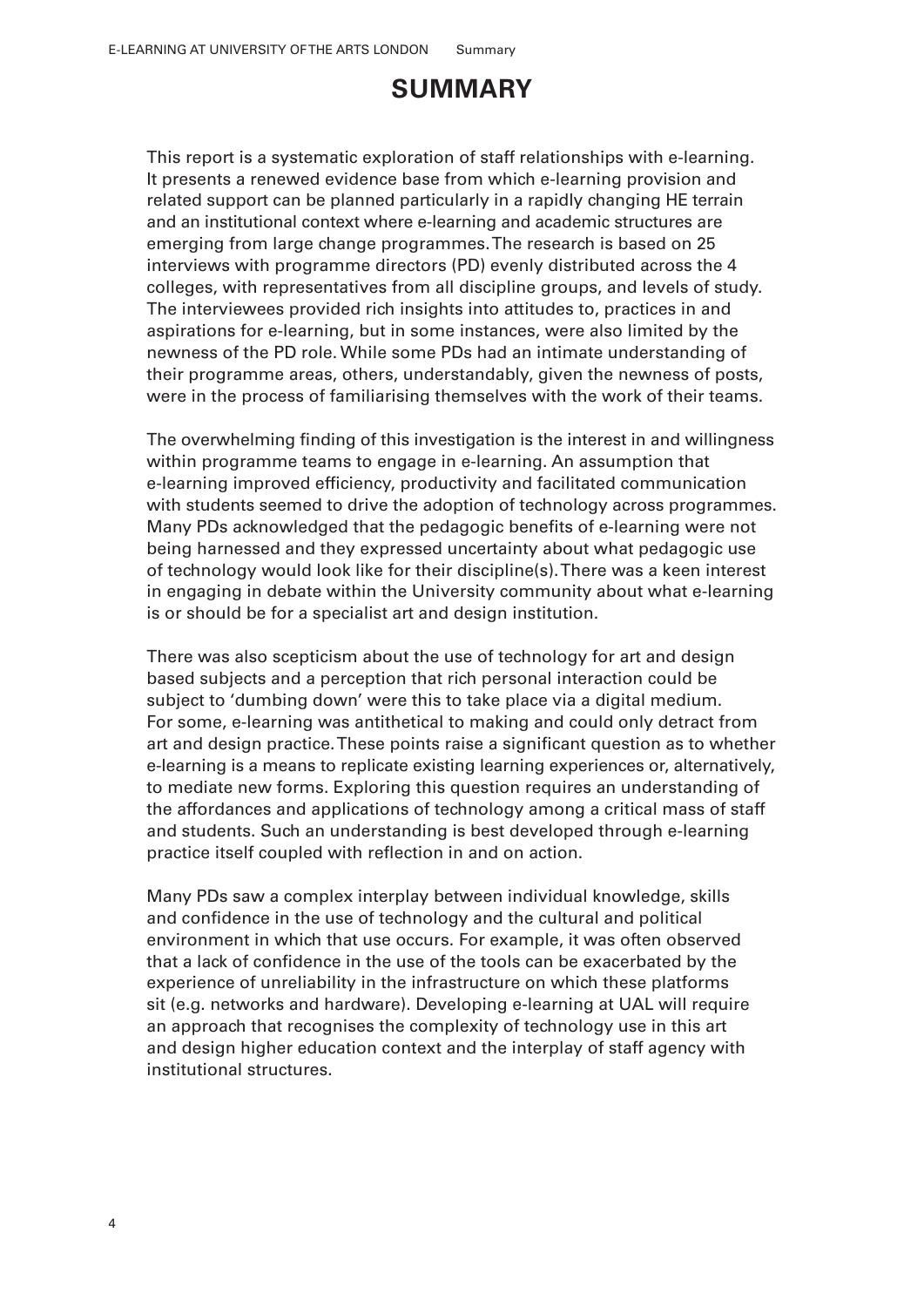# SUMMARY

This report is a systematic exploration of staff relationships with e-learning. It presents a renewed evidence base from which e-learning provision and related support can be planned particularly in a rapidly changing HE terrain and an institutional context where e-learning and academic structures are emerging from large change programmes. The research is based on 25 interviews with programme directors (PD) evenly distributed across the 4 colleges, with representatives from all discipline groups, and levels of study. The interviewees provided rich insights into attitudes to, practices in and aspirations for e-learning, but in some instances, were also limited by the newness of the PD role. While some PDs had an intimate understanding of their programme areas, others, understandably, given the newness of posts, were in the process of familiarising themselves with the work of their teams.

The overwhelming finding of this investigation is the interest in and willingness within programme teams to engage in e-learning. An assumption that e-learning improved efficiency, productivity and facilitated communication with students seemed to drive the adoption of technology across programmes. Many PDs acknowledged that the pedagogic benefits of e-learning were not being harnessed and they expressed uncertainty about what pedagogic use of technology would look like for their discipline(s). There was a keen interest in engaging in debate within the University community about what e-learning is or should be for a specialist art and design institution.

There was also scepticism about the use of technology for art and design based subjects and a perception that rich personal interaction could be subject to 'dumbing down' were this to take place via a digital medium. For some, e-learning was antithetical to making and could only detract from art and design practice. These points raise a significant question as to whether e-learning is a means to replicate existing learning experiences or, alternatively, to mediate new forms. Exploring this question requires an understanding of the affordances and applications of technology among a critical mass of staff and students. Such an understanding is best developed through e-learning practice itself coupled with reflection in and on action.

Many PDs saw a complex interplay between individual knowledge, skills and confidence in the use of technology and the cultural and political environment in which that use occurs. For example, it was often observed that a lack of confidence in the use of the tools can be exacerbated by the experience of unreliability in the infrastructure on which these platforms sit (e.g. networks and hardware). Developing e-learning at UAL will require an approach that recognises the complexity of technology use in this art and design higher education context and the interplay of staff agency with institutional structures.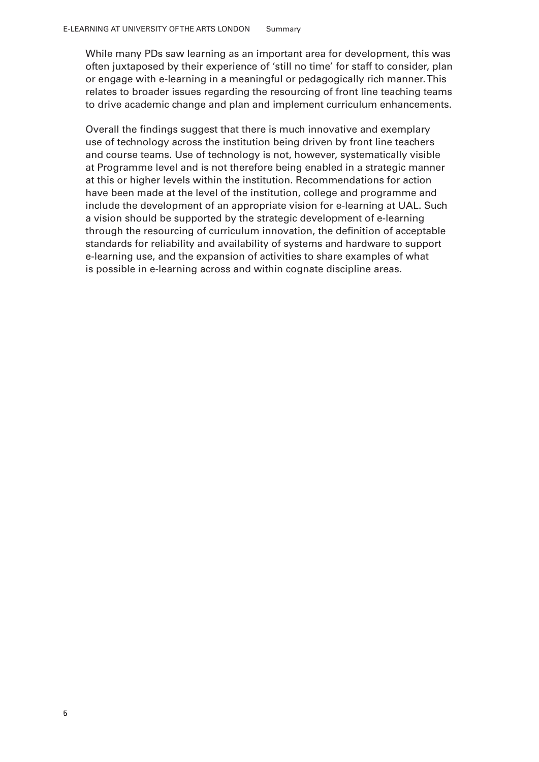While many PDs saw learning as an important area for development, this was often juxtaposed by their experience of 'still no time' for staff to consider, plan or engage with e-learning in a meaningful or pedagogically rich manner. This relates to broader issues regarding the resourcing of front line teaching teams to drive academic change and plan and implement curriculum enhancements.

Overall the findings suggest that there is much innovative and exemplary use of technology across the institution being driven by front line teachers and course teams. Use of technology is not, however, systematically visible at Programme level and is not therefore being enabled in a strategic manner at this or higher levels within the institution. Recommendations for action have been made at the level of the institution, college and programme and include the development of an appropriate vision for e-learning at UAL. Such a vision should be supported by the strategic development of e-learning through the resourcing of curriculum innovation, the definition of acceptable standards for reliability and availability of systems and hardware to support e-learning use, and the expansion of activities to share examples of what is possible in e-learning across and within cognate discipline areas.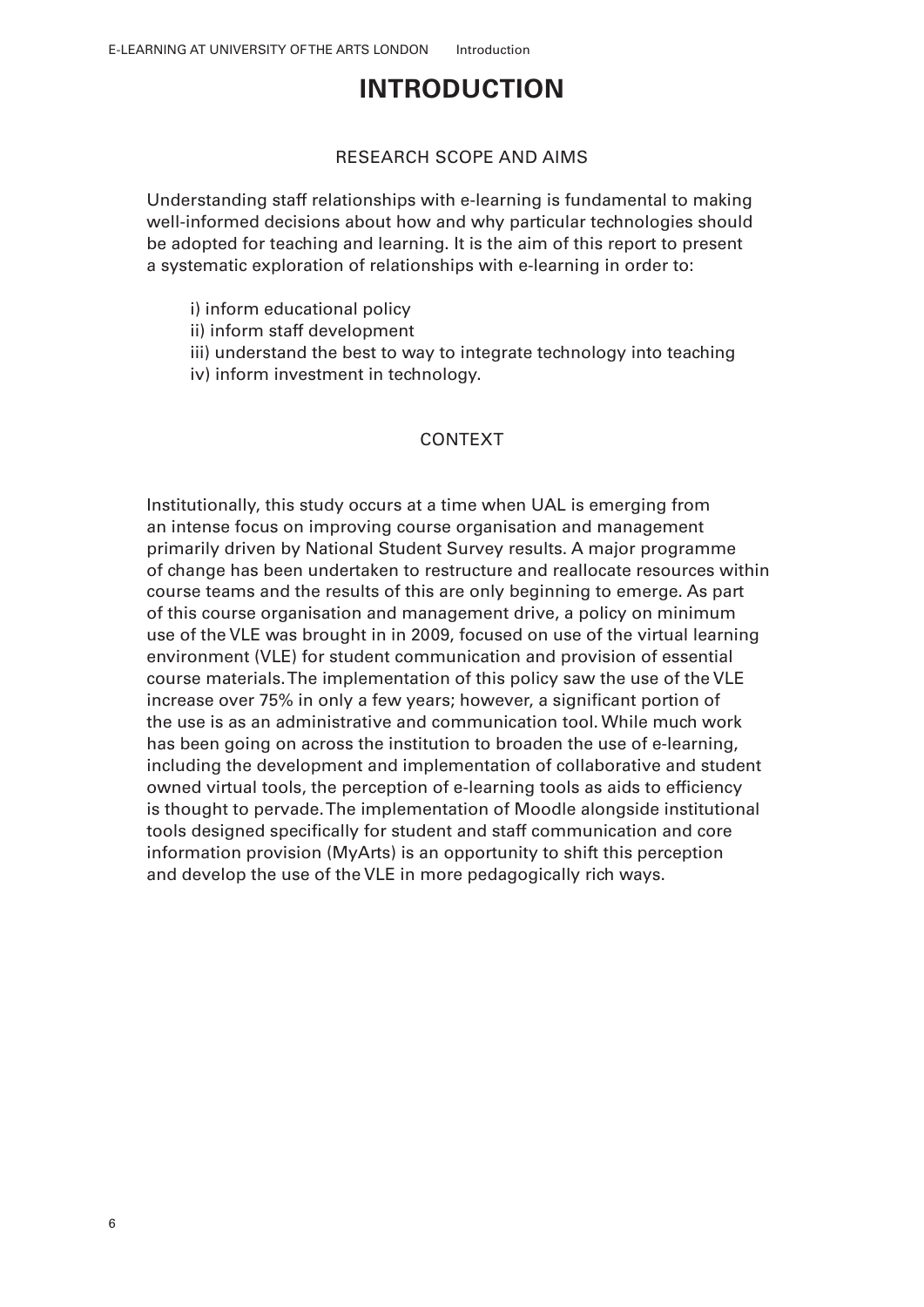# INTRODUCTION

## RESEARCH SCOPE AND AIMS

Understanding staff relationships with e-learning is fundamental to making well-informed decisions about how and why particular technologies should be adopted for teaching and learning. It is the aim of this report to present a systematic exploration of relationships with e-learning in order to:

i) inform educational policy
ii) inform staff development
iii) understand the best to way to integrate technology into teaching
iv) inform investment in technology.

## CONTEXT

Institutionally, this study occurs at a time when UAL is emerging from an intense focus on improving course organisation and management primarily driven by National Student Survey results. A major programme of change has been undertaken to restructure and reallocate resources within course teams and the results of this are only beginning to emerge. As part of this course organisation and management drive, a policy on minimum use of the VLE was brought in in 2009, focused on use of the virtual learning environment (VLE) for student communication and provision of essential course materials. The implementation of this policy saw the use of the VLE increase over 75% in only a few years; however, a significant portion of the use is as an administrative and communication tool. While much work has been going on across the institution to broaden the use of e-learning, including the development and implementation of collaborative and student owned virtual tools, the perception of e-learning tools as aids to efficiency is thought to pervade. The implementation of Moodle alongside institutional tools designed specifically for student and staff communication and core information provision (MyArts) is an opportunity to shift this perception and develop the use of the VLE in more pedagogically rich ways.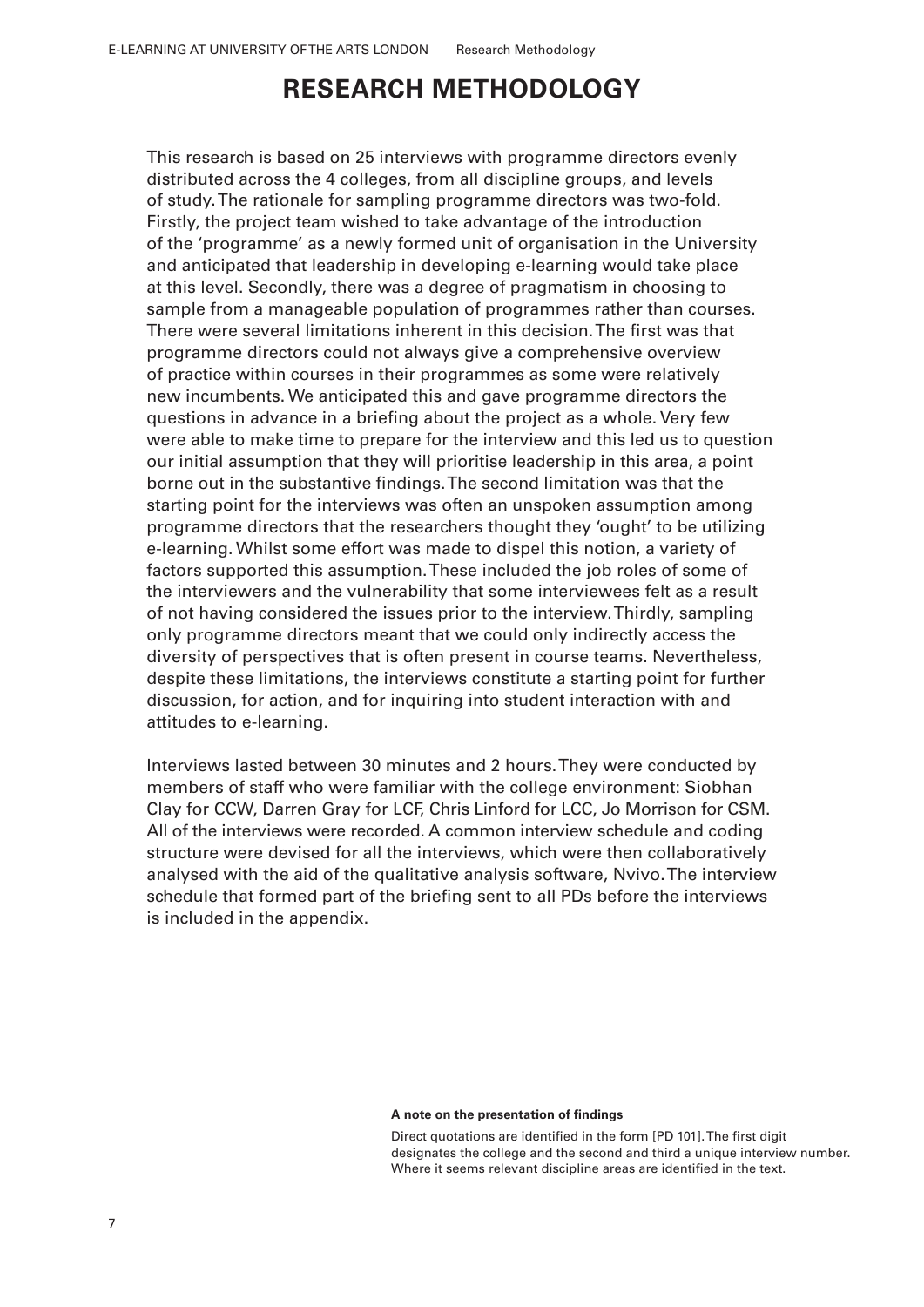# RESEARCH METHODOLOGY

This research is based on 25 interviews with programme directors evenly distributed across the 4 colleges, from all discipline groups, and levels of study. The rationale for sampling programme directors was two-fold. Firstly, the project team wished to take advantage of the introduction of the 'programme' as a newly formed unit of organisation in the University and anticipated that leadership in developing e-learning would take place at this level. Secondly, there was a degree of pragmatism in choosing to sample from a manageable population of programmes rather than courses. There were several limitations inherent in this decision. The first was that programme directors could not always give a comprehensive overview of practice within courses in their programmes as some were relatively new incumbents. We anticipated this and gave programme directors the questions in advance in a briefing about the project as a whole. Very few were able to make time to prepare for the interview and this led us to question our initial assumption that they will prioritise leadership in this area, a point borne out in the substantive findings. The second limitation was that the starting point for the interviews was often an unspoken assumption among programme directors that the researchers thought they 'ought' to be utilizing e-learning. Whilst some effort was made to dispel this notion, a variety of factors supported this assumption. These included the job roles of some of the interviewers and the vulnerability that some interviewees felt as a result of not having considered the issues prior to the interview. Thirdly, sampling only programme directors meant that we could only indirectly access the diversity of perspectives that is often present in course teams. Nevertheless, despite these limitations, the interviews constitute a starting point for further discussion, for action, and for inquiring into student interaction with and attitudes to e-learning.

Interviews lasted between 30 minutes and 2 hours. They were conducted by members of staff who were familiar with the college environment: Siobhan Clay for CCW, Darren Gray for LCF, Chris Linford for LCC, Jo Morrison for CSM. All of the interviews were recorded. A common interview schedule and coding structure were devised for all the interviews, which were then collaboratively analysed with the aid of the qualitative analysis software, Nvivo. The interview schedule that formed part of the briefing sent to all PDs before the interviews is included in the appendix.

**A note on the presentation of findings**

Direct quotations are identified in the form [PD 101]. The first digit designates the college and the second and third a unique interview number. Where it seems relevant discipline areas are identified in the text.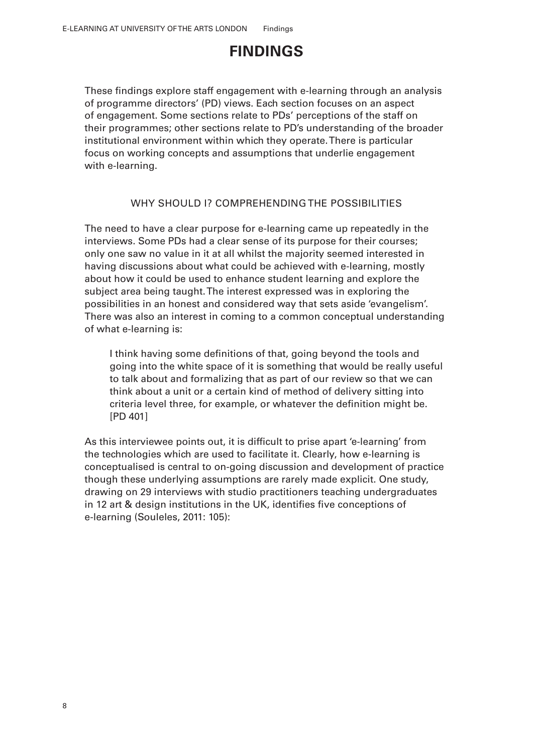# FINDINGS

These findings explore staff engagement with e-learning through an analysis of programme directors' (PD) views. Each section focuses on an aspect of engagement. Some sections relate to PDs' perceptions of the staff on their programmes; other sections relate to PD's understanding of the broader institutional environment within which they operate. There is particular focus on working concepts and assumptions that underlie engagement with e-learning.

## WHY SHOULD I? COMPREHENDING THE POSSIBILITIES

The need to have a clear purpose for e-learning came up repeatedly in the interviews. Some PDs had a clear sense of its purpose for their courses; only one saw no value in it at all whilst the majority seemed interested in having discussions about what could be achieved with e-learning, mostly about how it could be used to enhance student learning and explore the subject area being taught. The interest expressed was in exploring the possibilities in an honest and considered way that sets aside 'evangelism'. There was also an interest in coming to a common conceptual understanding of what e-learning is:

> I think having some definitions of that, going beyond the tools and going into the white space of it is something that would be really useful to talk about and formalizing that as part of our review so that we can think about a unit or a certain kind of method of delivery sitting into criteria level three, for example, or whatever the definition might be. [PD 401]

As this interviewee points out, it is difficult to prise apart 'e-learning' from the technologies which are used to facilitate it. Clearly, how e-learning is conceptualised is central to on-going discussion and development of practice though these underlying assumptions are rarely made explicit. One study, drawing on 29 interviews with studio practitioners teaching undergraduates in 12 art & design institutions in the UK, identifies five conceptions of e-learning (Souleles, 2011: 105):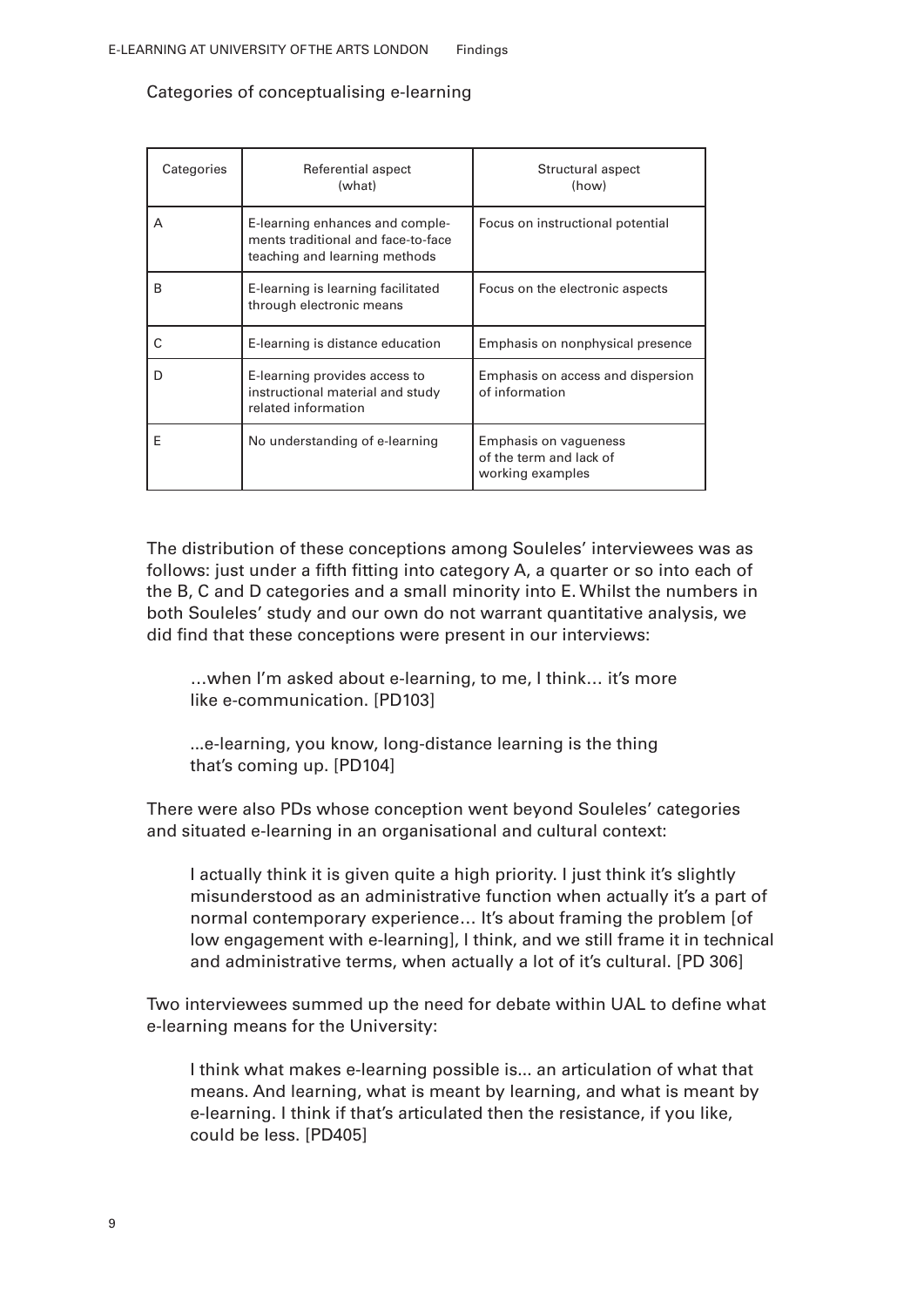Categories of conceptualising e-learning

| Categories | Referential aspect (what) | Structural aspect (how) |
|---|---|---|
| A | E-learning enhances and complements traditional and face-to-face teaching and learning methods | Focus on instructional potential |
| B | E-learning is learning facilitated through electronic means | Focus on the electronic aspects |
| C | E-learning is distance education | Emphasis on nonphysical presence |
| D | E-learning provides access to instructional material and study related information | Emphasis on access and dispersion of information |
| E | No understanding of e-learning | Emphasis on vagueness of the term and lack of working examples |

The distribution of these conceptions among Souleles' interviewees was as follows: just under a fifth fitting into category A, a quarter or so into each of the B, C and D categories and a small minority into E. Whilst the numbers in both Souleles' study and our own do not warrant quantitative analysis, we did find that these conceptions were present in our interviews:

> …when I'm asked about e-learning, to me, I think… it's more like e-communication. [PD103]

> ...e-learning, you know, long-distance learning is the thing that's coming up. [PD104]

There were also PDs whose conception went beyond Souleles' categories and situated e-learning in an organisational and cultural context:

> I actually think it is given quite a high priority. I just think it's slightly misunderstood as an administrative function when actually it's a part of normal contemporary experience… It's about framing the problem [of low engagement with e-learning], I think, and we still frame it in technical and administrative terms, when actually a lot of it's cultural. [PD 306]

Two interviewees summed up the need for debate within UAL to define what e-learning means for the University:

> I think what makes e-learning possible is... an articulation of what that means. And learning, what is meant by learning, and what is meant by e-learning. I think if that's articulated then the resistance, if you like, could be less. [PD405]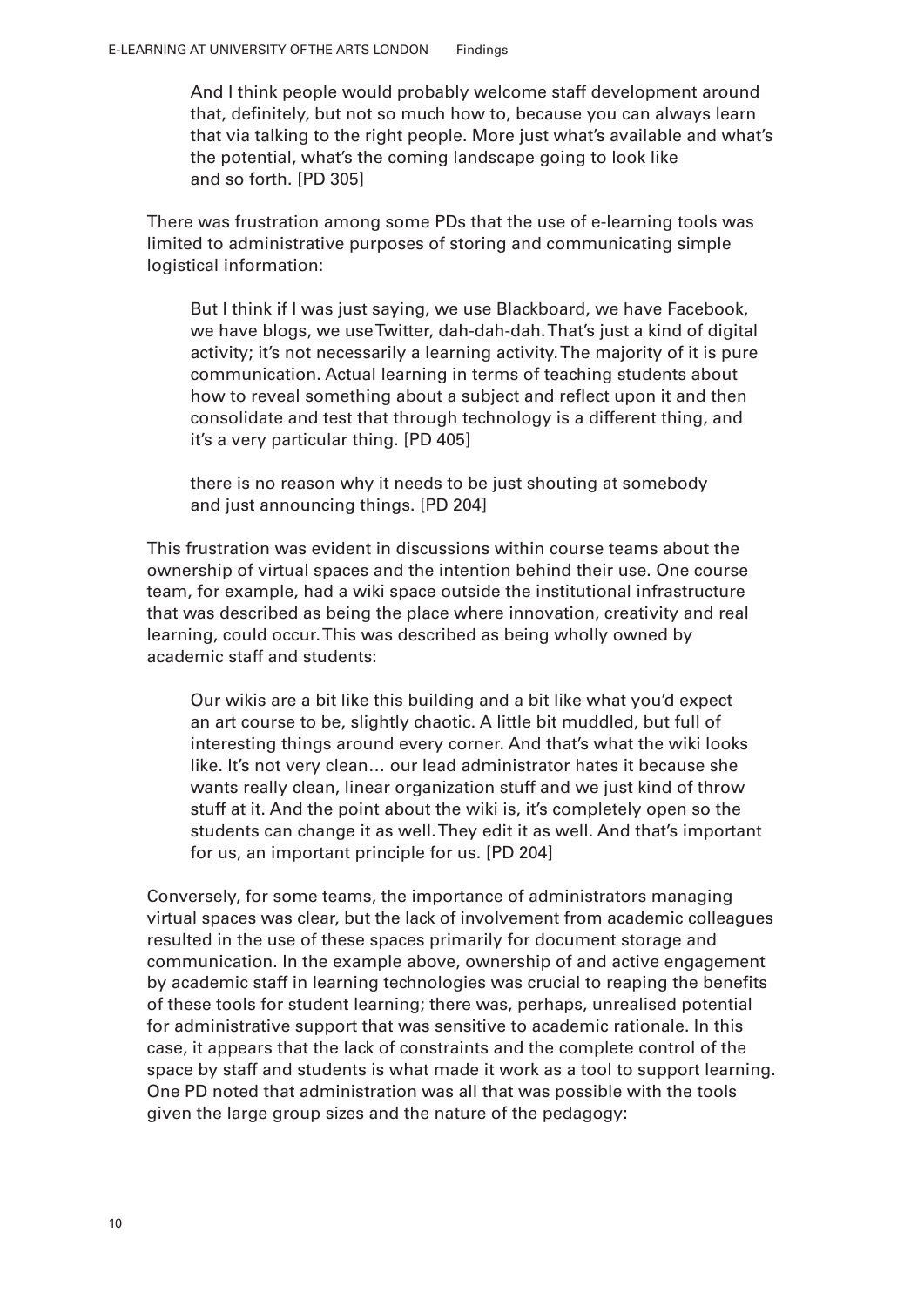> And I think people would probably welcome staff development around that, definitely, but not so much how to, because you can always learn that via talking to the right people. More just what's available and what's the potential, what's the coming landscape going to look like and so forth. [PD 305]

There was frustration among some PDs that the use of e-learning tools was limited to administrative purposes of storing and communicating simple logistical information:

> But I think if I was just saying, we use Blackboard, we have Facebook, we have blogs, we use Twitter, dah-dah-dah. That's just a kind of digital activity; it's not necessarily a learning activity. The majority of it is pure communication. Actual learning in terms of teaching students about how to reveal something about a subject and reflect upon it and then consolidate and test that through technology is a different thing, and it's a very particular thing. [PD 405]

> there is no reason why it needs to be just shouting at somebody and just announcing things. [PD 204]

This frustration was evident in discussions within course teams about the ownership of virtual spaces and the intention behind their use. One course team, for example, had a wiki space outside the institutional infrastructure that was described as being the place where innovation, creativity and real learning, could occur. This was described as being wholly owned by academic staff and students:

> Our wikis are a bit like this building and a bit like what you'd expect an art course to be, slightly chaotic. A little bit muddled, but full of interesting things around every corner. And that's what the wiki looks like. It's not very clean… our lead administrator hates it because she wants really clean, linear organization stuff and we just kind of throw stuff at it. And the point about the wiki is, it's completely open so the students can change it as well. They edit it as well. And that's important for us, an important principle for us. [PD 204]

Conversely, for some teams, the importance of administrators managing virtual spaces was clear, but the lack of involvement from academic colleagues resulted in the use of these spaces primarily for document storage and communication. In the example above, ownership of and active engagement by academic staff in learning technologies was crucial to reaping the benefits of these tools for student learning; there was, perhaps, unrealised potential for administrative support that was sensitive to academic rationale. In this case, it appears that the lack of constraints and the complete control of the space by staff and students is what made it work as a tool to support learning. One PD noted that administration was all that was possible with the tools given the large group sizes and the nature of the pedagogy: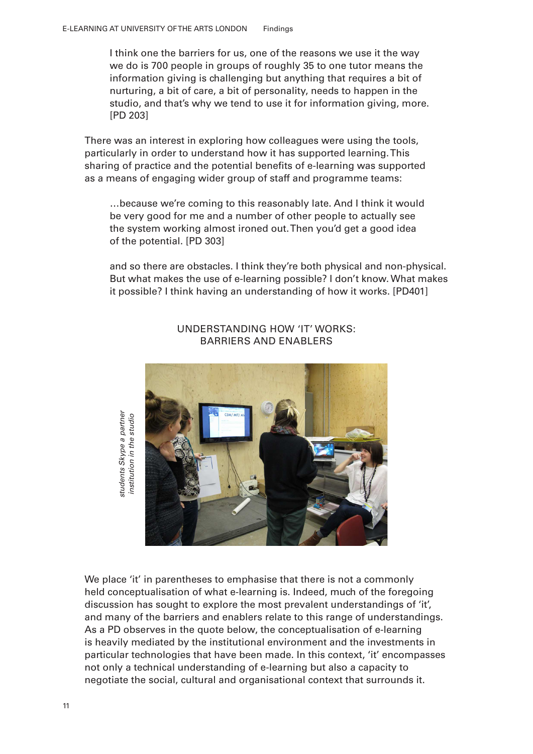> I think one the barriers for us, one of the reasons we use it the way we do is 700 people in groups of roughly 35 to one tutor means the information giving is challenging but anything that requires a bit of nurturing, a bit of care, a bit of personality, needs to happen in the studio, and that's why we tend to use it for information giving, more. [PD 203]

There was an interest in exploring how colleagues were using the tools, particularly in order to understand how it has supported learning. This sharing of practice and the potential benefits of e-learning was supported as a means of engaging wider group of staff and programme teams:

> …because we're coming to this reasonably late. And I think it would be very good for me and a number of other people to actually see the system working almost ironed out. Then you'd get a good idea of the potential. [PD 303]

> and so there are obstacles. I think they're both physical and non-physical. But what makes the use of e-learning possible? I don't know. What makes it possible? I think having an understanding of how it works. [PD401]

## UNDERSTANDING HOW 'IT' WORKS: BARRIERS AND ENABLERS

*students Skype a partner institution in the studio*

We place 'it' in parentheses to emphasise that there is not a commonly held conceptualisation of what e-learning is. Indeed, much of the foregoing discussion has sought to explore the most prevalent understandings of 'it', and many of the barriers and enablers relate to this range of understandings. As a PD observes in the quote below, the conceptualisation of e-learning is heavily mediated by the institutional environment and the investments in particular technologies that have been made. In this context, 'it' encompasses not only a technical understanding of e-learning but also a capacity to negotiate the social, cultural and organisational context that surrounds it.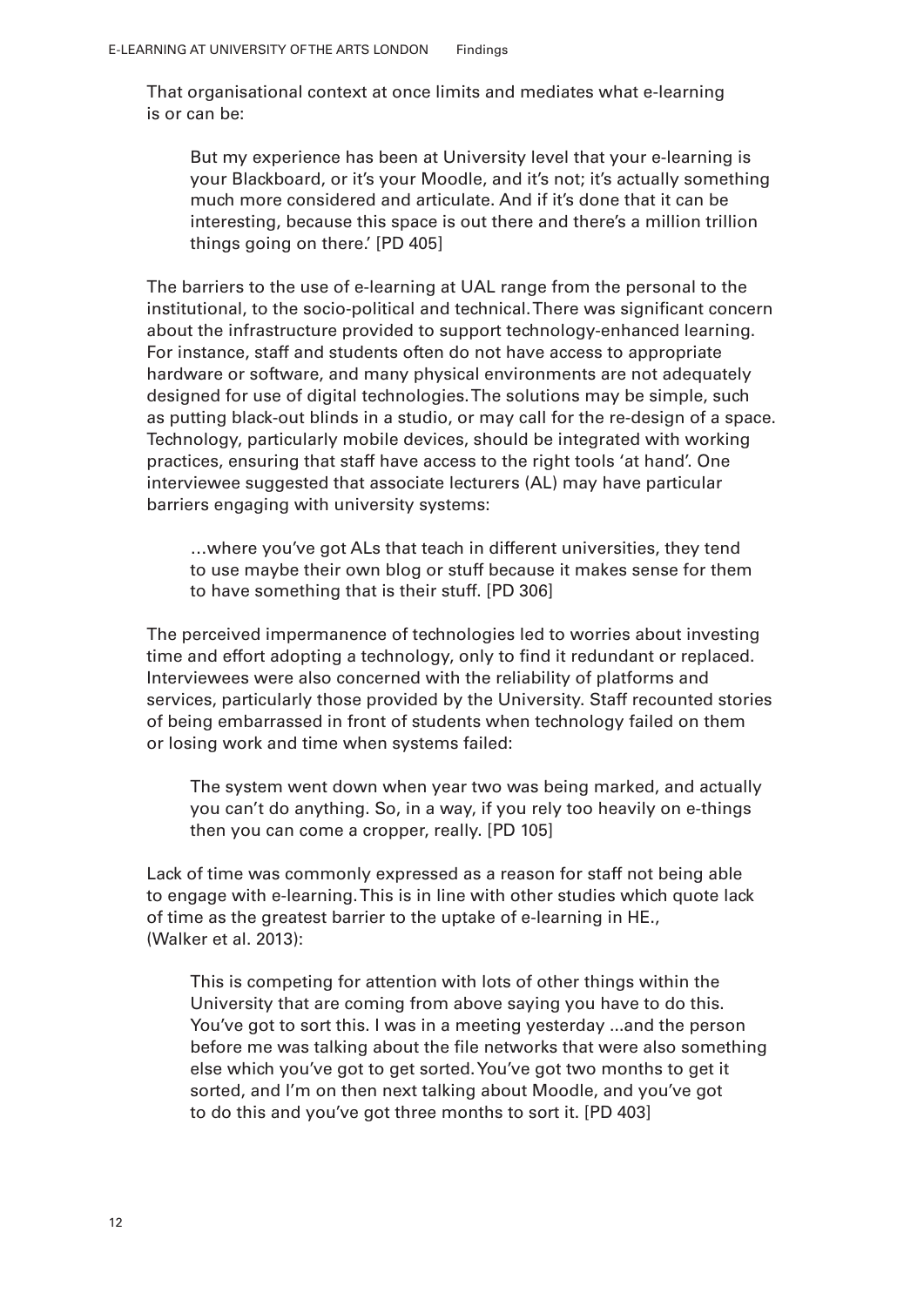That organisational context at once limits and mediates what e-learning is or can be:

> But my experience has been at University level that your e-learning is your Blackboard, or it's your Moodle, and it's not; it's actually something much more considered and articulate. And if it's done that it can be interesting, because this space is out there and there's a million trillion things going on there.' [PD 405]

The barriers to the use of e-learning at UAL range from the personal to the institutional, to the socio-political and technical. There was significant concern about the infrastructure provided to support technology-enhanced learning. For instance, staff and students often do not have access to appropriate hardware or software, and many physical environments are not adequately designed for use of digital technologies. The solutions may be simple, such as putting black-out blinds in a studio, or may call for the re-design of a space. Technology, particularly mobile devices, should be integrated with working practices, ensuring that staff have access to the right tools 'at hand'. One interviewee suggested that associate lecturers (AL) may have particular barriers engaging with university systems:

> …where you've got ALs that teach in different universities, they tend to use maybe their own blog or stuff because it makes sense for them to have something that is their stuff. [PD 306]

The perceived impermanence of technologies led to worries about investing time and effort adopting a technology, only to find it redundant or replaced. Interviewees were also concerned with the reliability of platforms and services, particularly those provided by the University. Staff recounted stories of being embarrassed in front of students when technology failed on them or losing work and time when systems failed:

> The system went down when year two was being marked, and actually you can't do anything. So, in a way, if you rely too heavily on e-things then you can come a cropper, really. [PD 105]

Lack of time was commonly expressed as a reason for staff not being able to engage with e-learning. This is in line with other studies which quote lack of time as the greatest barrier to the uptake of e-learning in HE., (Walker et al. 2013):

> This is competing for attention with lots of other things within the University that are coming from above saying you have to do this. You've got to sort this. I was in a meeting yesterday ...and the person before me was talking about the file networks that were also something else which you've got to get sorted. You've got two months to get it sorted, and I'm on then next talking about Moodle, and you've got to do this and you've got three months to sort it. [PD 403]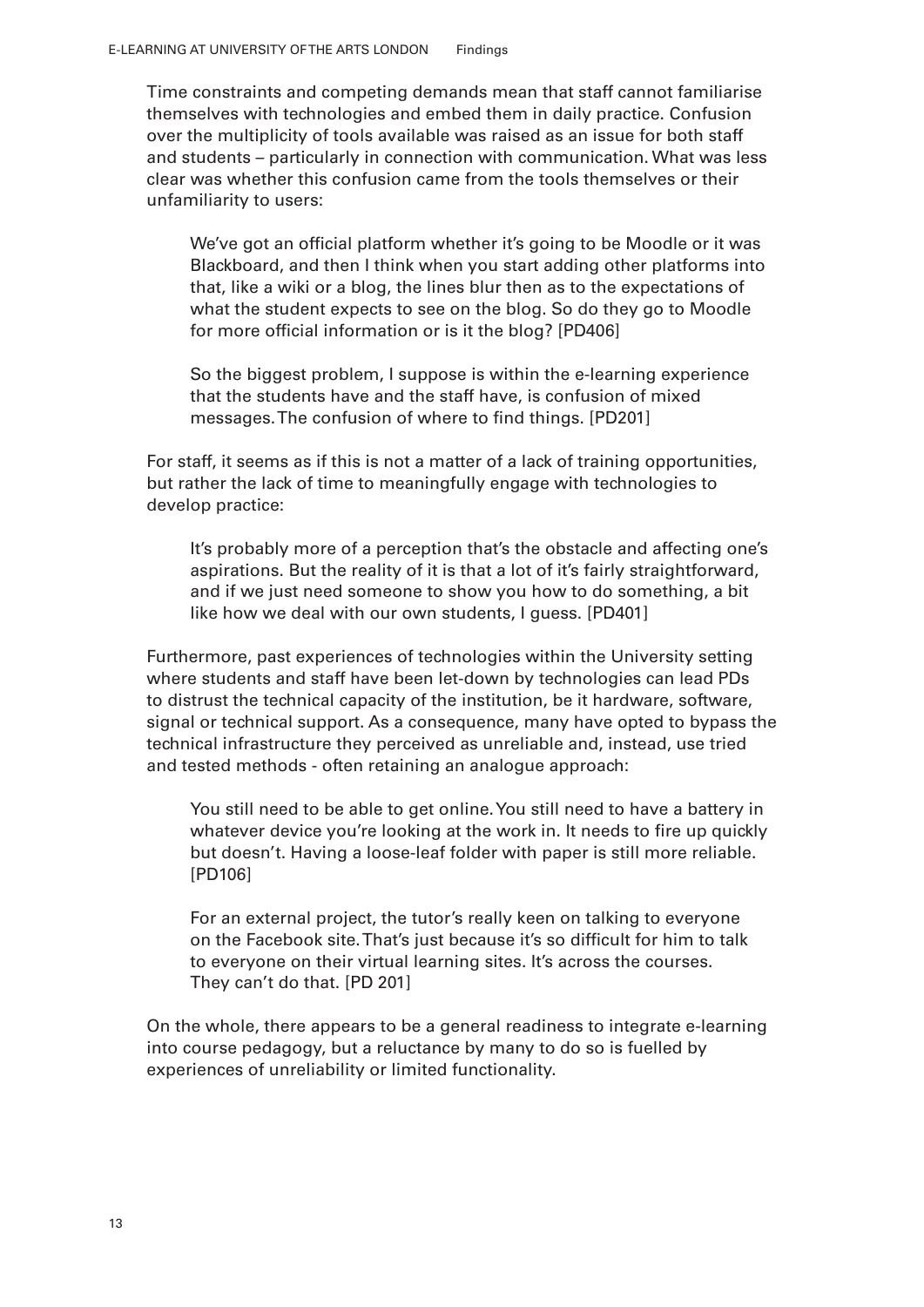Time constraints and competing demands mean that staff cannot familiarise themselves with technologies and embed them in daily practice. Confusion over the multiplicity of tools available was raised as an issue for both staff and students – particularly in connection with communication. What was less clear was whether this confusion came from the tools themselves or their unfamiliarity to users:

> We've got an official platform whether it's going to be Moodle or it was Blackboard, and then I think when you start adding other platforms into that, like a wiki or a blog, the lines blur then as to the expectations of what the student expects to see on the blog. So do they go to Moodle for more official information or is it the blog? [PD406]

> So the biggest problem, I suppose is within the e-learning experience that the students have and the staff have, is confusion of mixed messages. The confusion of where to find things. [PD201]

For staff, it seems as if this is not a matter of a lack of training opportunities, but rather the lack of time to meaningfully engage with technologies to develop practice:

> It's probably more of a perception that's the obstacle and affecting one's aspirations. But the reality of it is that a lot of it's fairly straightforward, and if we just need someone to show you how to do something, a bit like how we deal with our own students, I guess. [PD401]

Furthermore, past experiences of technologies within the University setting where students and staff have been let-down by technologies can lead PDs to distrust the technical capacity of the institution, be it hardware, software, signal or technical support. As a consequence, many have opted to bypass the technical infrastructure they perceived as unreliable and, instead, use tried and tested methods - often retaining an analogue approach:

> You still need to be able to get online. You still need to have a battery in whatever device you're looking at the work in. It needs to fire up quickly but doesn't. Having a loose-leaf folder with paper is still more reliable. [PD106]

> For an external project, the tutor's really keen on talking to everyone on the Facebook site. That's just because it's so difficult for him to talk to everyone on their virtual learning sites. It's across the courses. They can't do that. [PD 201]

On the whole, there appears to be a general readiness to integrate e-learning into course pedagogy, but a reluctance by many to do so is fuelled by experiences of unreliability or limited functionality.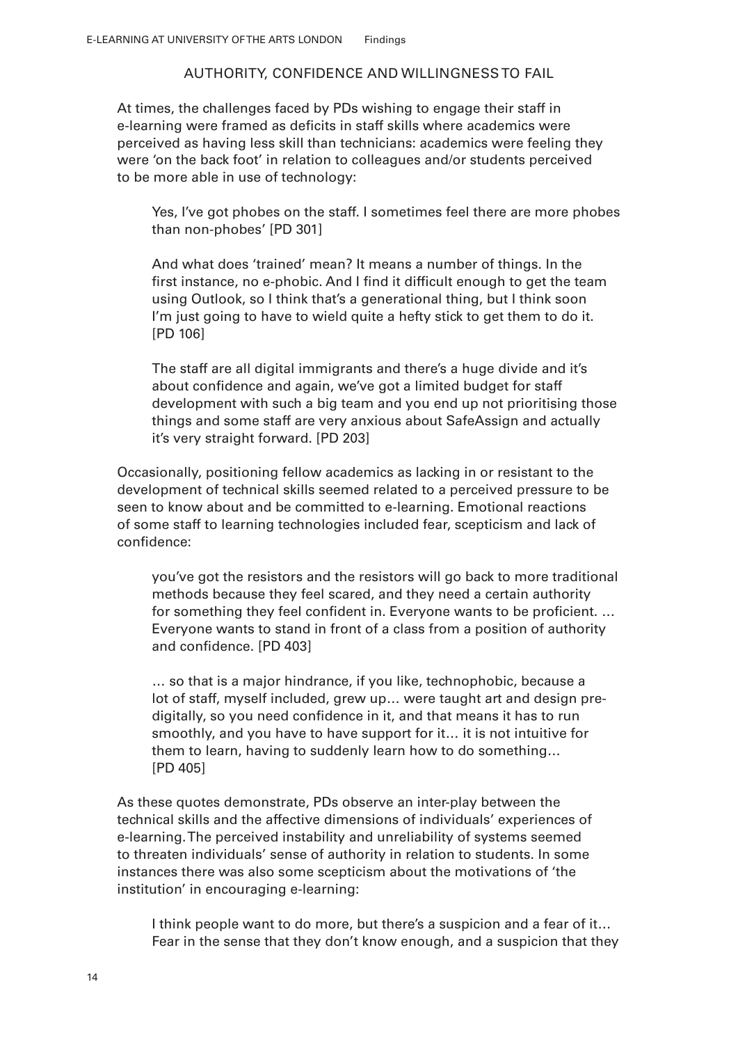## AUTHORITY, CONFIDENCE AND WILLINGNESS TO FAIL

At times, the challenges faced by PDs wishing to engage their staff in e-learning were framed as deficits in staff skills where academics were perceived as having less skill than technicians: academics were feeling they were 'on the back foot' in relation to colleagues and/or students perceived to be more able in use of technology:

> Yes, I've got phobes on the staff. I sometimes feel there are more phobes than non-phobes' [PD 301]

> And what does 'trained' mean? It means a number of things. In the first instance, no e-phobic. And I find it difficult enough to get the team using Outlook, so I think that's a generational thing, but I think soon I'm just going to have to wield quite a hefty stick to get them to do it. [PD 106]

> The staff are all digital immigrants and there's a huge divide and it's about confidence and again, we've got a limited budget for staff development with such a big team and you end up not prioritising those things and some staff are very anxious about SafeAssign and actually it's very straight forward. [PD 203]

Occasionally, positioning fellow academics as lacking in or resistant to the development of technical skills seemed related to a perceived pressure to be seen to know about and be committed to e-learning. Emotional reactions of some staff to learning technologies included fear, scepticism and lack of confidence:

> you've got the resistors and the resistors will go back to more traditional methods because they feel scared, and they need a certain authority for something they feel confident in. Everyone wants to be proficient. … Everyone wants to stand in front of a class from a position of authority and confidence. [PD 403]

> … so that is a major hindrance, if you like, technophobic, because a lot of staff, myself included, grew up… were taught art and design pre-digitally, so you need confidence in it, and that means it has to run smoothly, and you have to have support for it… it is not intuitive for them to learn, having to suddenly learn how to do something… [PD 405]

As these quotes demonstrate, PDs observe an inter-play between the technical skills and the affective dimensions of individuals' experiences of e-learning. The perceived instability and unreliability of systems seemed to threaten individuals' sense of authority in relation to students. In some instances there was also some scepticism about the motivations of 'the institution' in encouraging e-learning:

> I think people want to do more, but there's a suspicion and a fear of it… Fear in the sense that they don't know enough, and a suspicion that they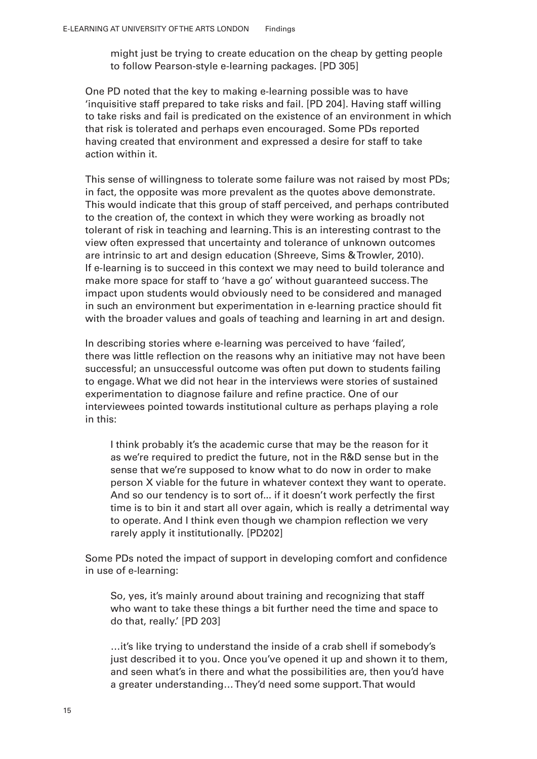> might just be trying to create education on the cheap by getting people to follow Pearson-style e-learning packages. [PD 305]

One PD noted that the key to making e-learning possible was to have 'inquisitive staff prepared to take risks and fail. [PD 204]. Having staff willing to take risks and fail is predicated on the existence of an environment in which that risk is tolerated and perhaps even encouraged. Some PDs reported having created that environment and expressed a desire for staff to take action within it.

This sense of willingness to tolerate some failure was not raised by most PDs; in fact, the opposite was more prevalent as the quotes above demonstrate. This would indicate that this group of staff perceived, and perhaps contributed to the creation of, the context in which they were working as broadly not tolerant of risk in teaching and learning. This is an interesting contrast to the view often expressed that uncertainty and tolerance of unknown outcomes are intrinsic to art and design education (Shreeve, Sims & Trowler, 2010). If e-learning is to succeed in this context we may need to build tolerance and make more space for staff to 'have a go' without guaranteed success. The impact upon students would obviously need to be considered and managed in such an environment but experimentation in e-learning practice should fit with the broader values and goals of teaching and learning in art and design.

In describing stories where e-learning was perceived to have 'failed', there was little reflection on the reasons why an initiative may not have been successful; an unsuccessful outcome was often put down to students failing to engage. What we did not hear in the interviews were stories of sustained experimentation to diagnose failure and refine practice. One of our interviewees pointed towards institutional culture as perhaps playing a role in this:

> I think probably it's the academic curse that may be the reason for it as we're required to predict the future, not in the R&D sense but in the sense that we're supposed to know what to do now in order to make person X viable for the future in whatever context they want to operate. And so our tendency is to sort of... if it doesn't work perfectly the first time is to bin it and start all over again, which is really a detrimental way to operate. And I think even though we champion reflection we very rarely apply it institutionally. [PD202]

Some PDs noted the impact of support in developing comfort and confidence in use of e-learning:

> So, yes, it's mainly around about training and recognizing that staff who want to take these things a bit further need the time and space to do that, really.' [PD 203]

> …it's like trying to understand the inside of a crab shell if somebody's just described it to you. Once you've opened it up and shown it to them, and seen what's in there and what the possibilities are, then you'd have a greater understanding… They'd need some support. That would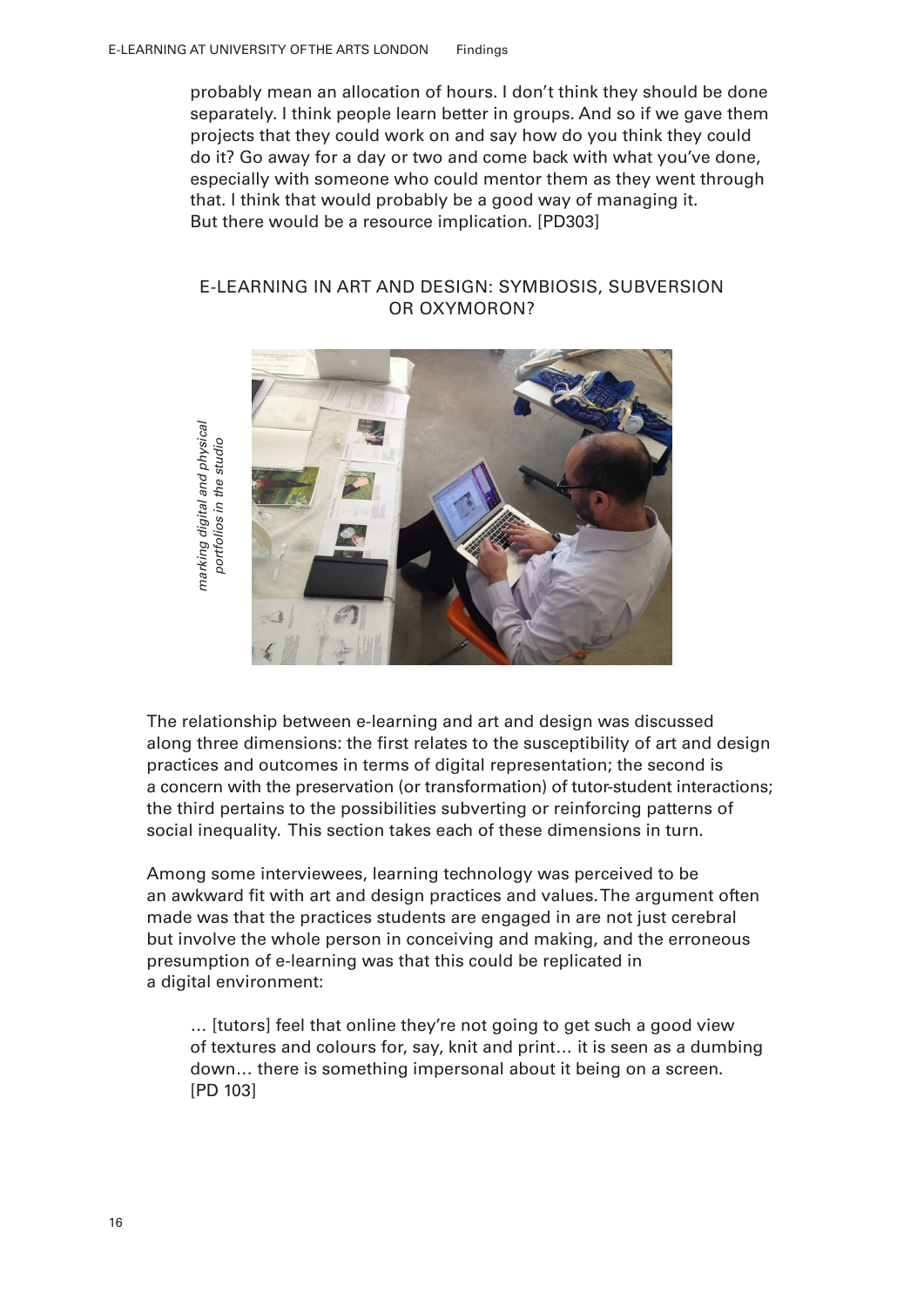probably mean an allocation of hours. I don't think they should be done separately. I think people learn better in groups. And so if we gave them projects that they could work on and say how do you think they could do it? Go away for a day or two and come back with what you've done, especially with someone who could mentor them as they went through that. I think that would probably be a good way of managing it. But there would be a resource implication. [PD303]

## E-LEARNING IN ART AND DESIGN: SYMBIOSIS, SUBVERSION OR OXYMORON?

*marking digital and physical portfolios in the studio*

The relationship between e-learning and art and design was discussed along three dimensions: the first relates to the susceptibility of art and design practices and outcomes in terms of digital representation; the second is a concern with the preservation (or transformation) of tutor-student interactions; the third pertains to the possibilities subverting or reinforcing patterns of social inequality. This section takes each of these dimensions in turn.

Among some interviewees, learning technology was perceived to be an awkward fit with art and design practices and values. The argument often made was that the practices students are engaged in are not just cerebral but involve the whole person in conceiving and making, and the erroneous presumption of e-learning was that this could be replicated in a digital environment:

> … [tutors] feel that online they're not going to get such a good view of textures and colours for, say, knit and print… it is seen as a dumbing down… there is something impersonal about it being on a screen. [PD 103]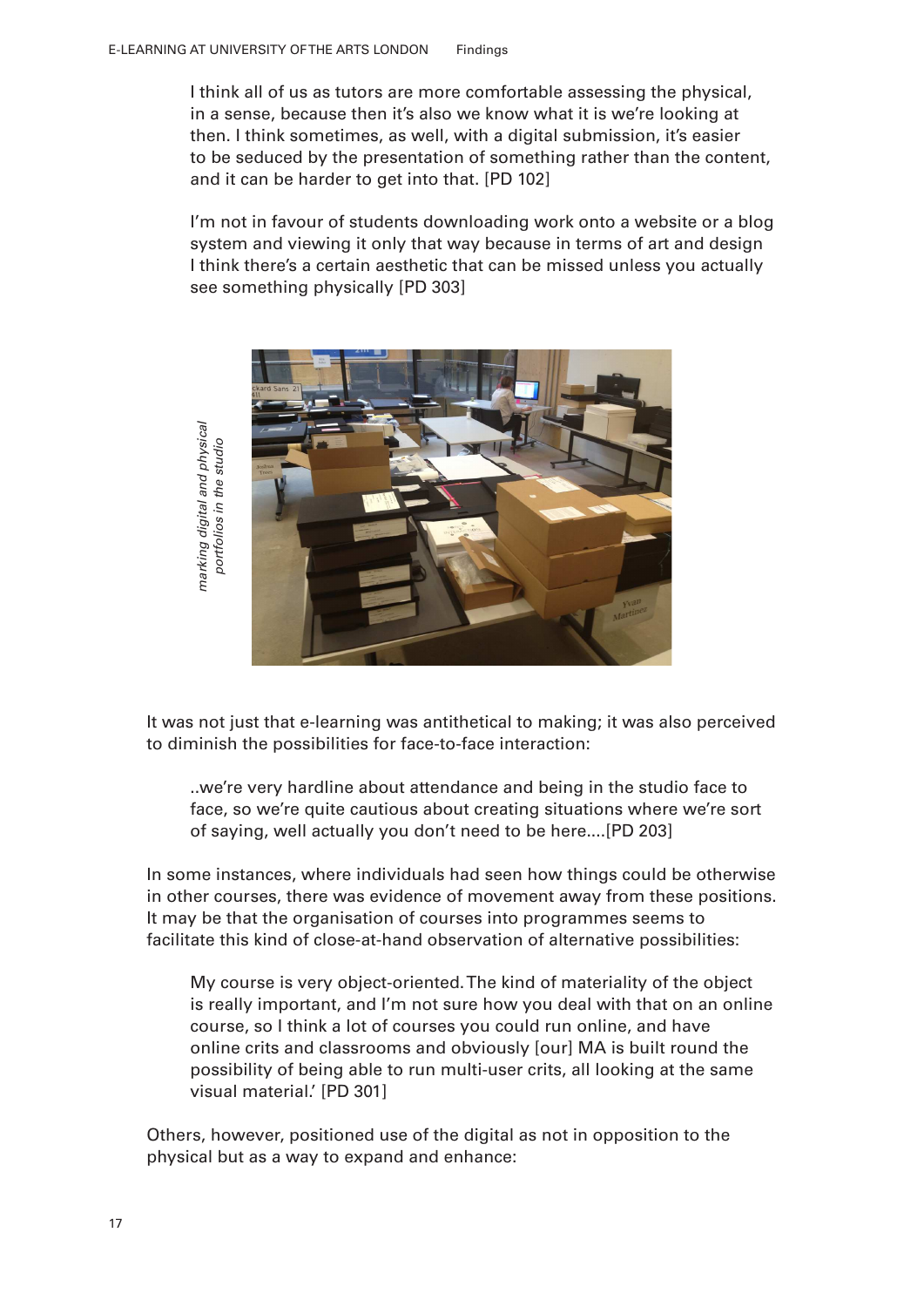I think all of us as tutors are more comfortable assessing the physical, in a sense, because then it's also we know what it is we're looking at then. I think sometimes, as well, with a digital submission, it's easier to be seduced by the presentation of something rather than the content, and it can be harder to get into that. [PD 102]

I'm not in favour of students downloading work onto a website or a blog system and viewing it only that way because in terms of art and design I think there's a certain aesthetic that can be missed unless you actually see something physically [PD 303]

*marking digital and physical portfolios in the studio*

It was not just that e-learning was antithetical to making; it was also perceived to diminish the possibilities for face-to-face interaction:

..we're very hardline about attendance and being in the studio face to face, so we're quite cautious about creating situations where we're sort of saying, well actually you don't need to be here....[PD 203]

In some instances, where individuals had seen how things could be otherwise in other courses, there was evidence of movement away from these positions. It may be that the organisation of courses into programmes seems to facilitate this kind of close-at-hand observation of alternative possibilities:

My course is very object-oriented. The kind of materiality of the object is really important, and I'm not sure how you deal with that on an online course, so I think a lot of courses you could run online, and have online crits and classrooms and obviously [our] MA is built round the possibility of being able to run multi-user crits, all looking at the same visual material.' [PD 301]

Others, however, positioned use of the digital as not in opposition to the physical but as a way to expand and enhance: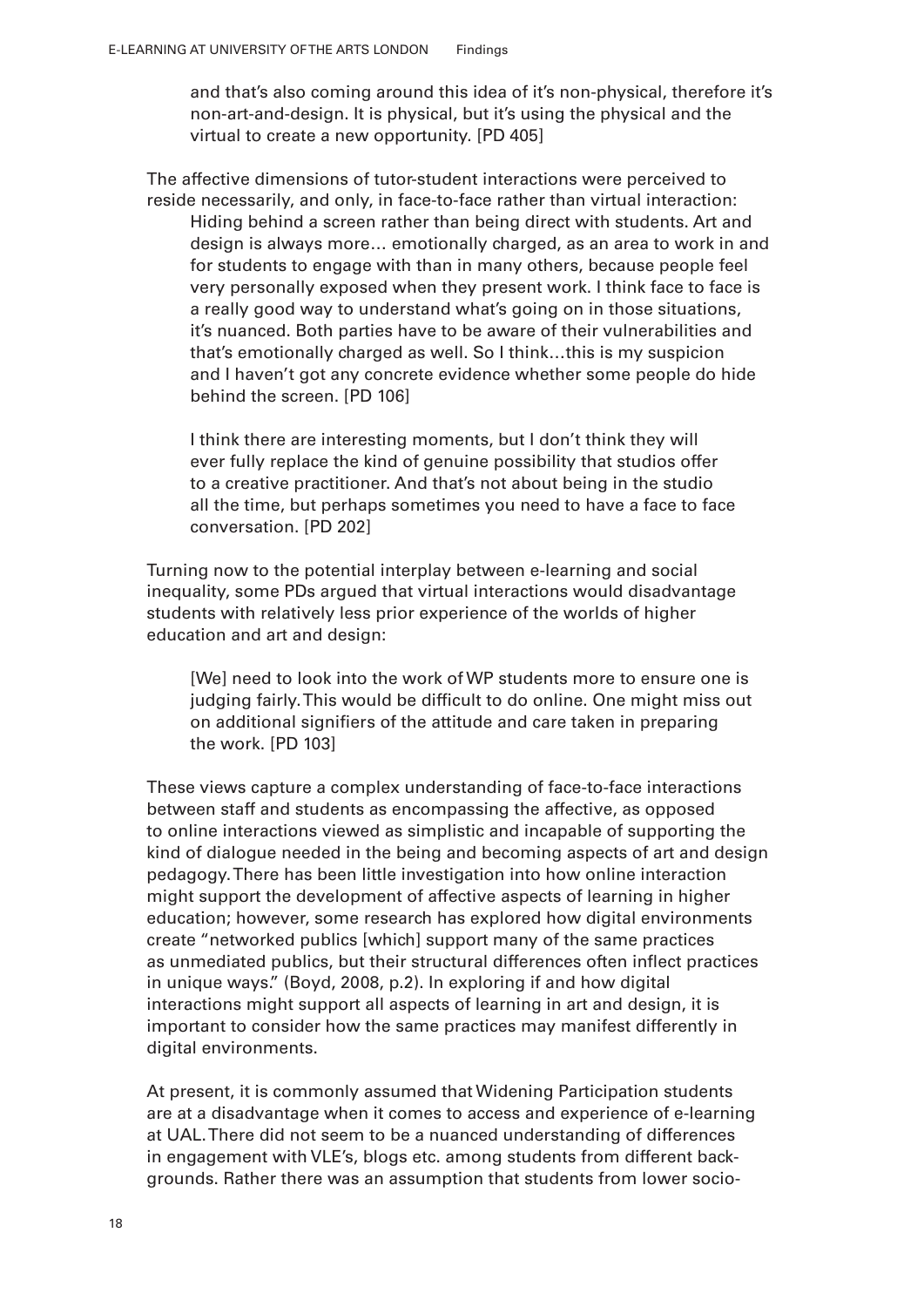> and that's also coming around this idea of it's non-physical, therefore it's non-art-and-design. It is physical, but it's using the physical and the virtual to create a new opportunity. [PD 405]

The affective dimensions of tutor-student interactions were perceived to reside necessarily, and only, in face-to-face rather than virtual interaction:

> Hiding behind a screen rather than being direct with students. Art and design is always more… emotionally charged, as an area to work in and for students to engage with than in many others, because people feel very personally exposed when they present work. I think face to face is a really good way to understand what's going on in those situations, it's nuanced. Both parties have to be aware of their vulnerabilities and that's emotionally charged as well. So I think…this is my suspicion and I haven't got any concrete evidence whether some people do hide behind the screen. [PD 106]

> I think there are interesting moments, but I don't think they will ever fully replace the kind of genuine possibility that studios offer to a creative practitioner. And that's not about being in the studio all the time, but perhaps sometimes you need to have a face to face conversation. [PD 202]

Turning now to the potential interplay between e-learning and social inequality, some PDs argued that virtual interactions would disadvantage students with relatively less prior experience of the worlds of higher education and art and design:

> [We] need to look into the work of WP students more to ensure one is judging fairly. This would be difficult to do online. One might miss out on additional signifiers of the attitude and care taken in preparing the work. [PD 103]

These views capture a complex understanding of face-to-face interactions between staff and students as encompassing the affective, as opposed to online interactions viewed as simplistic and incapable of supporting the kind of dialogue needed in the being and becoming aspects of art and design pedagogy. There has been little investigation into how online interaction might support the development of affective aspects of learning in higher education; however, some research has explored how digital environments create "networked publics [which] support many of the same practices as unmediated publics, but their structural differences often inflect practices in unique ways." (Boyd, 2008, p.2). In exploring if and how digital interactions might support all aspects of learning in art and design, it is important to consider how the same practices may manifest differently in digital environments.

At present, it is commonly assumed that Widening Participation students are at a disadvantage when it comes to access and experience of e-learning at UAL. There did not seem to be a nuanced understanding of differences in engagement with VLE's, blogs etc. among students from different backgrounds. Rather there was an assumption that students from lower socio-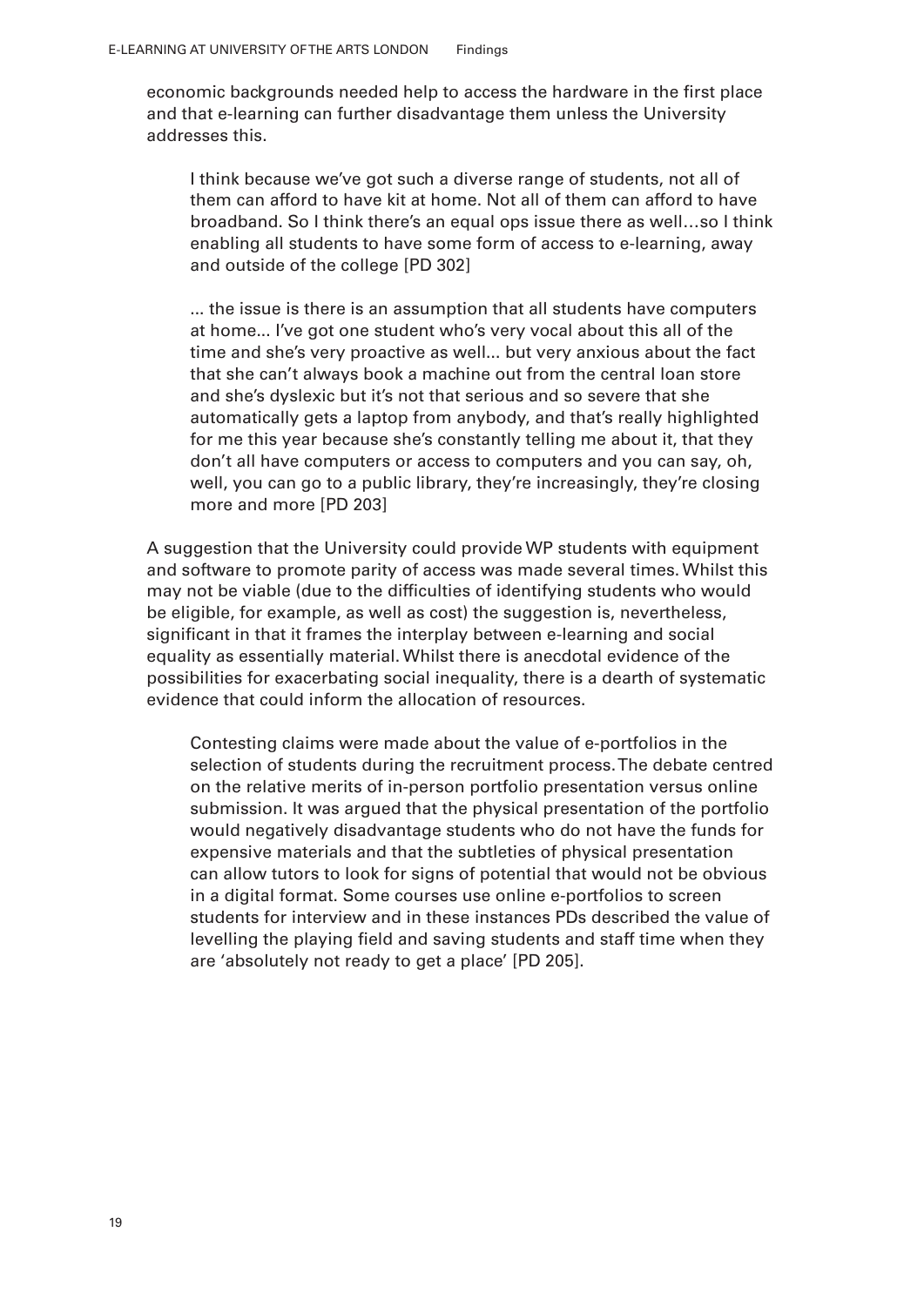economic backgrounds needed help to access the hardware in the first place and that e-learning can further disadvantage them unless the University addresses this.

> I think because we've got such a diverse range of students, not all of them can afford to have kit at home. Not all of them can afford to have broadband. So I think there's an equal ops issue there as well…so I think enabling all students to have some form of access to e-learning, away and outside of the college [PD 302]

> ... the issue is there is an assumption that all students have computers at home... I've got one student who's very vocal about this all of the time and she's very proactive as well... but very anxious about the fact that she can't always book a machine out from the central loan store and she's dyslexic but it's not that serious and so severe that she automatically gets a laptop from anybody, and that's really highlighted for me this year because she's constantly telling me about it, that they don't all have computers or access to computers and you can say, oh, well, you can go to a public library, they're increasingly, they're closing more and more [PD 203]

A suggestion that the University could provide WP students with equipment and software to promote parity of access was made several times. Whilst this may not be viable (due to the difficulties of identifying students who would be eligible, for example, as well as cost) the suggestion is, nevertheless, significant in that it frames the interplay between e-learning and social equality as essentially material. Whilst there is anecdotal evidence of the possibilities for exacerbating social inequality, there is a dearth of systematic evidence that could inform the allocation of resources.

> Contesting claims were made about the value of e-portfolios in the selection of students during the recruitment process. The debate centred on the relative merits of in-person portfolio presentation versus online submission. It was argued that the physical presentation of the portfolio would negatively disadvantage students who do not have the funds for expensive materials and that the subtleties of physical presentation can allow tutors to look for signs of potential that would not be obvious in a digital format. Some courses use online e-portfolios to screen students for interview and in these instances PDs described the value of levelling the playing field and saving students and staff time when they are 'absolutely not ready to get a place' [PD 205].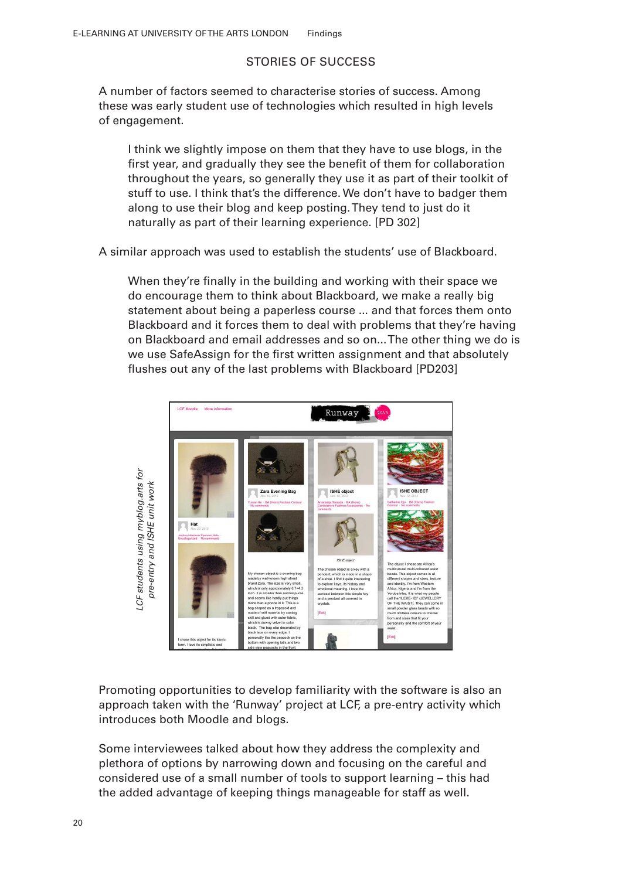## STORIES OF SUCCESS

A number of factors seemed to characterise stories of success. Among these was early student use of technologies which resulted in high levels of engagement.

> I think we slightly impose on them that they have to use blogs, in the first year, and gradually they see the benefit of them for collaboration throughout the years, so generally they use it as part of their toolkit of stuff to use. I think that's the difference. We don't have to badger them along to use their blog and keep posting. They tend to just do it naturally as part of their learning experience. [PD 302]

A similar approach was used to establish the students' use of Blackboard.

> When they're finally in the building and working with their space we do encourage them to think about Blackboard, we make a really big statement about being a paperless course ... and that forces them onto Blackboard and it forces them to deal with problems that they're having on Blackboard and email addresses and so on... The other thing we do is we use SafeAssign for the first written assignment and that absolutely flushes out any of the last problems with Blackboard [PD203]

*LCF students using myblog.arts for pre-entry and ISHE unit work*

Promoting opportunities to develop familiarity with the software is also an approach taken with the 'Runway' project at LCF, a pre-entry activity which introduces both Moodle and blogs.

Some interviewees talked about how they address the complexity and plethora of options by narrowing down and focusing on the careful and considered use of a small number of tools to support learning – this had the added advantage of keeping things manageable for staff as well.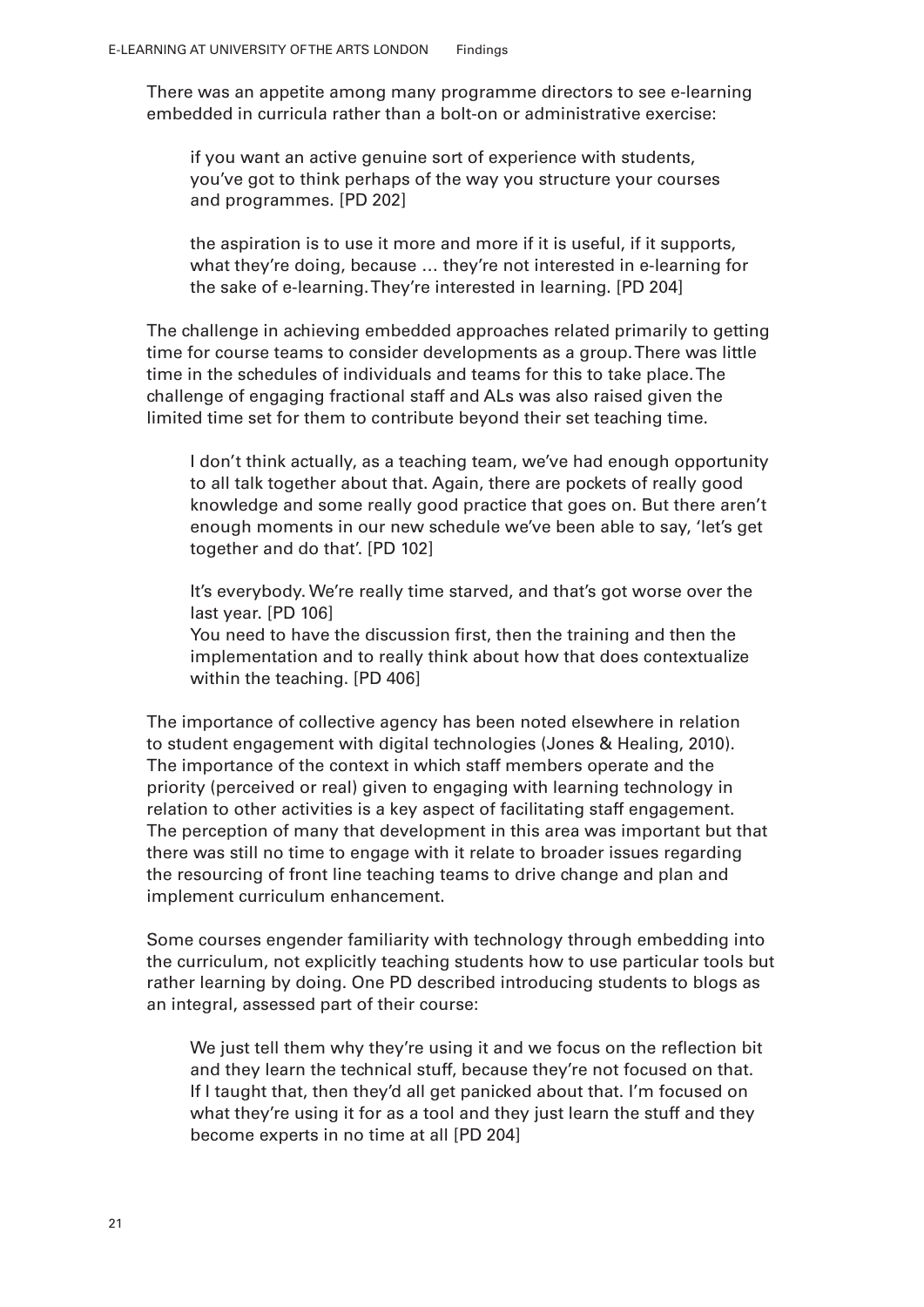There was an appetite among many programme directors to see e-learning embedded in curricula rather than a bolt-on or administrative exercise:

> if you want an active genuine sort of experience with students, you've got to think perhaps of the way you structure your courses and programmes. [PD 202]

> the aspiration is to use it more and more if it is useful, if it supports, what they're doing, because … they're not interested in e-learning for the sake of e-learning. They're interested in learning. [PD 204]

The challenge in achieving embedded approaches related primarily to getting time for course teams to consider developments as a group. There was little time in the schedules of individuals and teams for this to take place. The challenge of engaging fractional staff and ALs was also raised given the limited time set for them to contribute beyond their set teaching time.

> I don't think actually, as a teaching team, we've had enough opportunity to all talk together about that. Again, there are pockets of really good knowledge and some really good practice that goes on. But there aren't enough moments in our new schedule we've been able to say, 'let's get together and do that'. [PD 102]

> It's everybody. We're really time starved, and that's got worse over the last year. [PD 106]
> You need to have the discussion first, then the training and then the implementation and to really think about how that does contextualize within the teaching. [PD 406]

The importance of collective agency has been noted elsewhere in relation to student engagement with digital technologies (Jones & Healing, 2010). The importance of the context in which staff members operate and the priority (perceived or real) given to engaging with learning technology in relation to other activities is a key aspect of facilitating staff engagement. The perception of many that development in this area was important but that there was still no time to engage with it relate to broader issues regarding the resourcing of front line teaching teams to drive change and plan and implement curriculum enhancement.

Some courses engender familiarity with technology through embedding into the curriculum, not explicitly teaching students how to use particular tools but rather learning by doing. One PD described introducing students to blogs as an integral, assessed part of their course:

> We just tell them why they're using it and we focus on the reflection bit and they learn the technical stuff, because they're not focused on that. If I taught that, then they'd all get panicked about that. I'm focused on what they're using it for as a tool and they just learn the stuff and they become experts in no time at all [PD 204]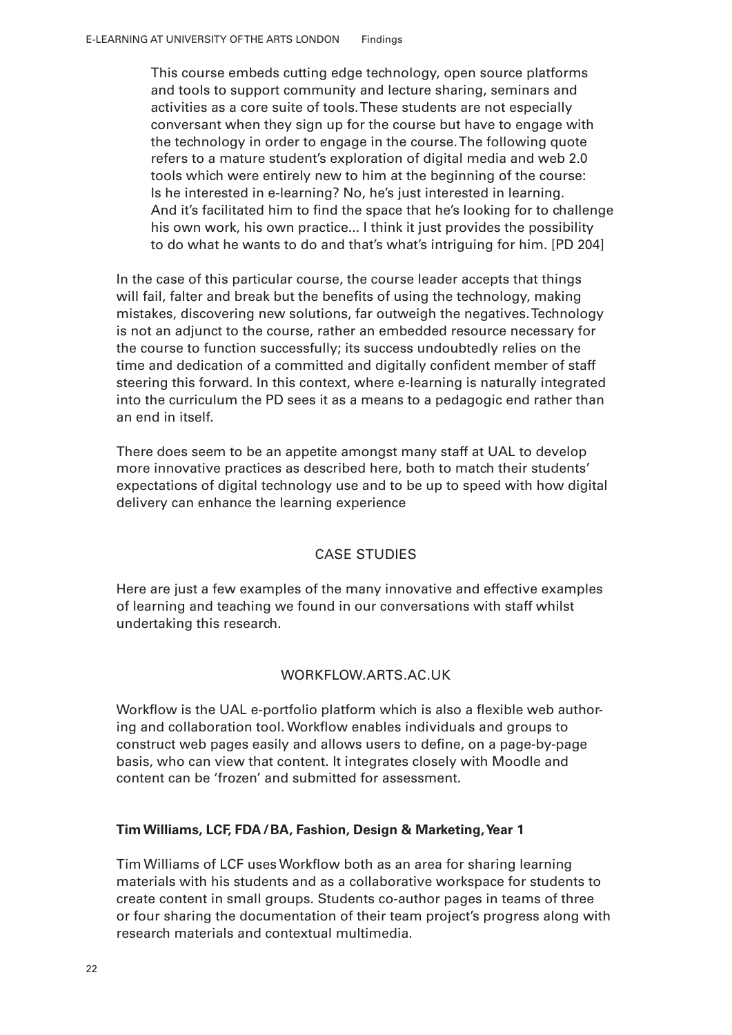> This course embeds cutting edge technology, open source platforms and tools to support community and lecture sharing, seminars and activities as a core suite of tools. These students are not especially conversant when they sign up for the course but have to engage with the technology in order to engage in the course. The following quote refers to a mature student's exploration of digital media and web 2.0 tools which were entirely new to him at the beginning of the course:
> Is he interested in e-learning? No, he's just interested in learning. And it's facilitated him to find the space that he's looking for to challenge his own work, his own practice... I think it just provides the possibility to do what he wants to do and that's what's intriguing for him. [PD 204]

In the case of this particular course, the course leader accepts that things will fail, falter and break but the benefits of using the technology, making mistakes, discovering new solutions, far outweigh the negatives. Technology is not an adjunct to the course, rather an embedded resource necessary for the course to function successfully; its success undoubtedly relies on the time and dedication of a committed and digitally confident member of staff steering this forward. In this context, where e-learning is naturally integrated into the curriculum the PD sees it as a means to a pedagogic end rather than an end in itself.

There does seem to be an appetite amongst many staff at UAL to develop more innovative practices as described here, both to match their students' expectations of digital technology use and to be up to speed with how digital delivery can enhance the learning experience

## CASE STUDIES

Here are just a few examples of the many innovative and effective examples of learning and teaching we found in our conversations with staff whilst undertaking this research.

### WORKFLOW.ARTS.AC.UK

Workflow is the UAL e-portfolio platform which is also a flexible web authoring and collaboration tool. Workflow enables individuals and groups to construct web pages easily and allows users to define, on a page-by-page basis, who can view that content. It integrates closely with Moodle and content can be 'frozen' and submitted for assessment.

**Tim Williams, LCF, FDA / BA, Fashion, Design & Marketing, Year 1**

Tim Williams of LCF uses Workflow both as an area for sharing learning materials with his students and as a collaborative workspace for students to create content in small groups. Students co-author pages in teams of three or four sharing the documentation of their team project's progress along with research materials and contextual multimedia.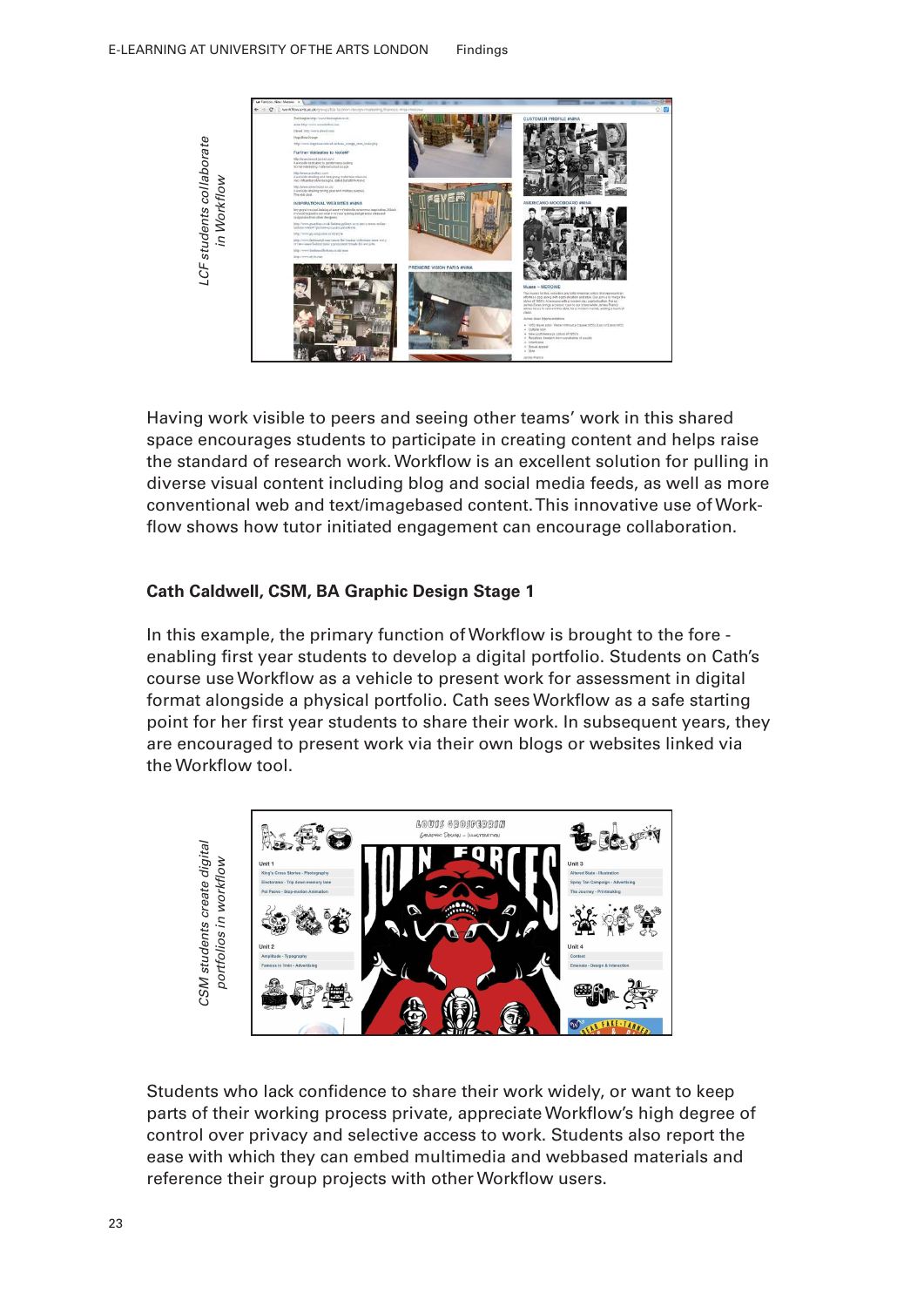*LCF students collaborate in Workflow*

Having work visible to peers and seeing other teams' work in this shared space encourages students to participate in creating content and helps raise the standard of research work. Workflow is an excellent solution for pulling in diverse visual content including blog and social media feeds, as well as more conventional web and text/imagebased content. This innovative use of Workflow shows how tutor initiated engagement can encourage collaboration.

**Cath Caldwell, CSM, BA Graphic Design Stage 1**

In this example, the primary function of Workflow is brought to the fore - enabling first year students to develop a digital portfolio. Students on Cath's course use Workflow as a vehicle to present work for assessment in digital format alongside a physical portfolio. Cath sees Workflow as a safe starting point for her first year students to share their work. In subsequent years, they are encouraged to present work via their own blogs or websites linked via the Workflow tool.

*CSM students create digital portfolios in workflow*

Students who lack confidence to share their work widely, or want to keep parts of their working process private, appreciate Workflow's high degree of control over privacy and selective access to work. Students also report the ease with which they can embed multimedia and webbased materials and reference their group projects with other Workflow users.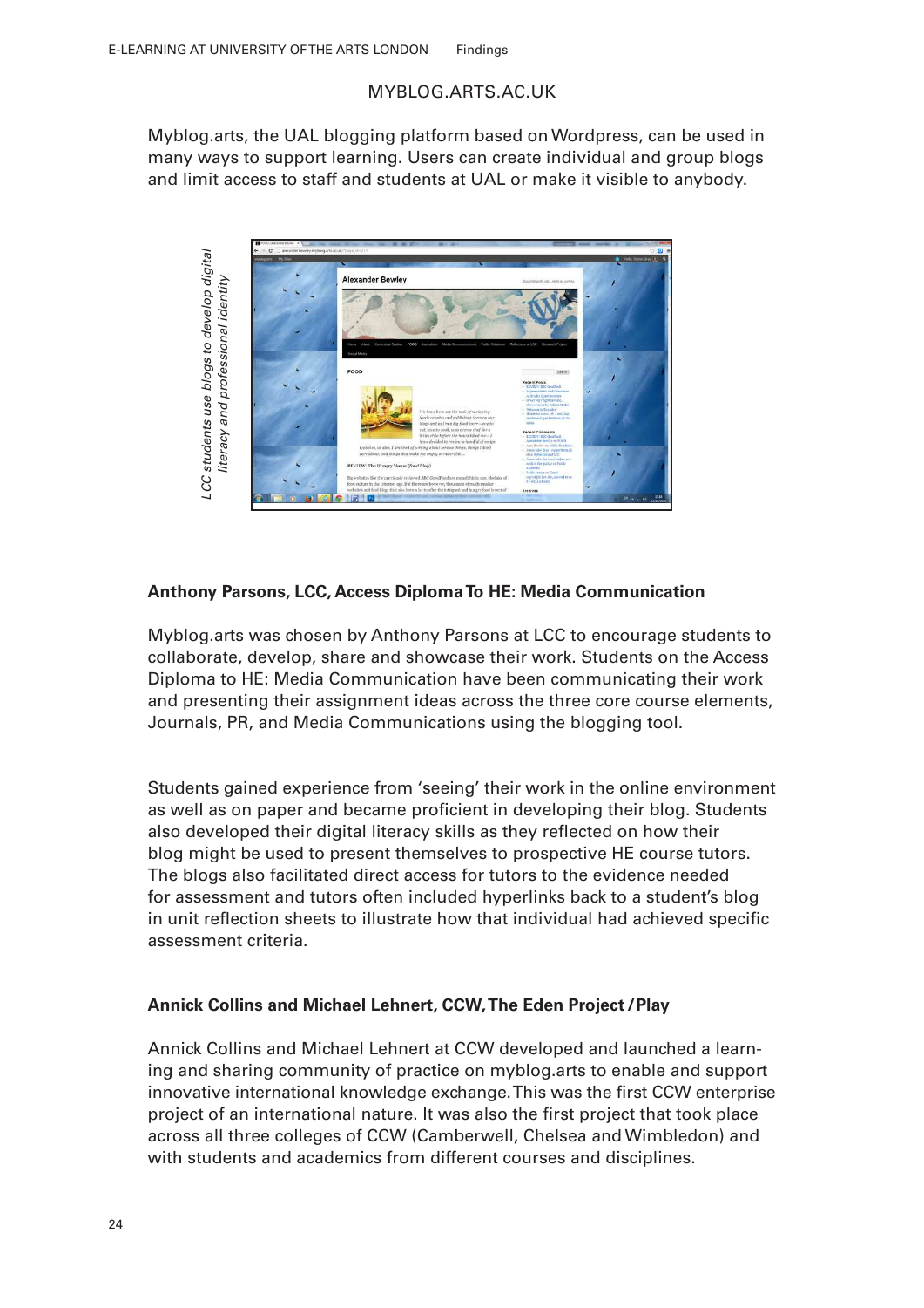## MYBLOG.ARTS.AC.UK

Myblog.arts, the UAL blogging platform based on Wordpress, can be used in many ways to support learning. Users can create individual and group blogs and limit access to staff and students at UAL or make it visible to anybody.

*LCC students use blogs to develop digital literacy and professional identity*

### Anthony Parsons, LCC, Access Diploma To HE: Media Communication

Myblog.arts was chosen by Anthony Parsons at LCC to encourage students to collaborate, develop, share and showcase their work. Students on the Access Diploma to HE: Media Communication have been communicating their work and presenting their assignment ideas across the three core course elements, Journals, PR, and Media Communications using the blogging tool.

Students gained experience from 'seeing' their work in the online environment as well as on paper and became proficient in developing their blog. Students also developed their digital literacy skills as they reflected on how their blog might be used to present themselves to prospective HE course tutors. The blogs also facilitated direct access for tutors to the evidence needed for assessment and tutors often included hyperlinks back to a student's blog in unit reflection sheets to illustrate how that individual had achieved specific assessment criteria.

### Annick Collins and Michael Lehnert, CCW, The Eden Project / Play

Annick Collins and Michael Lehnert at CCW developed and launched a learning and sharing community of practice on myblog.arts to enable and support innovative international knowledge exchange. This was the first CCW enterprise project of an international nature. It was also the first project that took place across all three colleges of CCW (Camberwell, Chelsea and Wimbledon) and with students and academics from different courses and disciplines.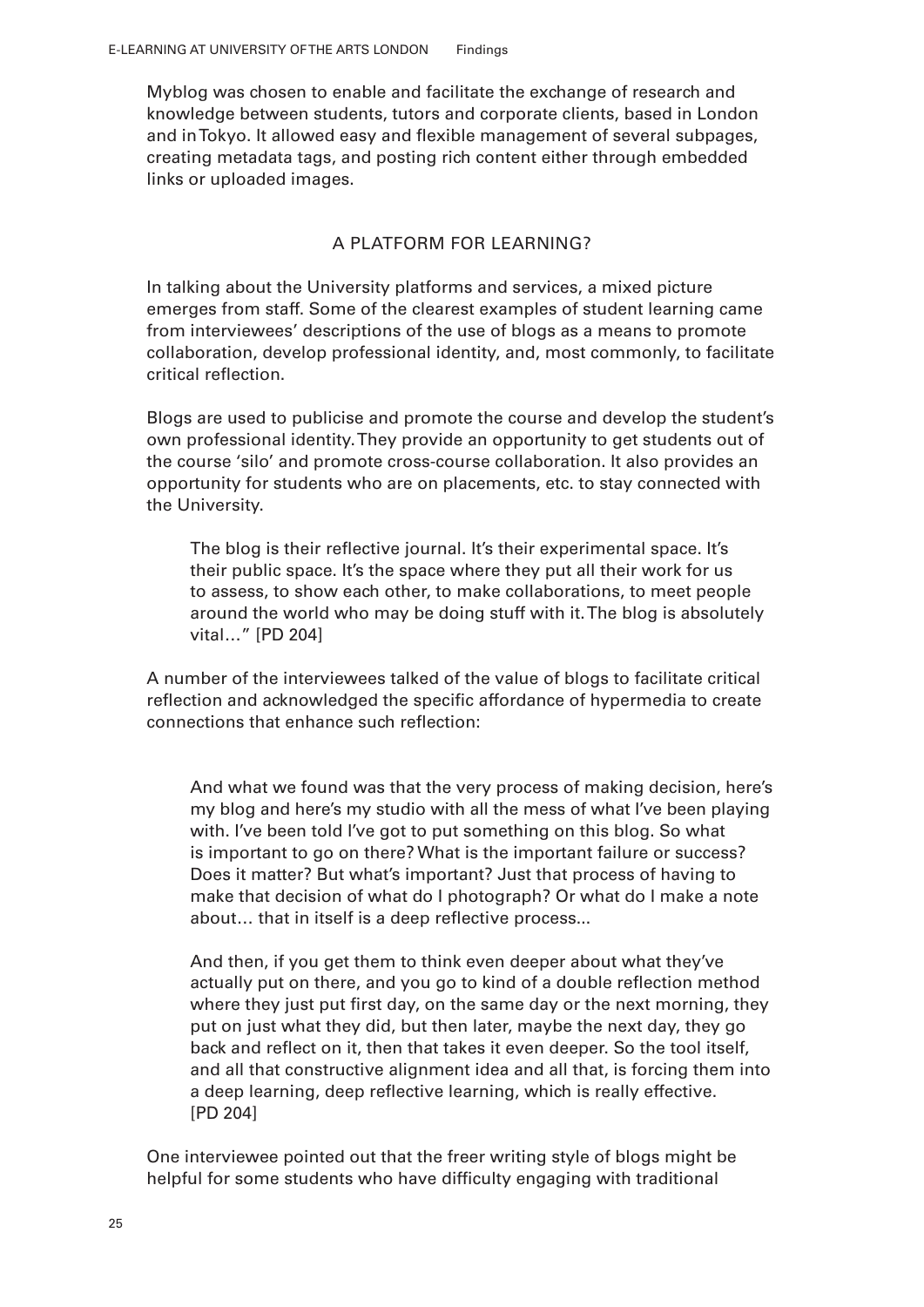Myblog was chosen to enable and facilitate the exchange of research and knowledge between students, tutors and corporate clients, based in London and in Tokyo. It allowed easy and flexible management of several subpages, creating metadata tags, and posting rich content either through embedded links or uploaded images.

## A PLATFORM FOR LEARNING?

In talking about the University platforms and services, a mixed picture emerges from staff. Some of the clearest examples of student learning came from interviewees' descriptions of the use of blogs as a means to promote collaboration, develop professional identity, and, most commonly, to facilitate critical reflection.

Blogs are used to publicise and promote the course and develop the student's own professional identity. They provide an opportunity to get students out of the course 'silo' and promote cross-course collaboration. It also provides an opportunity for students who are on placements, etc. to stay connected with the University.

> The blog is their reflective journal. It's their experimental space. It's their public space. It's the space where they put all their work for us to assess, to show each other, to make collaborations, to meet people around the world who may be doing stuff with it. The blog is absolutely vital…" [PD 204]

A number of the interviewees talked of the value of blogs to facilitate critical reflection and acknowledged the specific affordance of hypermedia to create connections that enhance such reflection:

> And what we found was that the very process of making decision, here's my blog and here's my studio with all the mess of what I've been playing with. I've been told I've got to put something on this blog. So what is important to go on there? What is the important failure or success? Does it matter? But what's important? Just that process of having to make that decision of what do I photograph? Or what do I make a note about… that in itself is a deep reflective process...
>
> And then, if you get them to think even deeper about what they've actually put on there, and you go to kind of a double reflection method where they just put first day, on the same day or the next morning, they put on just what they did, but then later, maybe the next day, they go back and reflect on it, then that takes it even deeper. So the tool itself, and all that constructive alignment idea and all that, is forcing them into a deep learning, deep reflective learning, which is really effective. [PD 204]

One interviewee pointed out that the freer writing style of blogs might be helpful for some students who have difficulty engaging with traditional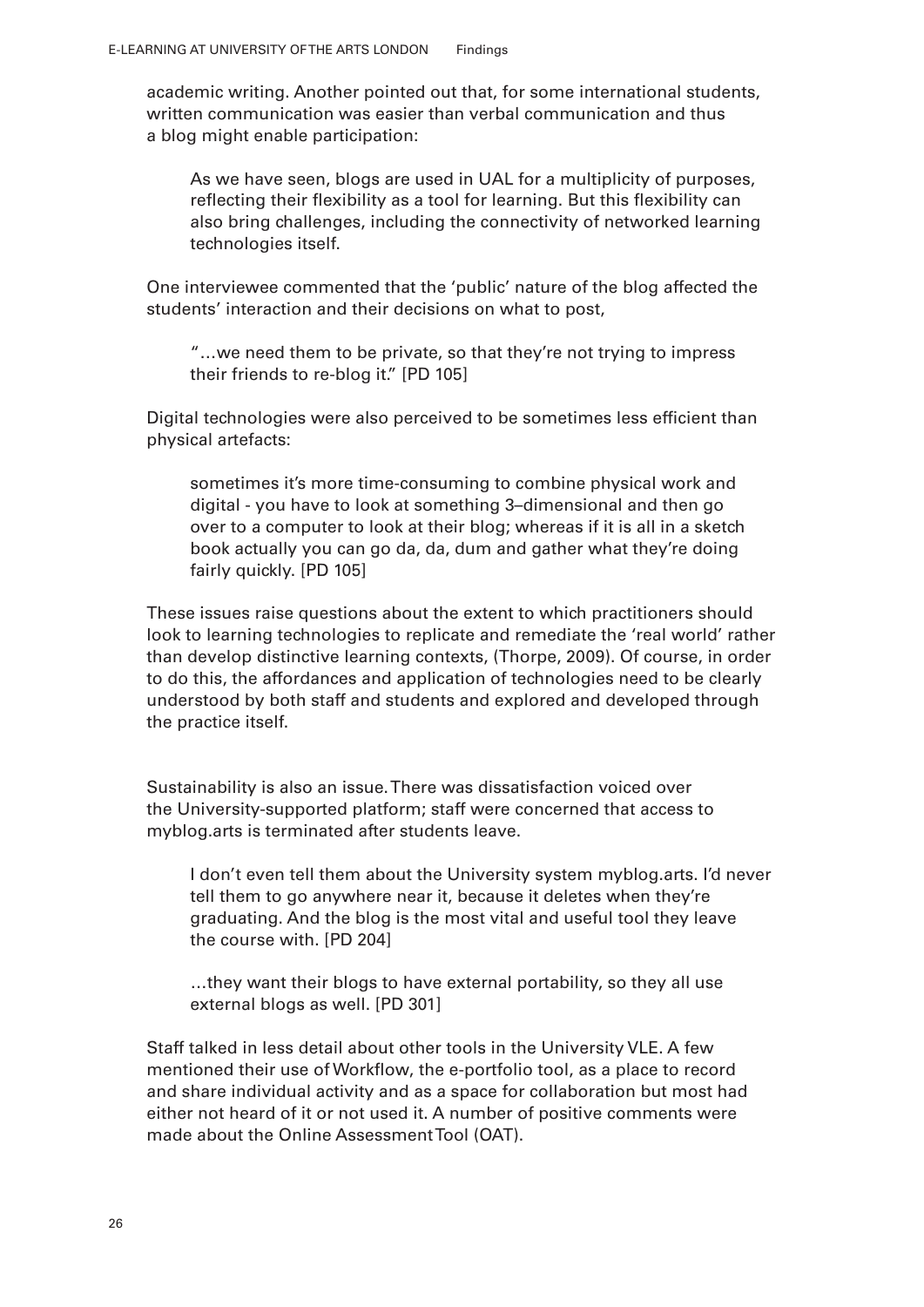academic writing. Another pointed out that, for some international students, written communication was easier than verbal communication and thus a blog might enable participation:

> As we have seen, blogs are used in UAL for a multiplicity of purposes, reflecting their flexibility as a tool for learning. But this flexibility can also bring challenges, including the connectivity of networked learning technologies itself.

One interviewee commented that the 'public' nature of the blog affected the students' interaction and their decisions on what to post,

> "…we need them to be private, so that they're not trying to impress their friends to re-blog it." [PD 105]

Digital technologies were also perceived to be sometimes less efficient than physical artefacts:

> sometimes it's more time-consuming to combine physical work and digital - you have to look at something 3–dimensional and then go over to a computer to look at their blog; whereas if it is all in a sketch book actually you can go da, da, dum and gather what they're doing fairly quickly. [PD 105]

These issues raise questions about the extent to which practitioners should look to learning technologies to replicate and remediate the 'real world' rather than develop distinctive learning contexts, (Thorpe, 2009). Of course, in order to do this, the affordances and application of technologies need to be clearly understood by both staff and students and explored and developed through the practice itself.

Sustainability is also an issue. There was dissatisfaction voiced over the University-supported platform; staff were concerned that access to myblog.arts is terminated after students leave.

> I don't even tell them about the University system myblog.arts. I'd never tell them to go anywhere near it, because it deletes when they're graduating. And the blog is the most vital and useful tool they leave the course with. [PD 204]

> …they want their blogs to have external portability, so they all use external blogs as well. [PD 301]

Staff talked in less detail about other tools in the University VLE. A few mentioned their use of Workflow, the e-portfolio tool, as a place to record and share individual activity and as a space for collaboration but most had either not heard of it or not used it. A number of positive comments were made about the Online Assessment Tool (OAT).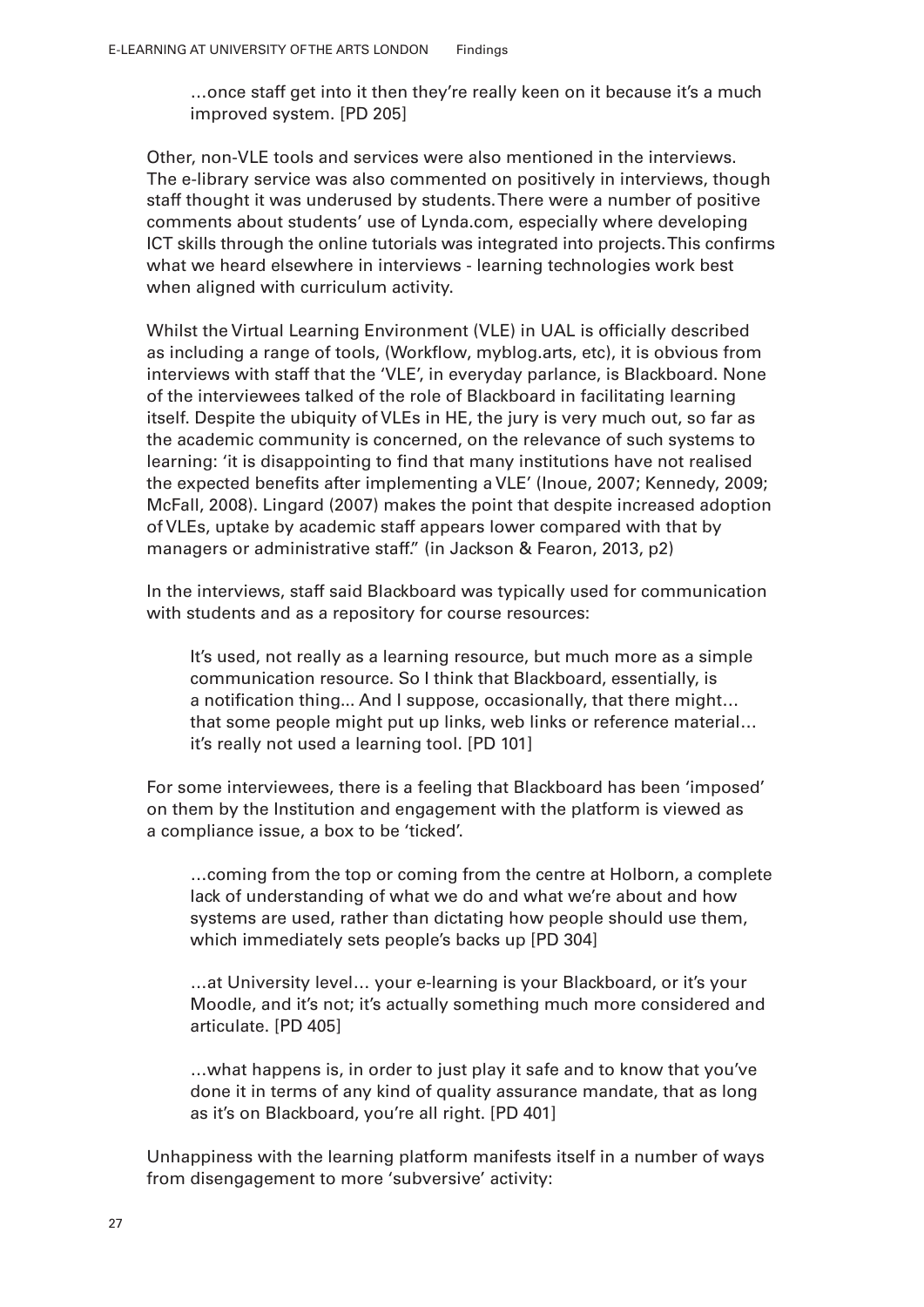> …once staff get into it then they're really keen on it because it's a much improved system. [PD 205]

Other, non-VLE tools and services were also mentioned in the interviews. The e-library service was also commented on positively in interviews, though staff thought it was underused by students. There were a number of positive comments about students' use of Lynda.com, especially where developing ICT skills through the online tutorials was integrated into projects. This confirms what we heard elsewhere in interviews - learning technologies work best when aligned with curriculum activity.

Whilst the Virtual Learning Environment (VLE) in UAL is officially described as including a range of tools, (Workflow, myblog.arts, etc), it is obvious from interviews with staff that the 'VLE', in everyday parlance, is Blackboard. None of the interviewees talked of the role of Blackboard in facilitating learning itself. Despite the ubiquity of VLEs in HE, the jury is very much out, so far as the academic community is concerned, on the relevance of such systems to learning: 'it is disappointing to find that many institutions have not realised the expected benefits after implementing a VLE' (Inoue, 2007; Kennedy, 2009; McFall, 2008). Lingard (2007) makes the point that despite increased adoption of VLEs, uptake by academic staff appears lower compared with that by managers or administrative staff." (in Jackson & Fearon, 2013, p2)

In the interviews, staff said Blackboard was typically used for communication with students and as a repository for course resources:

> It's used, not really as a learning resource, but much more as a simple communication resource. So I think that Blackboard, essentially, is a notification thing... And I suppose, occasionally, that there might… that some people might put up links, web links or reference material… it's really not used a learning tool. [PD 101]

For some interviewees, there is a feeling that Blackboard has been 'imposed' on them by the Institution and engagement with the platform is viewed as a compliance issue, a box to be 'ticked'.

> …coming from the top or coming from the centre at Holborn, a complete lack of understanding of what we do and what we're about and how systems are used, rather than dictating how people should use them, which immediately sets people's backs up [PD 304]

> …at University level… your e-learning is your Blackboard, or it's your Moodle, and it's not; it's actually something much more considered and articulate. [PD 405]

> …what happens is, in order to just play it safe and to know that you've done it in terms of any kind of quality assurance mandate, that as long as it's on Blackboard, you're all right. [PD 401]

Unhappiness with the learning platform manifests itself in a number of ways from disengagement to more 'subversive' activity: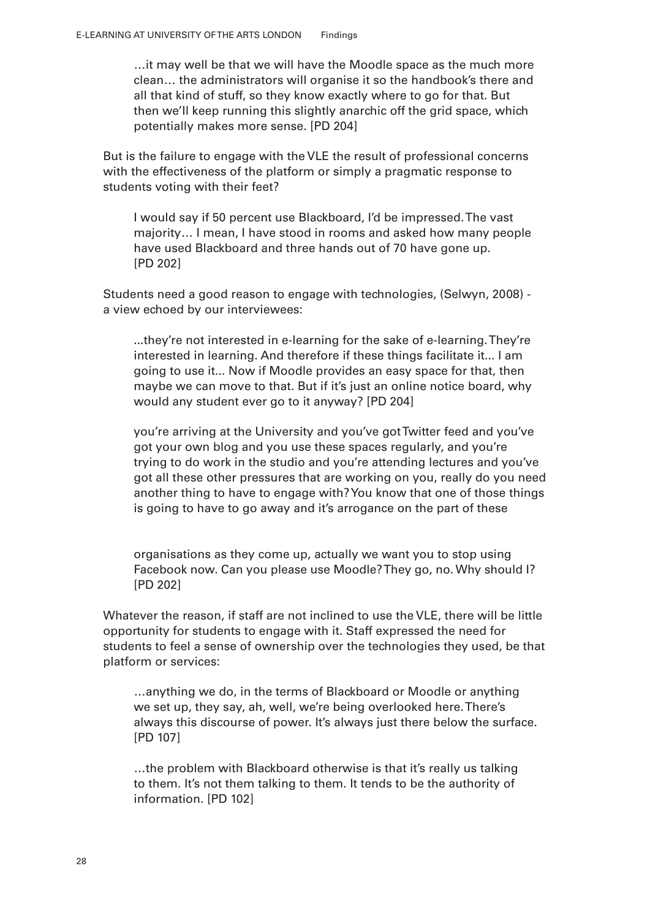> …it may well be that we will have the Moodle space as the much more clean… the administrators will organise it so the handbook's there and all that kind of stuff, so they know exactly where to go for that. But then we'll keep running this slightly anarchic off the grid space, which potentially makes more sense. [PD 204]

But is the failure to engage with the VLE the result of professional concerns with the effectiveness of the platform or simply a pragmatic response to students voting with their feet?

> I would say if 50 percent use Blackboard, I'd be impressed. The vast majority… I mean, I have stood in rooms and asked how many people have used Blackboard and three hands out of 70 have gone up. [PD 202]

Students need a good reason to engage with technologies, (Selwyn, 2008) - a view echoed by our interviewees:

> ...they're not interested in e-learning for the sake of e-learning. They're interested in learning. And therefore if these things facilitate it... I am going to use it... Now if Moodle provides an easy space for that, then maybe we can move to that. But if it's just an online notice board, why would any student ever go to it anyway? [PD 204]

> you're arriving at the University and you've got Twitter feed and you've got your own blog and you use these spaces regularly, and you're trying to do work in the studio and you're attending lectures and you've got all these other pressures that are working on you, really do you need another thing to have to engage with? You know that one of those things is going to have to go away and it's arrogance on the part of these organisations as they come up, actually we want you to stop using Facebook now. Can you please use Moodle? They go, no. Why should I? [PD 202]

Whatever the reason, if staff are not inclined to use the VLE, there will be little opportunity for students to engage with it. Staff expressed the need for students to feel a sense of ownership over the technologies they used, be that platform or services:

> …anything we do, in the terms of Blackboard or Moodle or anything we set up, they say, ah, well, we're being overlooked here. There's always this discourse of power. It's always just there below the surface. [PD 107]

> …the problem with Blackboard otherwise is that it's really us talking to them. It's not them talking to them. It tends to be the authority of information. [PD 102]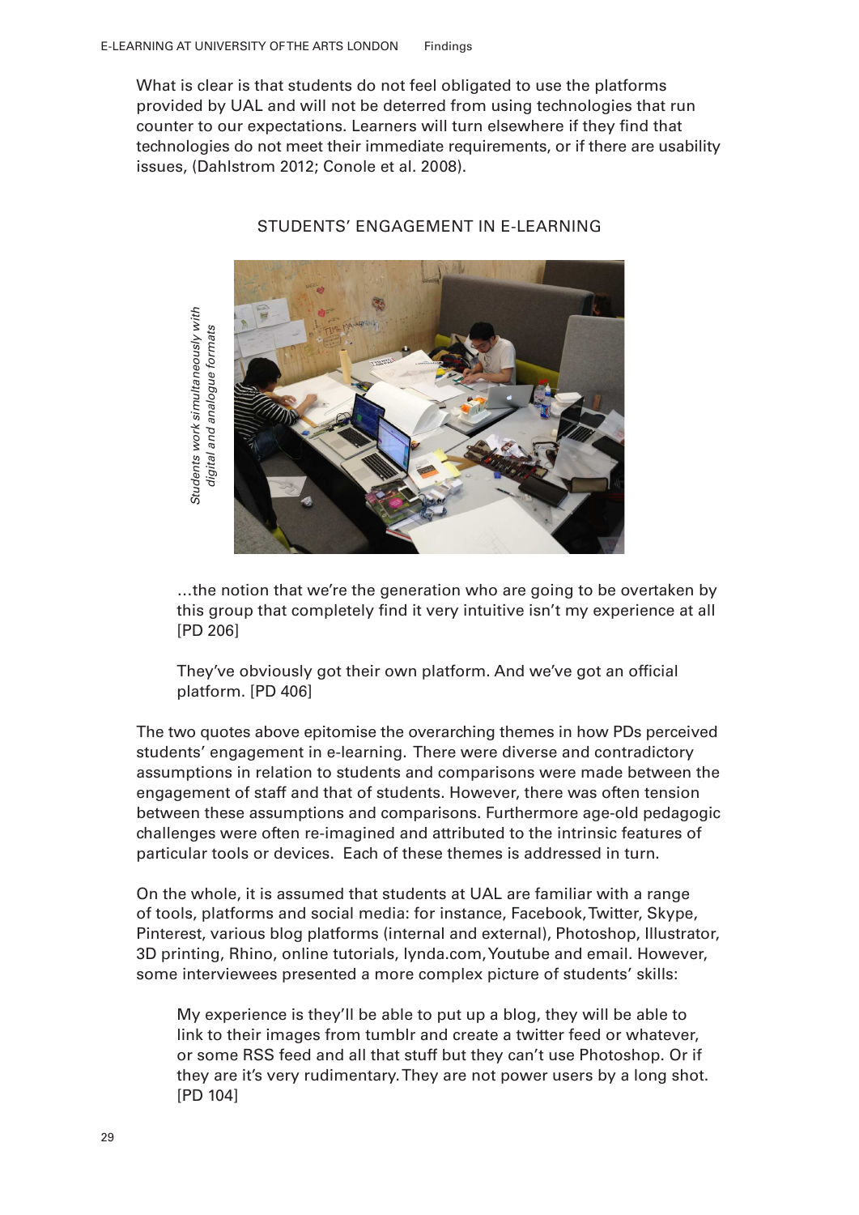What is clear is that students do not feel obligated to use the platforms provided by UAL and will not be deterred from using technologies that run counter to our expectations. Learners will turn elsewhere if they find that technologies do not meet their immediate requirements, or if there are usability issues, (Dahlstrom 2012; Conole et al. 2008).

## STUDENTS' ENGAGEMENT IN E-LEARNING

*Students work simultaneously with digital and analogue formats*

> …the notion that we're the generation who are going to be overtaken by this group that completely find it very intuitive isn't my experience at all [PD 206]

> They've obviously got their own platform. And we've got an official platform. [PD 406]

The two quotes above epitomise the overarching themes in how PDs perceived students' engagement in e-learning. There were diverse and contradictory assumptions in relation to students and comparisons were made between the engagement of staff and that of students. However, there was often tension between these assumptions and comparisons. Furthermore age-old pedagogic challenges were often re-imagined and attributed to the intrinsic features of particular tools or devices. Each of these themes is addressed in turn.

On the whole, it is assumed that students at UAL are familiar with a range of tools, platforms and social media: for instance, Facebook, Twitter, Skype, Pinterest, various blog platforms (internal and external), Photoshop, Illustrator, 3D printing, Rhino, online tutorials, lynda.com, Youtube and email. However, some interviewees presented a more complex picture of students' skills:

> My experience is they'll be able to put up a blog, they will be able to link to their images from tumblr and create a twitter feed or whatever, or some RSS feed and all that stuff but they can't use Photoshop. Or if they are it's very rudimentary. They are not power users by a long shot. [PD 104]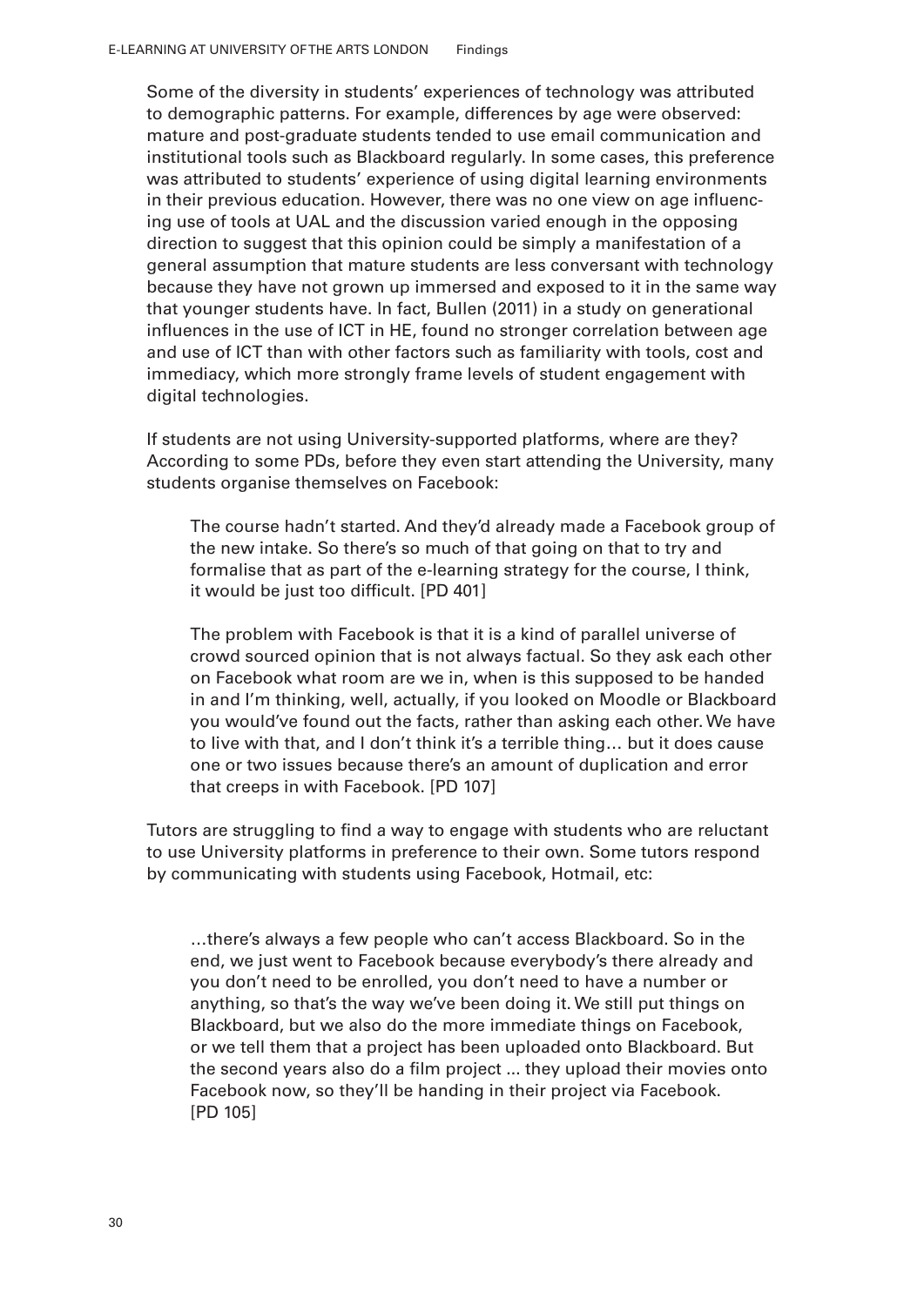Some of the diversity in students' experiences of technology was attributed to demographic patterns. For example, differences by age were observed: mature and post-graduate students tended to use email communication and institutional tools such as Blackboard regularly. In some cases, this preference was attributed to students' experience of using digital learning environments in their previous education. However, there was no one view on age influencing use of tools at UAL and the discussion varied enough in the opposing direction to suggest that this opinion could be simply a manifestation of a general assumption that mature students are less conversant with technology because they have not grown up immersed and exposed to it in the same way that younger students have. In fact, Bullen (2011) in a study on generational influences in the use of ICT in HE, found no stronger correlation between age and use of ICT than with other factors such as familiarity with tools, cost and immediacy, which more strongly frame levels of student engagement with digital technologies.

If students are not using University-supported platforms, where are they? According to some PDs, before they even start attending the University, many students organise themselves on Facebook:

> The course hadn't started. And they'd already made a Facebook group of the new intake. So there's so much of that going on that to try and formalise that as part of the e-learning strategy for the course, I think, it would be just too difficult. [PD 401]

> The problem with Facebook is that it is a kind of parallel universe of crowd sourced opinion that is not always factual. So they ask each other on Facebook what room are we in, when is this supposed to be handed in and I'm thinking, well, actually, if you looked on Moodle or Blackboard you would've found out the facts, rather than asking each other. We have to live with that, and I don't think it's a terrible thing… but it does cause one or two issues because there's an amount of duplication and error that creeps in with Facebook. [PD 107]

Tutors are struggling to find a way to engage with students who are reluctant to use University platforms in preference to their own. Some tutors respond by communicating with students using Facebook, Hotmail, etc:

> …there's always a few people who can't access Blackboard. So in the end, we just went to Facebook because everybody's there already and you don't need to be enrolled, you don't need to have a number or anything, so that's the way we've been doing it. We still put things on Blackboard, but we also do the more immediate things on Facebook, or we tell them that a project has been uploaded onto Blackboard. But the second years also do a film project ... they upload their movies onto Facebook now, so they'll be handing in their project via Facebook. [PD 105]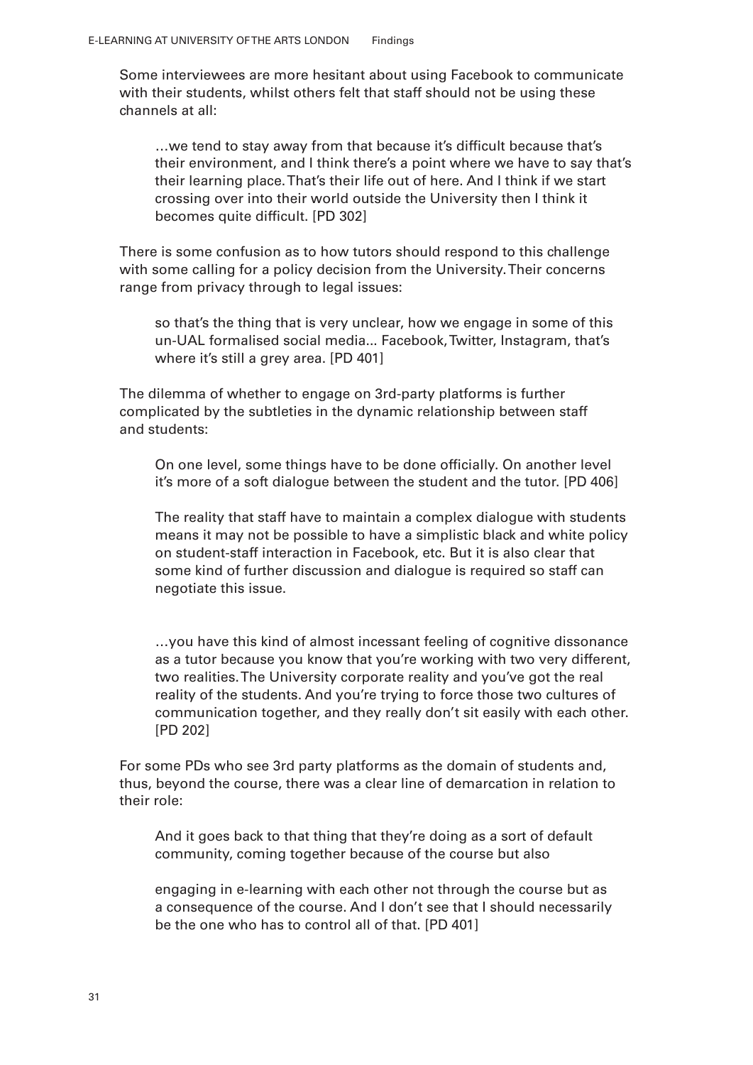Some interviewees are more hesitant about using Facebook to communicate with their students, whilst others felt that staff should not be using these channels at all:

> …we tend to stay away from that because it's difficult because that's their environment, and I think there's a point where we have to say that's their learning place. That's their life out of here. And I think if we start crossing over into their world outside the University then I think it becomes quite difficult. [PD 302]

There is some confusion as to how tutors should respond to this challenge with some calling for a policy decision from the University. Their concerns range from privacy through to legal issues:

> so that's the thing that is very unclear, how we engage in some of this un-UAL formalised social media... Facebook, Twitter, Instagram, that's where it's still a grey area. [PD 401]

The dilemma of whether to engage on 3rd-party platforms is further complicated by the subtleties in the dynamic relationship between staff and students:

> On one level, some things have to be done officially. On another level it's more of a soft dialogue between the student and the tutor. [PD 406]
>
> The reality that staff have to maintain a complex dialogue with students means it may not be possible to have a simplistic black and white policy on student-staff interaction in Facebook, etc. But it is also clear that some kind of further discussion and dialogue is required so staff can negotiate this issue.
>
> …you have this kind of almost incessant feeling of cognitive dissonance as a tutor because you know that you're working with two very different, two realities. The University corporate reality and you've got the real reality of the students. And you're trying to force those two cultures of communication together, and they really don't sit easily with each other. [PD 202]

For some PDs who see 3rd party platforms as the domain of students and, thus, beyond the course, there was a clear line of demarcation in relation to their role:

> And it goes back to that thing that they're doing as a sort of default community, coming together because of the course but also
>
> engaging in e-learning with each other not through the course but as a consequence of the course. And I don't see that I should necessarily be the one who has to control all of that. [PD 401]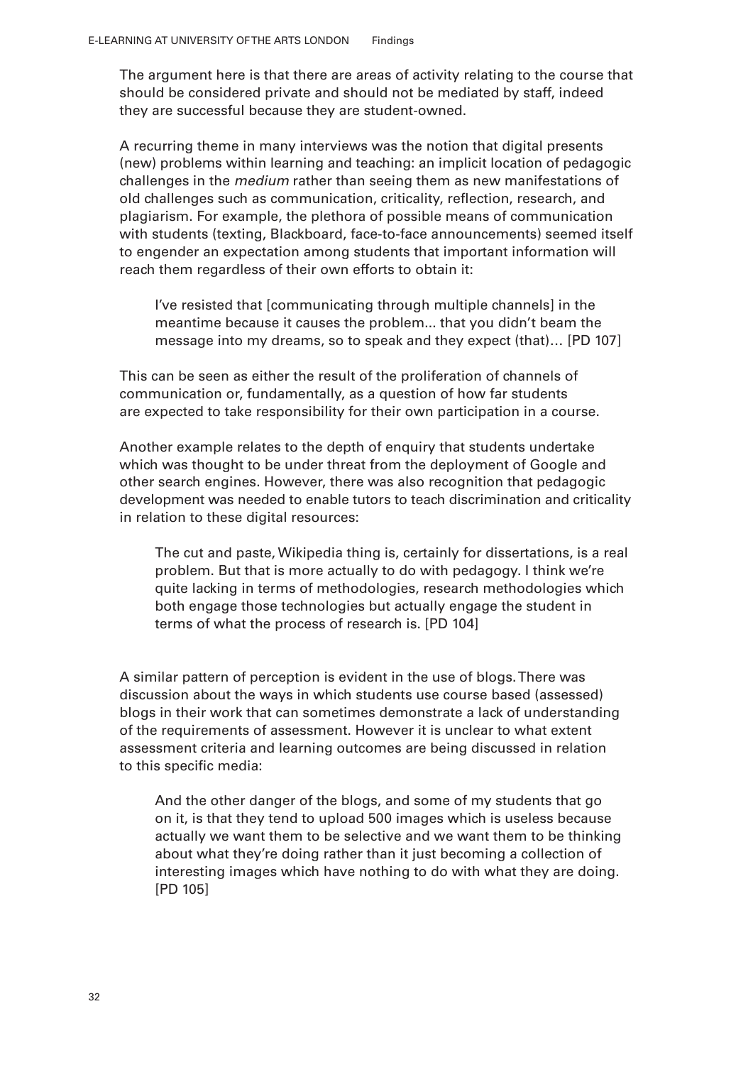The argument here is that there are areas of activity relating to the course that should be considered private and should not be mediated by staff, indeed they are successful because they are student-owned.

A recurring theme in many interviews was the notion that digital presents (new) problems within learning and teaching: an implicit location of pedagogic challenges in the *medium* rather than seeing them as new manifestations of old challenges such as communication, criticality, reflection, research, and plagiarism. For example, the plethora of possible means of communication with students (texting, Blackboard, face-to-face announcements) seemed itself to engender an expectation among students that important information will reach them regardless of their own efforts to obtain it:

> I've resisted that [communicating through multiple channels] in the meantime because it causes the problem... that you didn't beam the message into my dreams, so to speak and they expect (that)… [PD 107]

This can be seen as either the result of the proliferation of channels of communication or, fundamentally, as a question of how far students are expected to take responsibility for their own participation in a course.

Another example relates to the depth of enquiry that students undertake which was thought to be under threat from the deployment of Google and other search engines. However, there was also recognition that pedagogic development was needed to enable tutors to teach discrimination and criticality in relation to these digital resources:

> The cut and paste, Wikipedia thing is, certainly for dissertations, is a real problem. But that is more actually to do with pedagogy. I think we're quite lacking in terms of methodologies, research methodologies which both engage those technologies but actually engage the student in terms of what the process of research is. [PD 104]

A similar pattern of perception is evident in the use of blogs. There was discussion about the ways in which students use course based (assessed) blogs in their work that can sometimes demonstrate a lack of understanding of the requirements of assessment. However it is unclear to what extent assessment criteria and learning outcomes are being discussed in relation to this specific media:

> And the other danger of the blogs, and some of my students that go on it, is that they tend to upload 500 images which is useless because actually we want them to be selective and we want them to be thinking about what they're doing rather than it just becoming a collection of interesting images which have nothing to do with what they are doing. [PD 105]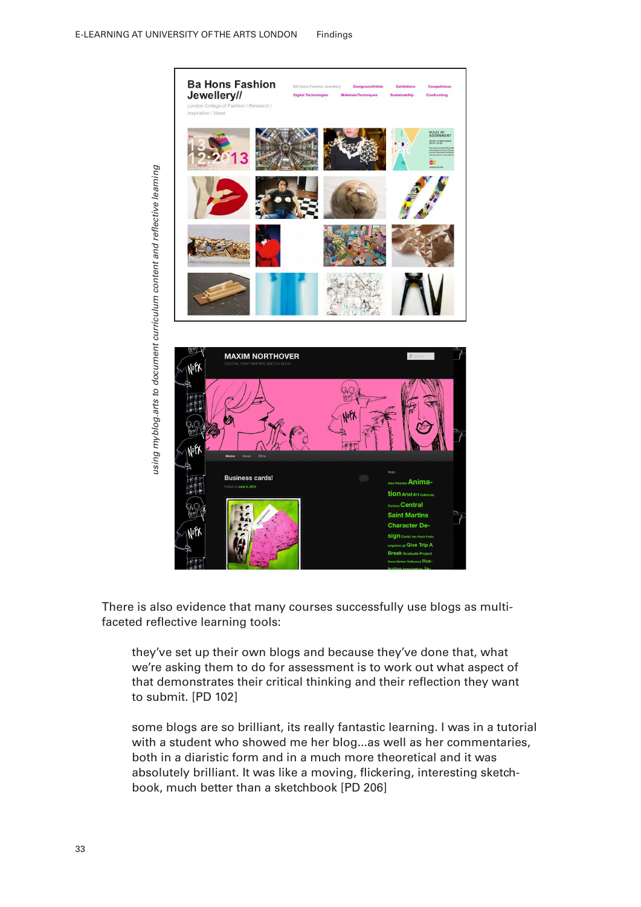*using myblog.arts to document curriculum content and reflective learning*

There is also evidence that many courses successfully use blogs as multi-faceted reflective learning tools:

> they've set up their own blogs and because they've done that, what we're asking them to do for assessment is to work out what aspect of that demonstrates their critical thinking and their reflection they want to submit. [PD 102]

> some blogs are so brilliant, its really fantastic learning. I was in a tutorial with a student who showed me her blog...as well as her commentaries, both in a diaristic form and in a much more theoretical and it was absolutely brilliant. It was like a moving, flickering, interesting sketch-book, much better than a sketchbook [PD 206]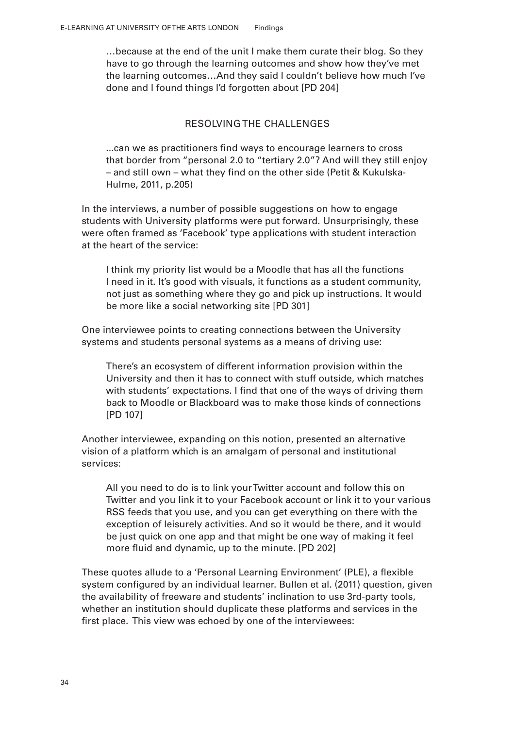> …because at the end of the unit I make them curate their blog. So they have to go through the learning outcomes and show how they've met the learning outcomes…And they said I couldn't believe how much I've done and I found things I'd forgotten about [PD 204]

## RESOLVING THE CHALLENGES

> ...can we as practitioners find ways to encourage learners to cross that border from "personal 2.0 to "tertiary 2.0"? And will they still enjoy – and still own – what they find on the other side (Petit & Kukulska-Hulme, 2011, p.205)

In the interviews, a number of possible suggestions on how to engage students with University platforms were put forward. Unsurprisingly, these were often framed as 'Facebook' type applications with student interaction at the heart of the service:

> I think my priority list would be a Moodle that has all the functions I need in it. It's good with visuals, it functions as a student community, not just as something where they go and pick up instructions. It would be more like a social networking site [PD 301]

One interviewee points to creating connections between the University systems and students personal systems as a means of driving use:

> There's an ecosystem of different information provision within the University and then it has to connect with stuff outside, which matches with students' expectations. I find that one of the ways of driving them back to Moodle or Blackboard was to make those kinds of connections [PD 107]

Another interviewee, expanding on this notion, presented an alternative vision of a platform which is an amalgam of personal and institutional services:

> All you need to do is to link your Twitter account and follow this on Twitter and you link it to your Facebook account or link it to your various RSS feeds that you use, and you can get everything on there with the exception of leisurely activities. And so it would be there, and it would be just quick on one app and that might be one way of making it feel more fluid and dynamic, up to the minute. [PD 202]

These quotes allude to a 'Personal Learning Environment' (PLE), a flexible system configured by an individual learner. Bullen et al. (2011) question, given the availability of freeware and students' inclination to use 3rd-party tools, whether an institution should duplicate these platforms and services in the first place. This view was echoed by one of the interviewees: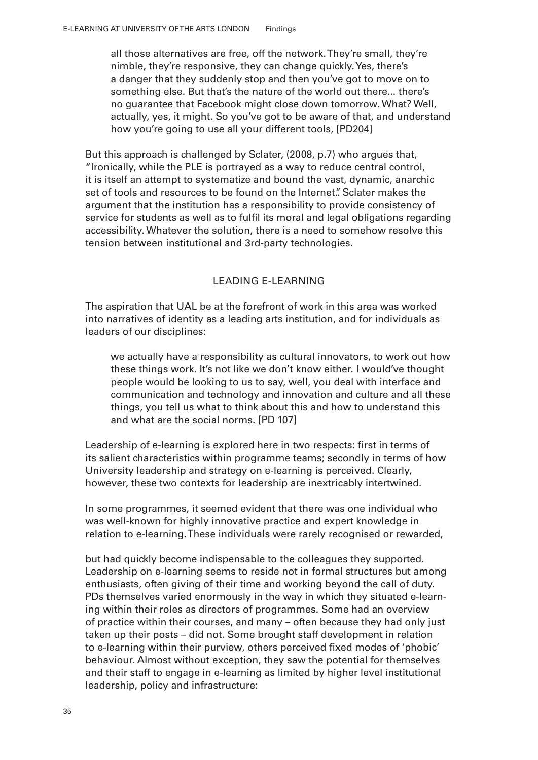> all those alternatives are free, off the network. They're small, they're nimble, they're responsive, they can change quickly. Yes, there's a danger that they suddenly stop and then you've got to move on to something else. But that's the nature of the world out there... there's no guarantee that Facebook might close down tomorrow. What? Well, actually, yes, it might. So you've got to be aware of that, and understand how you're going to use all your different tools, [PD204]

But this approach is challenged by Sclater, (2008, p.7) who argues that, "Ironically, while the PLE is portrayed as a way to reduce central control, it is itself an attempt to systematize and bound the vast, dynamic, anarchic set of tools and resources to be found on the Internet.". Sclater makes the argument that the institution has a responsibility to provide consistency of service for students as well as to fulfil its moral and legal obligations regarding accessibility. Whatever the solution, there is a need to somehow resolve this tension between institutional and 3rd-party technologies.

## LEADING E-LEARNING

The aspiration that UAL be at the forefront of work in this area was worked into narratives of identity as a leading arts institution, and for individuals as leaders of our disciplines:

> we actually have a responsibility as cultural innovators, to work out how these things work. It's not like we don't know either. I would've thought people would be looking to us to say, well, you deal with interface and communication and technology and innovation and culture and all these things, you tell us what to think about this and how to understand this and what are the social norms. [PD 107]

Leadership of e-learning is explored here in two respects: first in terms of its salient characteristics within programme teams; secondly in terms of how University leadership and strategy on e-learning is perceived. Clearly, however, these two contexts for leadership are inextricably intertwined.

In some programmes, it seemed evident that there was one individual who was well-known for highly innovative practice and expert knowledge in relation to e-learning. These individuals were rarely recognised or rewarded, but had quickly become indispensable to the colleagues they supported. Leadership on e-learning seems to reside not in formal structures but among enthusiasts, often giving of their time and working beyond the call of duty. PDs themselves varied enormously in the way in which they situated e-learning within their roles as directors of programmes. Some had an overview of practice within their courses, and many – often because they had only just taken up their posts – did not. Some brought staff development in relation to e-learning within their purview, others perceived fixed modes of 'phobic' behaviour. Almost without exception, they saw the potential for themselves and their staff to engage in e-learning as limited by higher level institutional leadership, policy and infrastructure: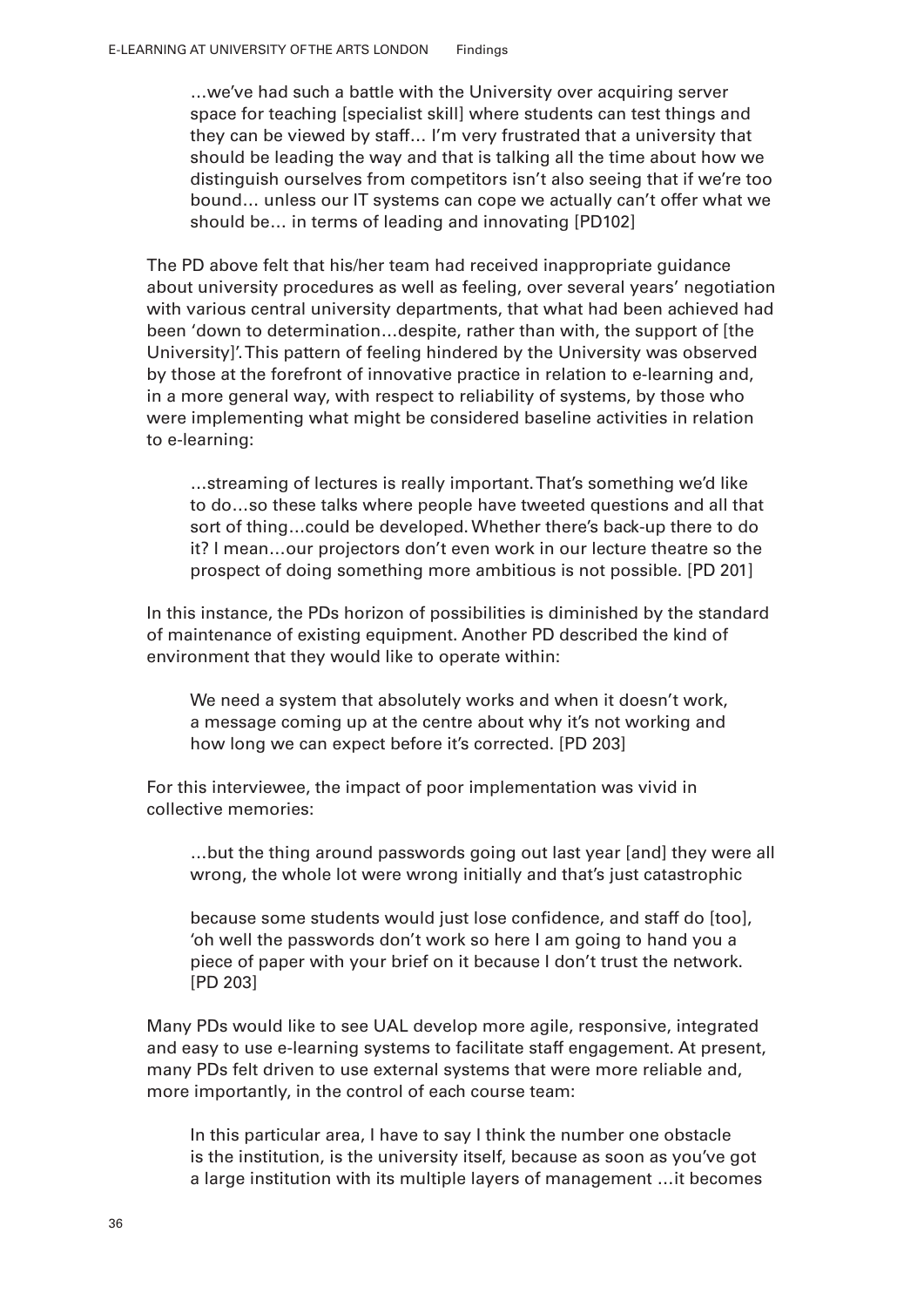> …we've had such a battle with the University over acquiring server space for teaching [specialist skill] where students can test things and they can be viewed by staff… I'm very frustrated that a university that should be leading the way and that is talking all the time about how we distinguish ourselves from competitors isn't also seeing that if we're too bound… unless our IT systems can cope we actually can't offer what we should be… in terms of leading and innovating [PD102]

The PD above felt that his/her team had received inappropriate guidance about university procedures as well as feeling, over several years' negotiation with various central university departments, that what had been achieved had been 'down to determination…despite, rather than with, the support of [the University]'. This pattern of feeling hindered by the University was observed by those at the forefront of innovative practice in relation to e-learning and, in a more general way, with respect to reliability of systems, by those who were implementing what might be considered baseline activities in relation to e-learning:

> …streaming of lectures is really important. That's something we'd like to do…so these talks where people have tweeted questions and all that sort of thing…could be developed. Whether there's back-up there to do it? I mean…our projectors don't even work in our lecture theatre so the prospect of doing something more ambitious is not possible. [PD 201]

In this instance, the PDs horizon of possibilities is diminished by the standard of maintenance of existing equipment. Another PD described the kind of environment that they would like to operate within:

> We need a system that absolutely works and when it doesn't work, a message coming up at the centre about why it's not working and how long we can expect before it's corrected. [PD 203]

For this interviewee, the impact of poor implementation was vivid in collective memories:

> …but the thing around passwords going out last year [and] they were all wrong, the whole lot were wrong initially and that's just catastrophic
>
> because some students would just lose confidence, and staff do [too], 'oh well the passwords don't work so here I am going to hand you a piece of paper with your brief on it because I don't trust the network. [PD 203]

Many PDs would like to see UAL develop more agile, responsive, integrated and easy to use e-learning systems to facilitate staff engagement. At present, many PDs felt driven to use external systems that were more reliable and, more importantly, in the control of each course team:

> In this particular area, I have to say I think the number one obstacle is the institution, is the university itself, because as soon as you've got a large institution with its multiple layers of management …it becomes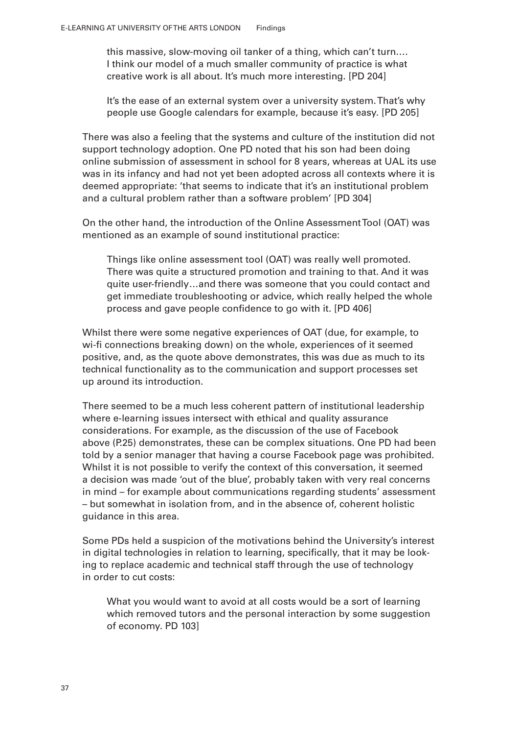> this massive, slow-moving oil tanker of a thing, which can't turn.... I think our model of a much smaller community of practice is what creative work is all about. It's much more interesting. [PD 204]

> It's the ease of an external system over a university system. That's why people use Google calendars for example, because it's easy. [PD 205]

There was also a feeling that the systems and culture of the institution did not support technology adoption. One PD noted that his son had been doing online submission of assessment in school for 8 years, whereas at UAL its use was in its infancy and had not yet been adopted across all contexts where it is deemed appropriate: 'that seems to indicate that it's an institutional problem and a cultural problem rather than a software problem' [PD 304]

On the other hand, the introduction of the Online Assessment Tool (OAT) was mentioned as an example of sound institutional practice:

> Things like online assessment tool (OAT) was really well promoted. There was quite a structured promotion and training to that. And it was quite user-friendly...and there was someone that you could contact and get immediate troubleshooting or advice, which really helped the whole process and gave people confidence to go with it. [PD 406]

Whilst there were some negative experiences of OAT (due, for example, to wi-fi connections breaking down) on the whole, experiences of it seemed positive, and, as the quote above demonstrates, this was due as much to its technical functionality as to the communication and support processes set up around its introduction.

There seemed to be a much less coherent pattern of institutional leadership where e-learning issues intersect with ethical and quality assurance considerations. For example, as the discussion of the use of Facebook above (P.25) demonstrates, these can be complex situations. One PD had been told by a senior manager that having a course Facebook page was prohibited. Whilst it is not possible to verify the context of this conversation, it seemed a decision was made 'out of the blue', probably taken with very real concerns in mind – for example about communications regarding students' assessment – but somewhat in isolation from, and in the absence of, coherent holistic guidance in this area.

Some PDs held a suspicion of the motivations behind the University's interest in digital technologies in relation to learning, specifically, that it may be looking to replace academic and technical staff through the use of technology in order to cut costs:

> What you would want to avoid at all costs would be a sort of learning which removed tutors and the personal interaction by some suggestion of economy. PD 103]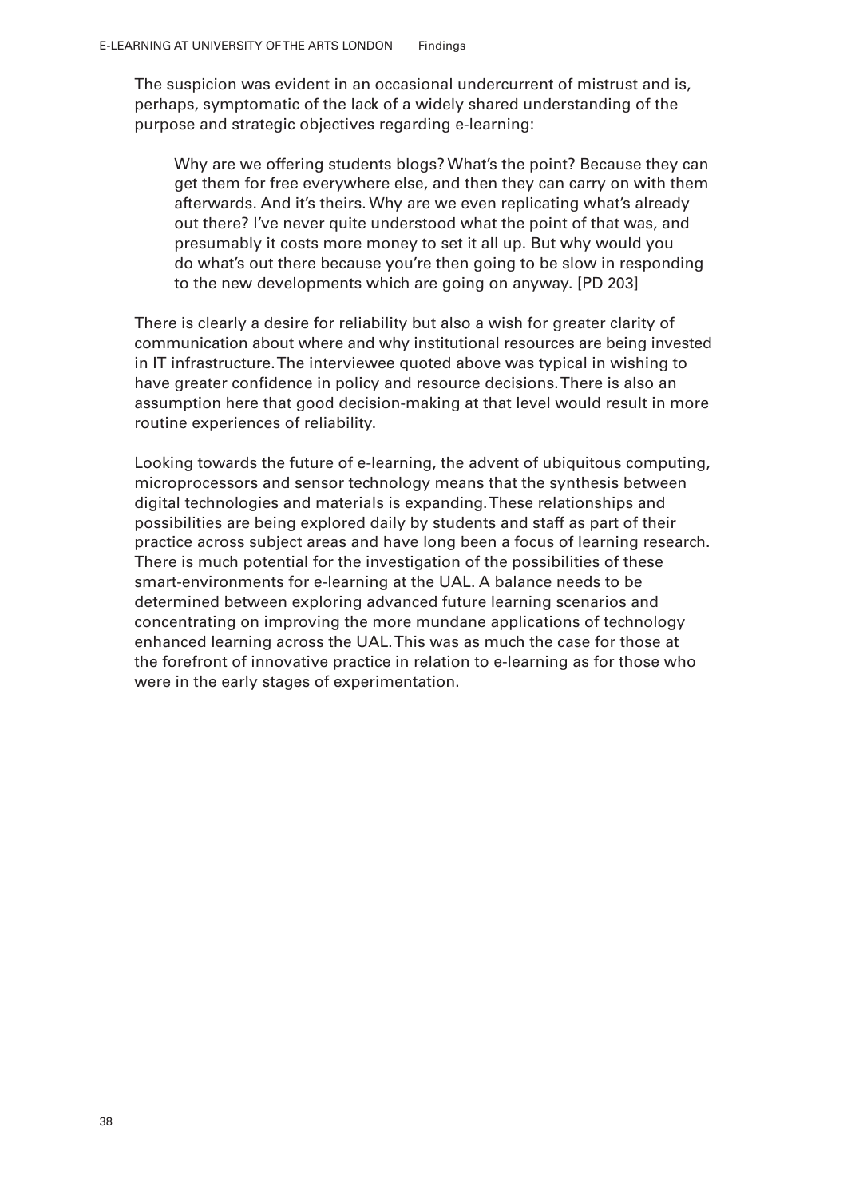The suspicion was evident in an occasional undercurrent of mistrust and is, perhaps, symptomatic of the lack of a widely shared understanding of the purpose and strategic objectives regarding e-learning:

> Why are we offering students blogs? What's the point? Because they can get them for free everywhere else, and then they can carry on with them afterwards. And it's theirs. Why are we even replicating what's already out there? I've never quite understood what the point of that was, and presumably it costs more money to set it all up. But why would you do what's out there because you're then going to be slow in responding to the new developments which are going on anyway. [PD 203]

There is clearly a desire for reliability but also a wish for greater clarity of communication about where and why institutional resources are being invested in IT infrastructure. The interviewee quoted above was typical in wishing to have greater confidence in policy and resource decisions. There is also an assumption here that good decision-making at that level would result in more routine experiences of reliability.

Looking towards the future of e-learning, the advent of ubiquitous computing, microprocessors and sensor technology means that the synthesis between digital technologies and materials is expanding. These relationships and possibilities are being explored daily by students and staff as part of their practice across subject areas and have long been a focus of learning research. There is much potential for the investigation of the possibilities of these smart-environments for e-learning at the UAL. A balance needs to be determined between exploring advanced future learning scenarios and concentrating on improving the more mundane applications of technology enhanced learning across the UAL. This was as much the case for those at the forefront of innovative practice in relation to e-learning as for those who were in the early stages of experimentation.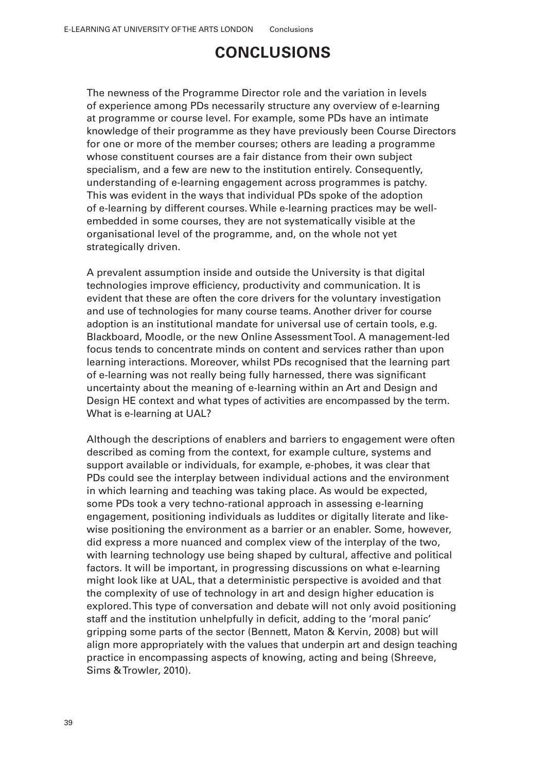# CONCLUSIONS

The newness of the Programme Director role and the variation in levels of experience among PDs necessarily structure any overview of e-learning at programme or course level. For example, some PDs have an intimate knowledge of their programme as they have previously been Course Directors for one or more of the member courses; others are leading a programme whose constituent courses are a fair distance from their own subject specialism, and a few are new to the institution entirely. Consequently, understanding of e-learning engagement across programmes is patchy. This was evident in the ways that individual PDs spoke of the adoption of e-learning by different courses. While e-learning practices may be well-embedded in some courses, they are not systematically visible at the organisational level of the programme, and, on the whole not yet strategically driven.

A prevalent assumption inside and outside the University is that digital technologies improve efficiency, productivity and communication. It is evident that these are often the core drivers for the voluntary investigation and use of technologies for many course teams. Another driver for course adoption is an institutional mandate for universal use of certain tools, e.g. Blackboard, Moodle, or the new Online Assessment Tool. A management-led focus tends to concentrate minds on content and services rather than upon learning interactions. Moreover, whilst PDs recognised that the learning part of e-learning was not really being fully harnessed, there was significant uncertainty about the meaning of e-learning within an Art and Design and Design HE context and what types of activities are encompassed by the term. What is e-learning at UAL?

Although the descriptions of enablers and barriers to engagement were often described as coming from the context, for example culture, systems and support available or individuals, for example, e-phobes, it was clear that PDs could see the interplay between individual actions and the environment in which learning and teaching was taking place. As would be expected, some PDs took a very techno-rational approach in assessing e-learning engagement, positioning individuals as luddites or digitally literate and like-wise positioning the environment as a barrier or an enabler. Some, however, did express a more nuanced and complex view of the interplay of the two, with learning technology use being shaped by cultural, affective and political factors. It will be important, in progressing discussions on what e-learning might look like at UAL, that a deterministic perspective is avoided and that the complexity of use of technology in art and design higher education is explored. This type of conversation and debate will not only avoid positioning staff and the institution unhelpfully in deficit, adding to the 'moral panic' gripping some parts of the sector (Bennett, Maton & Kervin, 2008) but will align more appropriately with the values that underpin art and design teaching practice in encompassing aspects of knowing, acting and being (Shreeve, Sims & Trowler, 2010).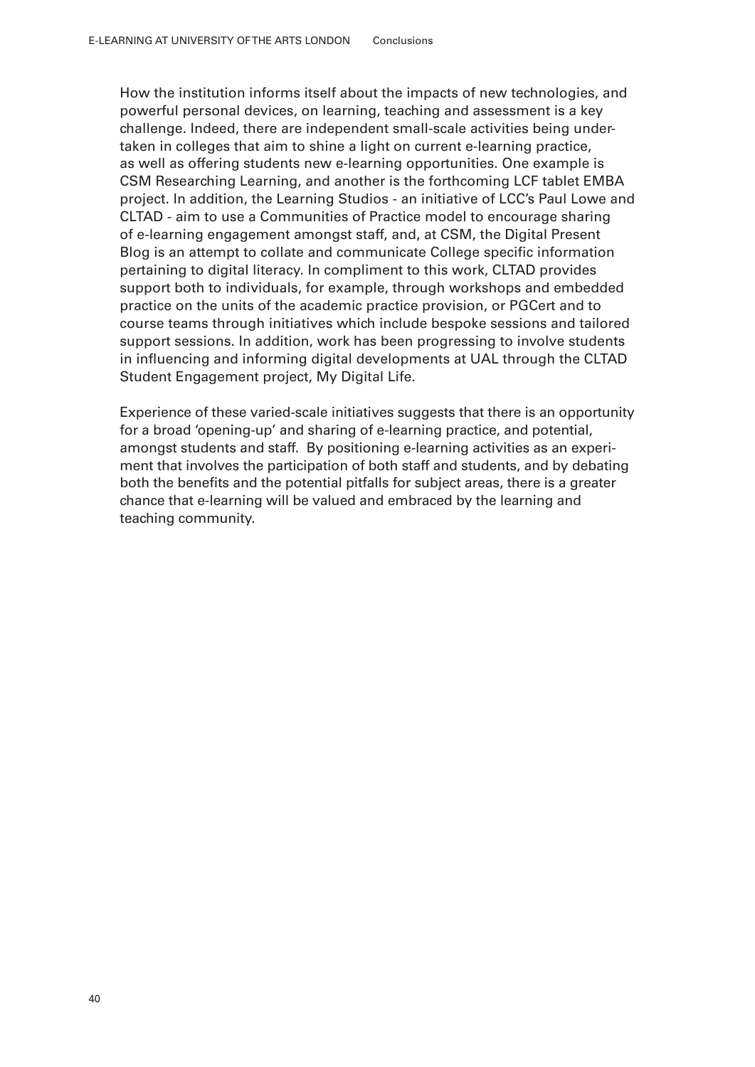How the institution informs itself about the impacts of new technologies, and powerful personal devices, on learning, teaching and assessment is a key challenge. Indeed, there are independent small-scale activities being undertaken in colleges that aim to shine a light on current e-learning practice, as well as offering students new e-learning opportunities. One example is CSM Researching Learning, and another is the forthcoming LCF tablet EMBA project. In addition, the Learning Studios - an initiative of LCC's Paul Lowe and CLTAD - aim to use a Communities of Practice model to encourage sharing of e-learning engagement amongst staff, and, at CSM, the Digital Present Blog is an attempt to collate and communicate College specific information pertaining to digital literacy. In compliment to this work, CLTAD provides support both to individuals, for example, through workshops and embedded practice on the units of the academic practice provision, or PGCert and to course teams through initiatives which include bespoke sessions and tailored support sessions. In addition, work has been progressing to involve students in influencing and informing digital developments at UAL through the CLTAD Student Engagement project, My Digital Life.

Experience of these varied-scale initiatives suggests that there is an opportunity for a broad 'opening-up' and sharing of e-learning practice, and potential, amongst students and staff. By positioning e-learning activities as an experiment that involves the participation of both staff and students, and by debating both the benefits and the potential pitfalls for subject areas, there is a greater chance that e-learning will be valued and embraced by the learning and teaching community.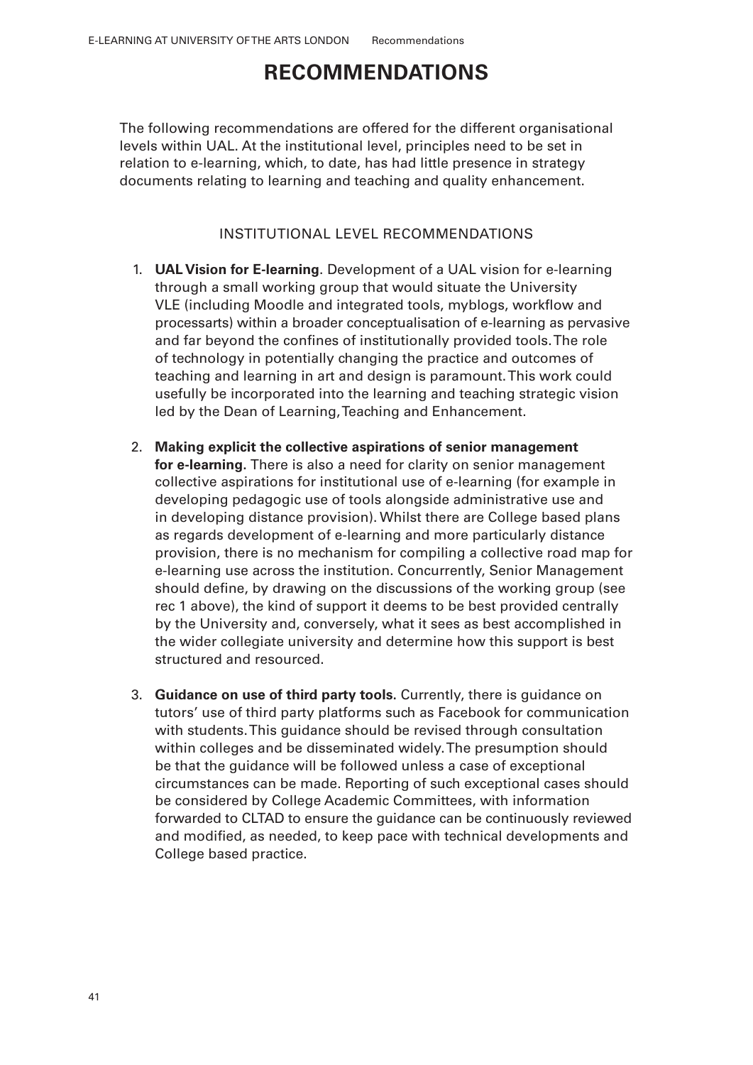# RECOMMENDATIONS

The following recommendations are offered for the different organisational levels within UAL. At the institutional level, principles need to be set in relation to e-learning, which, to date, has had little presence in strategy documents relating to learning and teaching and quality enhancement.

## INSTITUTIONAL LEVEL RECOMMENDATIONS

1. **UAL Vision for E-learning**. Development of a UAL vision for e-learning through a small working group that would situate the University VLE (including Moodle and integrated tools, myblogs, workflow and processarts) within a broader conceptualisation of e-learning as pervasive and far beyond the confines of institutionally provided tools. The role of technology in potentially changing the practice and outcomes of teaching and learning in art and design is paramount. This work could usefully be incorporated into the learning and teaching strategic vision led by the Dean of Learning, Teaching and Enhancement.

2. **Making explicit the collective aspirations of senior management for e-learning.** There is also a need for clarity on senior management collective aspirations for institutional use of e-learning (for example in developing pedagogic use of tools alongside administrative use and in developing distance provision). Whilst there are College based plans as regards development of e-learning and more particularly distance provision, there is no mechanism for compiling a collective road map for e-learning use across the institution. Concurrently, Senior Management should define, by drawing on the discussions of the working group (see rec 1 above), the kind of support it deems to be best provided centrally by the University and, conversely, what it sees as best accomplished in the wider collegiate university and determine how this support is best structured and resourced.

3. **Guidance on use of third party tools.** Currently, there is guidance on tutors' use of third party platforms such as Facebook for communication with students. This guidance should be revised through consultation within colleges and be disseminated widely. The presumption should be that the guidance will be followed unless a case of exceptional circumstances can be made. Reporting of such exceptional cases should be considered by College Academic Committees, with information forwarded to CLTAD to ensure the guidance can be continuously reviewed and modified, as needed, to keep pace with technical developments and College based practice.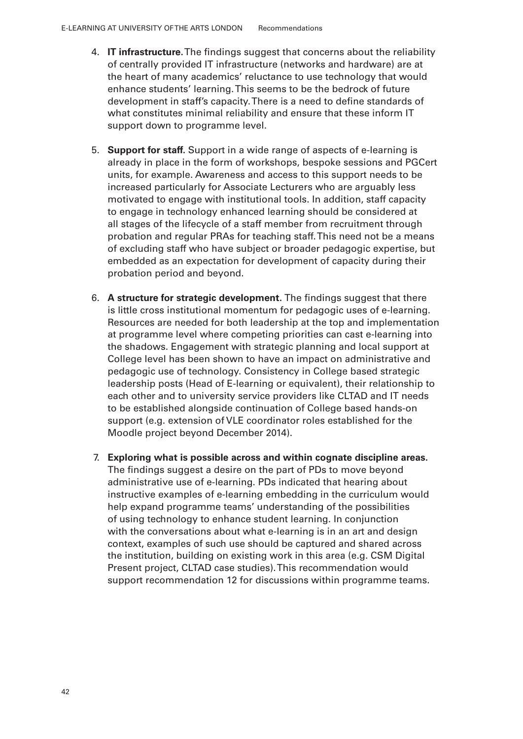4. **IT infrastructure.** The findings suggest that concerns about the reliability of centrally provided IT infrastructure (networks and hardware) are at the heart of many academics' reluctance to use technology that would enhance students' learning. This seems to be the bedrock of future development in staff's capacity. There is a need to define standards of what constitutes minimal reliability and ensure that these inform IT support down to programme level.

5. **Support for staff.** Support in a wide range of aspects of e-learning is already in place in the form of workshops, bespoke sessions and PGCert units, for example. Awareness and access to this support needs to be increased particularly for Associate Lecturers who are arguably less motivated to engage with institutional tools. In addition, staff capacity to engage in technology enhanced learning should be considered at all stages of the lifecycle of a staff member from recruitment through probation and regular PRAs for teaching staff. This need not be a means of excluding staff who have subject or broader pedagogic expertise, but embedded as an expectation for development of capacity during their probation period and beyond.

6. **A structure for strategic development.** The findings suggest that there is little cross institutional momentum for pedagogic uses of e-learning. Resources are needed for both leadership at the top and implementation at programme level where competing priorities can cast e-learning into the shadows. Engagement with strategic planning and local support at College level has been shown to have an impact on administrative and pedagogic use of technology. Consistency in College based strategic leadership posts (Head of E-learning or equivalent), their relationship to each other and to university service providers like CLTAD and IT needs to be established alongside continuation of College based hands-on support (e.g. extension of VLE coordinator roles established for the Moodle project beyond December 2014).

7. **Exploring what is possible across and within cognate discipline areas.** The findings suggest a desire on the part of PDs to move beyond administrative use of e-learning. PDs indicated that hearing about instructive examples of e-learning embedding in the curriculum would help expand programme teams' understanding of the possibilities of using technology to enhance student learning. In conjunction with the conversations about what e-learning is in an art and design context, examples of such use should be captured and shared across the institution, building on existing work in this area (e.g. CSM Digital Present project, CLTAD case studies). This recommendation would support recommendation 12 for discussions within programme teams.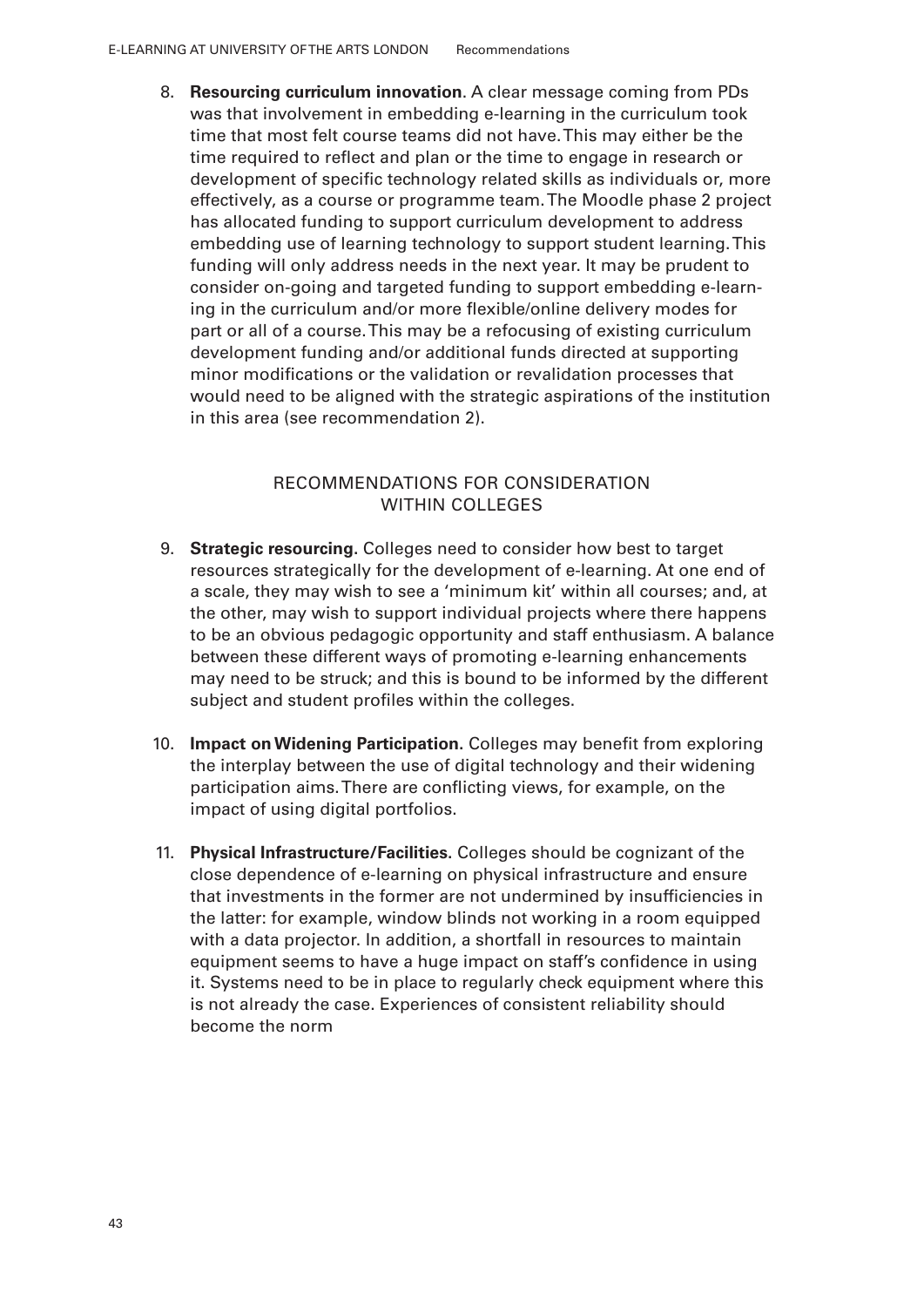8. **Resourcing curriculum innovation**. A clear message coming from PDs was that involvement in embedding e-learning in the curriculum took time that most felt course teams did not have. This may either be the time required to reflect and plan or the time to engage in research or development of specific technology related skills as individuals or, more effectively, as a course or programme team. The Moodle phase 2 project has allocated funding to support curriculum development to address embedding use of learning technology to support student learning. This funding will only address needs in the next year. It may be prudent to consider on-going and targeted funding to support embedding e-learning in the curriculum and/or more flexible/online delivery modes for part or all of a course. This may be a refocusing of existing curriculum development funding and/or additional funds directed at supporting minor modifications or the validation or revalidation processes that would need to be aligned with the strategic aspirations of the institution in this area (see recommendation 2).

## RECOMMENDATIONS FOR CONSIDERATION WITHIN COLLEGES

9. **Strategic resourcing.** Colleges need to consider how best to target resources strategically for the development of e-learning. At one end of a scale, they may wish to see a 'minimum kit' within all courses; and, at the other, may wish to support individual projects where there happens to be an obvious pedagogic opportunity and staff enthusiasm. A balance between these different ways of promoting e-learning enhancements may need to be struck; and this is bound to be informed by the different subject and student profiles within the colleges.

10. **Impact on Widening Participation.** Colleges may benefit from exploring the interplay between the use of digital technology and their widening participation aims. There are conflicting views, for example, on the impact of using digital portfolios.

11. **Physical Infrastructure/Facilities.** Colleges should be cognizant of the close dependence of e-learning on physical infrastructure and ensure that investments in the former are not undermined by insufficiencies in the latter: for example, window blinds not working in a room equipped with a data projector. In addition, a shortfall in resources to maintain equipment seems to have a huge impact on staff's confidence in using it. Systems need to be in place to regularly check equipment where this is not already the case. Experiences of consistent reliability should become the norm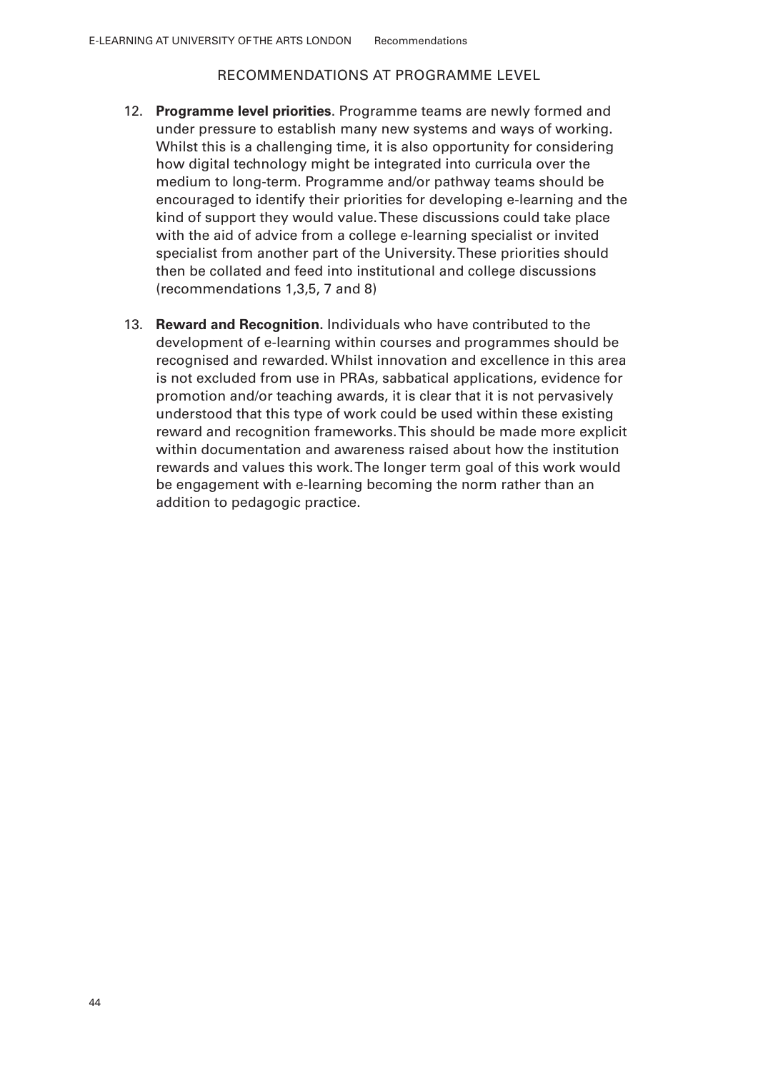## RECOMMENDATIONS AT PROGRAMME LEVEL

12. **Programme level priorities**. Programme teams are newly formed and under pressure to establish many new systems and ways of working. Whilst this is a challenging time, it is also opportunity for considering how digital technology might be integrated into curricula over the medium to long-term. Programme and/or pathway teams should be encouraged to identify their priorities for developing e-learning and the kind of support they would value. These discussions could take place with the aid of advice from a college e-learning specialist or invited specialist from another part of the University. These priorities should then be collated and feed into institutional and college discussions (recommendations 1,3,5, 7 and 8)

13. **Reward and Recognition.** Individuals who have contributed to the development of e-learning within courses and programmes should be recognised and rewarded. Whilst innovation and excellence in this area is not excluded from use in PRAs, sabbatical applications, evidence for promotion and/or teaching awards, it is clear that it is not pervasively understood that this type of work could be used within these existing reward and recognition frameworks. This should be made more explicit within documentation and awareness raised about how the institution rewards and values this work. The longer term goal of this work would be engagement with e-learning becoming the norm rather than an addition to pedagogic practice.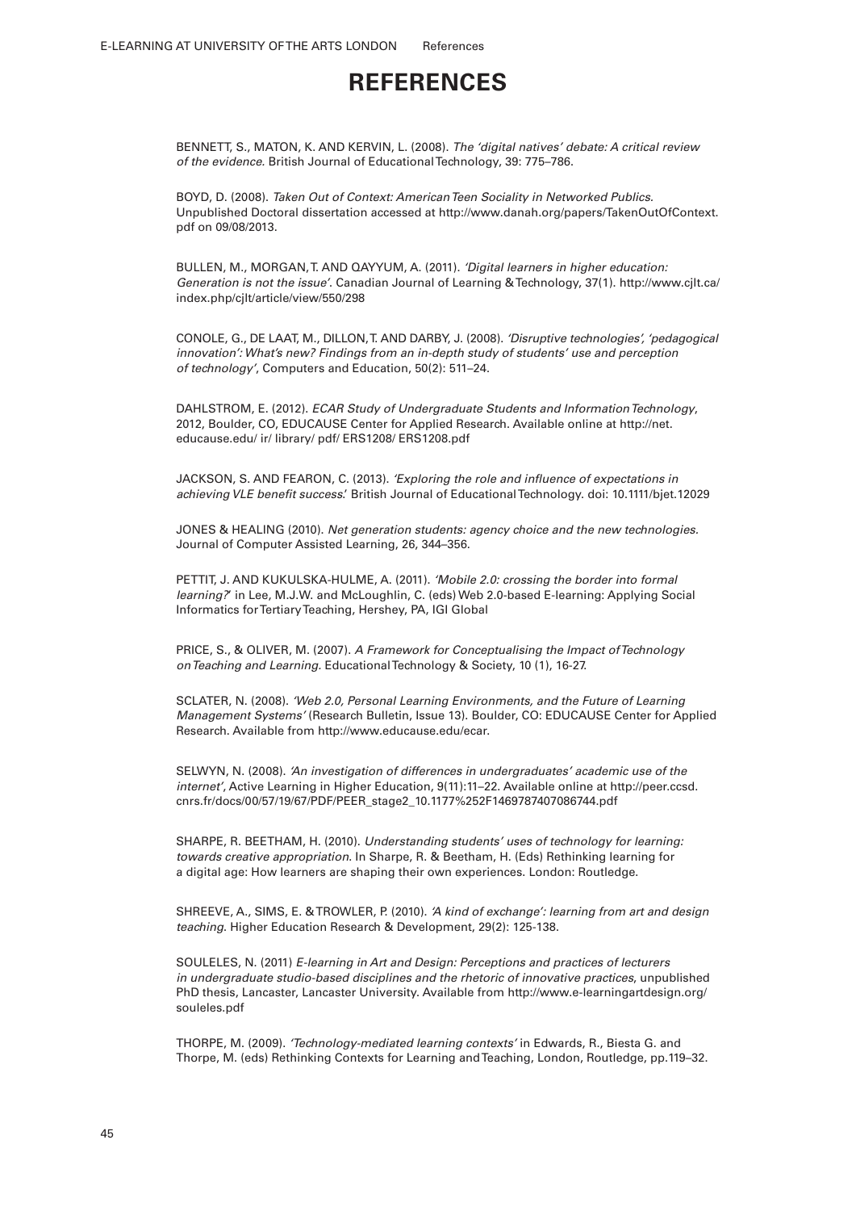# REFERENCES

BENNETT, S., MATON, K. AND KERVIN, L. (2008). *The 'digital natives' debate: A critical review of the evidence.* British Journal of Educational Technology, 39: 775–786.

BOYD, D. (2008). *Taken Out of Context: American Teen Sociality in Networked Publics.* Unpublished Doctoral dissertation accessed at http://www.danah.org/papers/TakenOutOfContext.pdf on 09/08/2013.

BULLEN, M., MORGAN, T. AND QAYYUM, A. (2011). *'Digital learners in higher education: Generation is not the issue'.* Canadian Journal of Learning & Technology, 37(1). http://www.cjlt.ca/index.php/cjlt/article/view/550/298

CONOLE, G., DE LAAT, M., DILLON, T. AND DARBY, J. (2008). *'Disruptive technologies', 'pedagogical innovation': What's new? Findings from an in-depth study of students' use and perception of technology'*, Computers and Education, 50(2): 511–24.

DAHLSTROM, E. (2012). *ECAR Study of Undergraduate Students and Information Technology*, 2012, Boulder, CO, EDUCAUSE Center for Applied Research. Available online at http://net.educause.edu/ ir/ library/ pdf/ ERS1208/ ERS1208.pdf

JACKSON, S. AND FEARON, C. (2013). *'Exploring the role and influence of expectations in achieving VLE benefit success*.' British Journal of Educational Technology. doi: 10.1111/bjet.12029

JONES & HEALING (2010). *Net generation students: agency choice and the new technologies.* Journal of Computer Assisted Learning, 26, 344–356.

PETTIT, J. AND KUKULSKA-HULME, A. (2011). *'Mobile 2.0: crossing the border into formal learning?*' in Lee, M.J.W. and McLoughlin, C. (eds) Web 2.0-based E-learning: Applying Social Informatics for Tertiary Teaching, Hershey, PA, IGI Global

PRICE, S., & OLIVER, M. (2007). *A Framework for Conceptualising the Impact of Technology on Teaching and Learning.* Educational Technology & Society, 10 (1), 16-27.

SCLATER, N. (2008). *'Web 2.0, Personal Learning Environments, and the Future of Learning Management Systems'* (Research Bulletin, Issue 13). Boulder, CO: EDUCAUSE Center for Applied Research. Available from http://www.educause.edu/ecar.

SELWYN, N. (2008). *'An investigation of differences in undergraduates' academic use of the internet'*, Active Learning in Higher Education, 9(11):11–22. Available online at http://peer.ccsd.cnrs.fr/docs/00/57/19/67/PDF/PEER_stage2_10.1177%252F1469787407086744.pdf

SHARPE, R. BEETHAM, H. (2010). *Understanding students' uses of technology for learning: towards creative appropriation.* In Sharpe, R. & Beetham, H. (Eds) Rethinking learning for a digital age: How learners are shaping their own experiences. London: Routledge.

SHREEVE, A., SIMS, E. & TROWLER, P. (2010). *'A kind of exchange': learning from art and design teaching.* Higher Education Research & Development, 29(2): 125-138.

SOULELES, N. (2011) *E-learning in Art and Design: Perceptions and practices of lecturers in undergraduate studio-based disciplines and the rhetoric of innovative practices*, unpublished PhD thesis, Lancaster, Lancaster University. Available from http://www.e-learningartdesign.org/souleles.pdf

THORPE, M. (2009). *'Technology-mediated learning contexts'* in Edwards, R., Biesta G. and Thorpe, M. (eds) Rethinking Contexts for Learning and Teaching, London, Routledge, pp.119–32.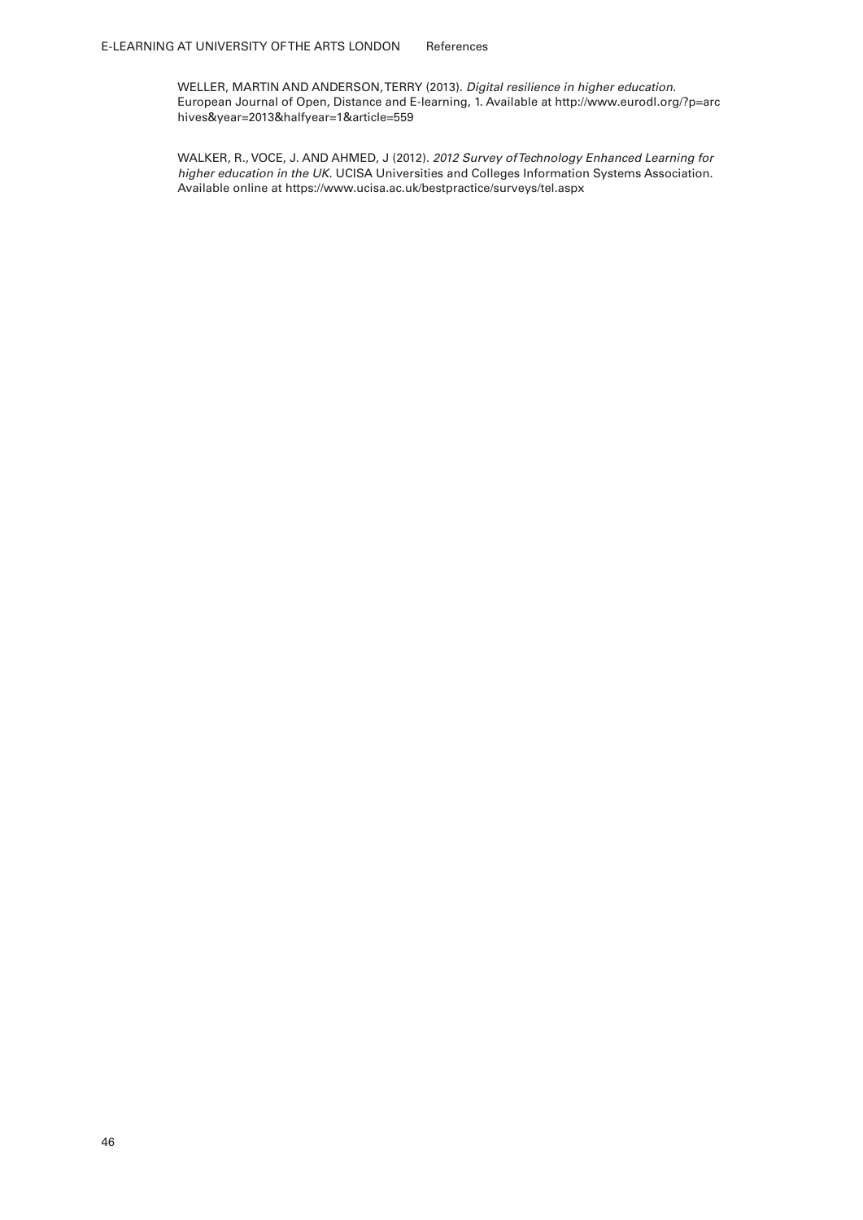WELLER, MARTIN AND ANDERSON, TERRY (2013). *Digital resilience in higher education.* European Journal of Open, Distance and E-learning, 1. Available at http://www.eurodl.org/?p=archives&year=2013&halfyear=1&article=559

WALKER, R., VOCE, J. AND AHMED, J (2012). *2012 Survey of Technology Enhanced Learning for higher education in the UK.* UCISA Universities and Colleges Information Systems Association. Available online at https://www.ucisa.ac.uk/bestpractice/surveys/tel.aspx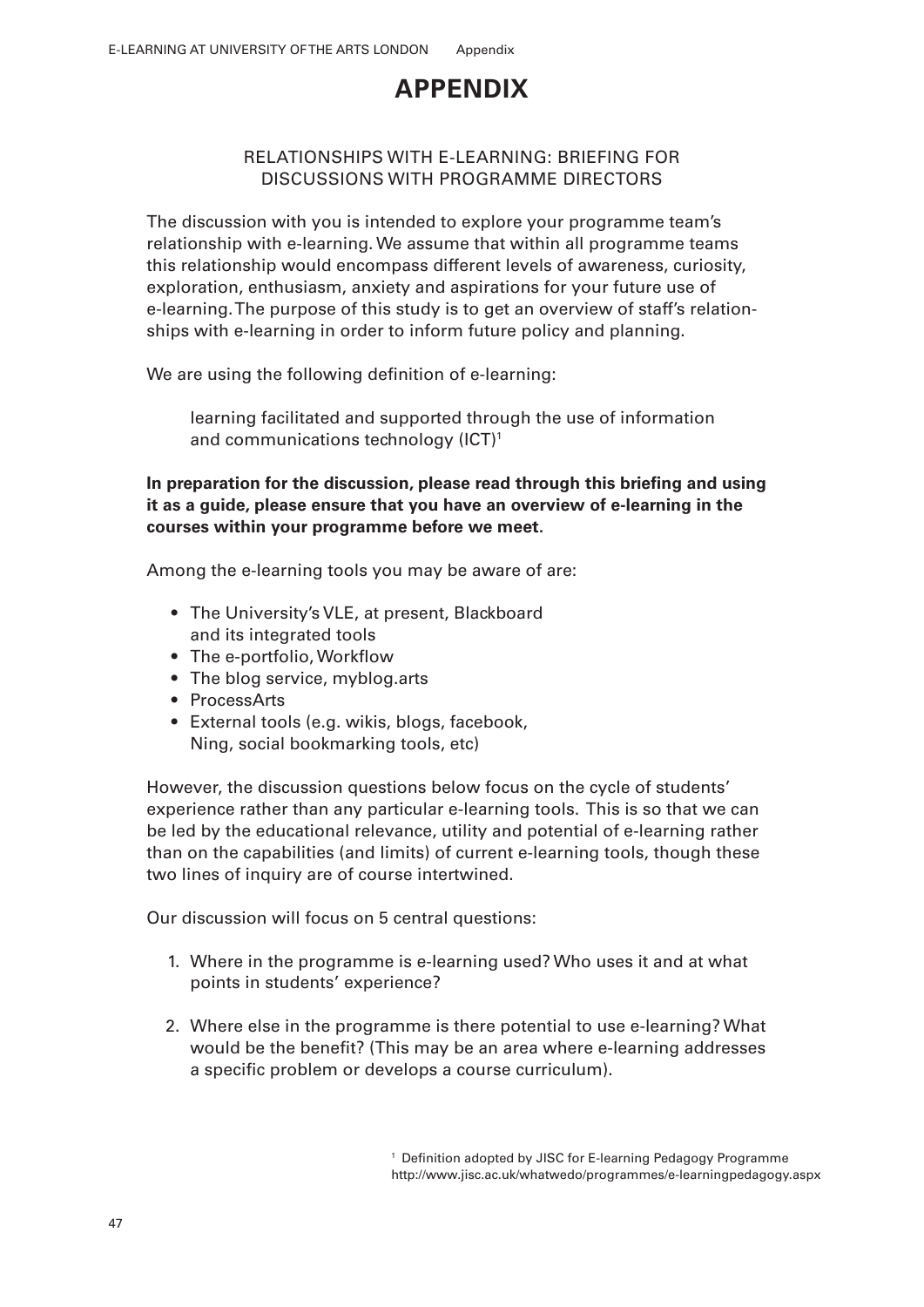# APPENDIX

## RELATIONSHIPS WITH E-LEARNING: BRIEFING FOR DISCUSSIONS WITH PROGRAMME DIRECTORS

The discussion with you is intended to explore your programme team's relationship with e-learning. We assume that within all programme teams this relationship would encompass different levels of awareness, curiosity, exploration, enthusiasm, anxiety and aspirations for your future use of e-learning. The purpose of this study is to get an overview of staff's relationships with e-learning in order to inform future policy and planning.

We are using the following definition of e-learning:

> learning facilitated and supported through the use of information and communications technology (ICT)[1]

**In preparation for the discussion, please read through this briefing and using it as a guide, please ensure that you have an overview of e-learning in the courses within your programme before we meet.**

Among the e-learning tools you may be aware of are:

- The University's VLE, at present, Blackboard and its integrated tools
- The e-portfolio, Workflow
- The blog service, myblog.arts
- ProcessArts
- External tools (e.g. wikis, blogs, facebook, Ning, social bookmarking tools, etc)

However, the discussion questions below focus on the cycle of students' experience rather than any particular e-learning tools. This is so that we can be led by the educational relevance, utility and potential of e-learning rather than on the capabilities (and limits) of current e-learning tools, though these two lines of inquiry are of course intertwined.

Our discussion will focus on 5 central questions:

1. Where in the programme is e-learning used? Who uses it and at what points in students' experience?
2. Where else in the programme is there potential to use e-learning? What would be the benefit? (This may be an area where e-learning addresses a specific problem or develops a course curriculum).

[1] Definition adopted by JISC for E-learning Pedagogy Programme http://www.jisc.ac.uk/whatwedo/programmes/e-learningpedagogy.aspx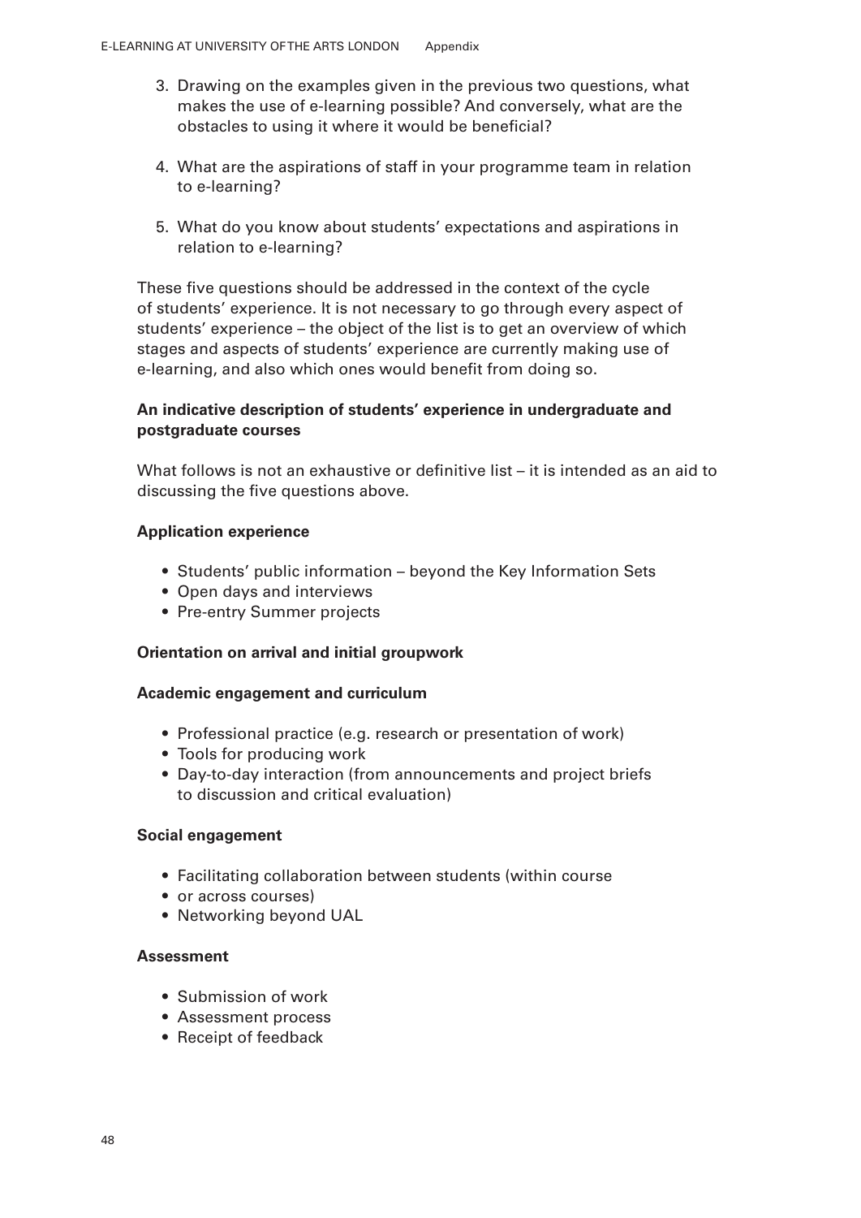3. Drawing on the examples given in the previous two questions, what makes the use of e-learning possible? And conversely, what are the obstacles to using it where it would be beneficial?

4. What are the aspirations of staff in your programme team in relation to e-learning?

5. What do you know about students' expectations and aspirations in relation to e-learning?

These five questions should be addressed in the context of the cycle of students' experience. It is not necessary to go through every aspect of students' experience – the object of the list is to get an overview of which stages and aspects of students' experience are currently making use of e-learning, and also which ones would benefit from doing so.

**An indicative description of students' experience in undergraduate and postgraduate courses**

What follows is not an exhaustive or definitive list – it is intended as an aid to discussing the five questions above.

**Application experience**

- Students' public information – beyond the Key Information Sets
- Open days and interviews
- Pre-entry Summer projects

**Orientation on arrival and initial groupwork**

**Academic engagement and curriculum**

- Professional practice (e.g. research or presentation of work)
- Tools for producing work
- Day-to-day interaction (from announcements and project briefs to discussion and critical evaluation)

**Social engagement**

- Facilitating collaboration between students (within course
- or across courses)
- Networking beyond UAL

**Assessment**

- Submission of work
- Assessment process
- Receipt of feedback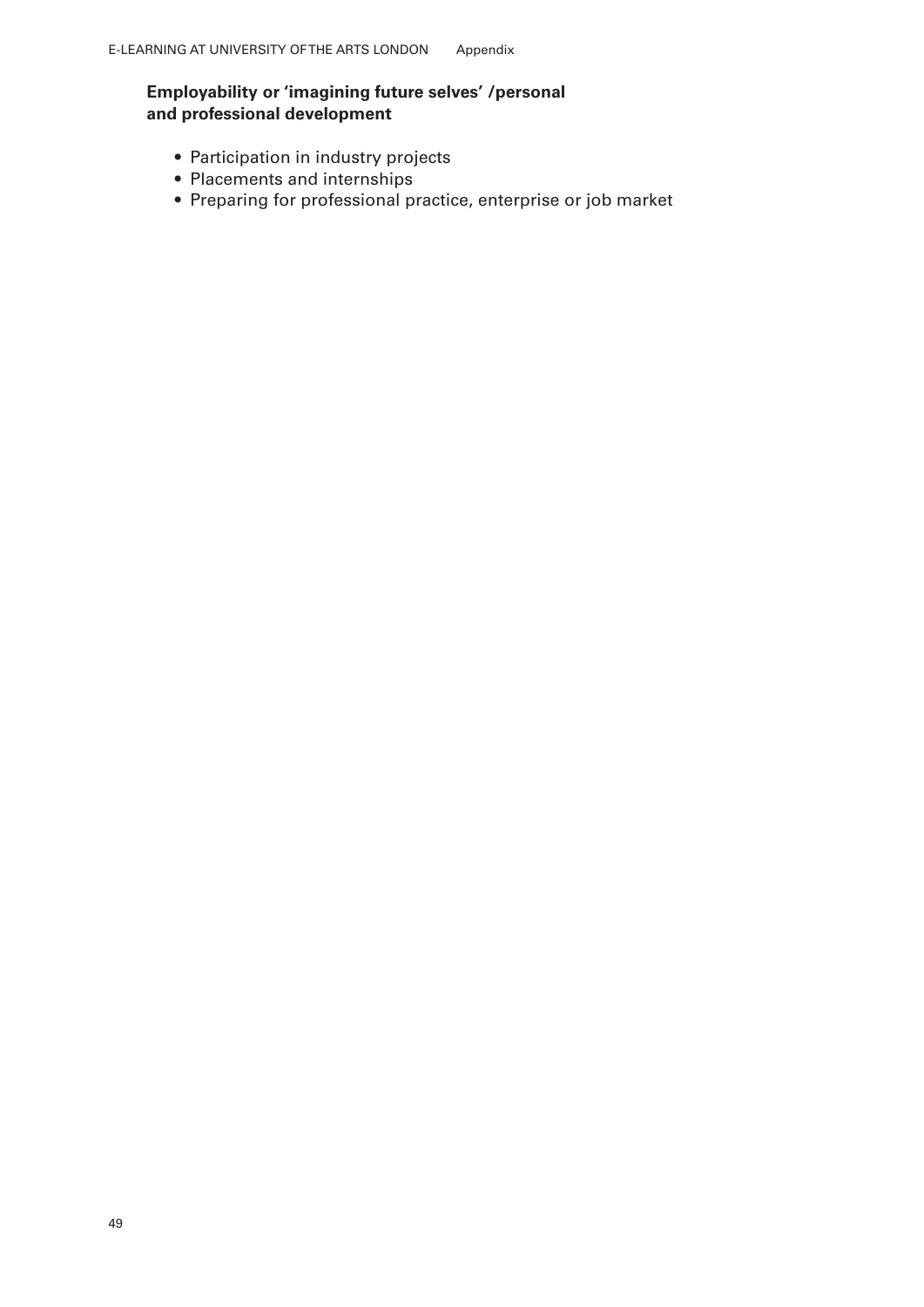**Employability or 'imagining future selves' /personal and professional development**

- Participation in industry projects
- Placements and internships
- Preparing for professional practice, enterprise or job market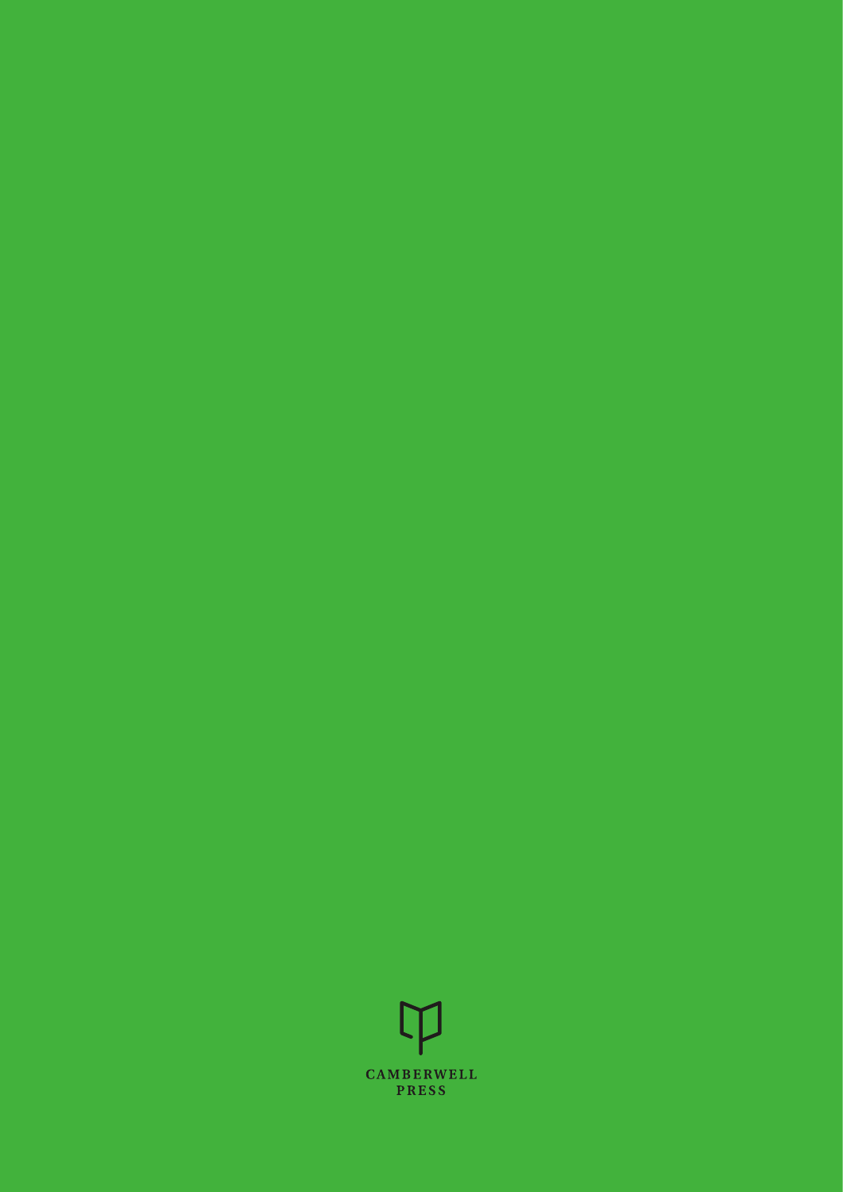CAMBERWELL
PRESS